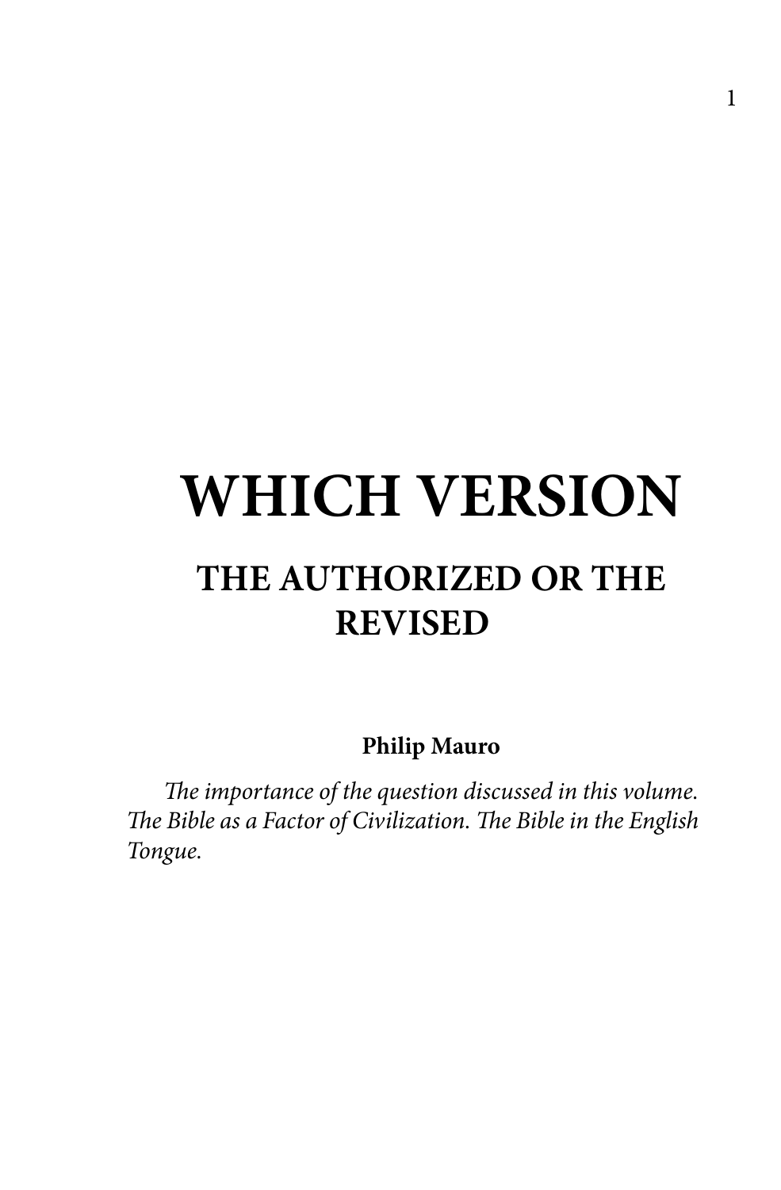# WHICH VERSION

## THE AUTHORIZED OR THE REVISED

**Philip Mauro**

*The importance of the question discussed in this volume. The Bible as a Factor of Civilization. The Bible in the English Tongue.*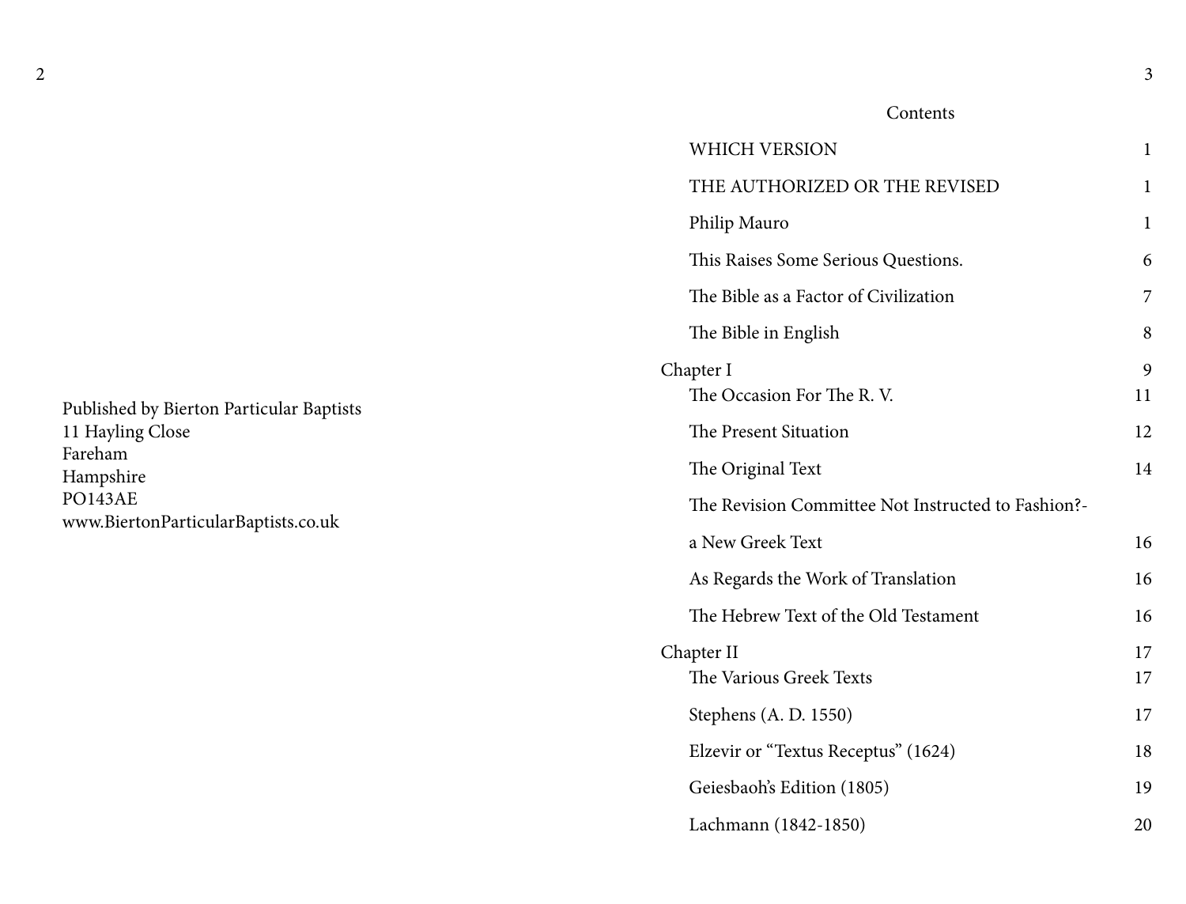Published by Bierton Particular Baptists
11 Hayling Close
Fareham
Hampshire
PO143AE
www.BiertonParticularBaptists.co.uk

Contents

| | |
|---|---|
| WHICH VERSION | 1 |
| THE AUTHORIZED OR THE REVISED | 1 |
| Philip Mauro | 1 |
| This Raises Some Serious Questions. | 6 |
| The Bible as a Factor of Civilization | 7 |
| The Bible in English | 8 |
| Chapter I | 9 |
| The Occasion For The R. V. | 11 |
| The Present Situation | 12 |
| The Original Text | 14 |
| The Revision Committee Not Instructed to Fashion?- a New Greek Text | 16 |
| As Regards the Work of Translation | 16 |
| The Hebrew Text of the Old Testament | 16 |
| Chapter II | 17 |
| The Various Greek Texts | 17 |
| Stephens (A. D. 1550) | 17 |
| Elzevir or "Textus Receptus" (1624) | 18 |
| Geiesbaoh's Edition (1805) | 19 |
| Lachmann (1842-1850) | 20 |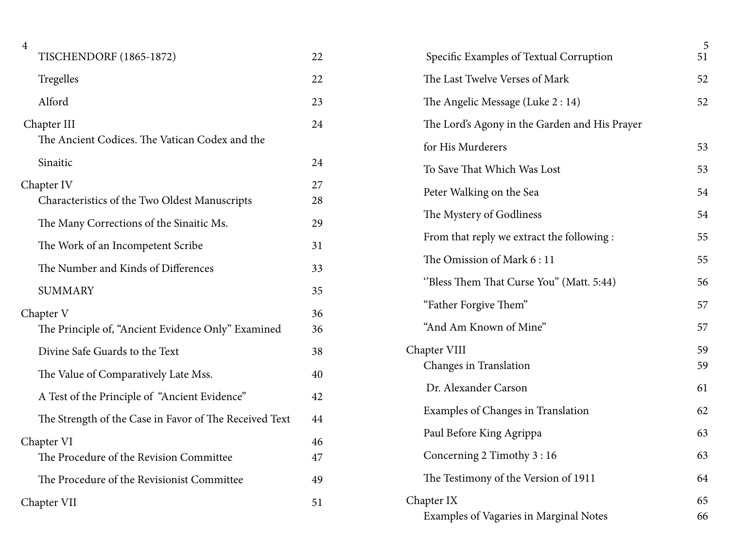TISCHENDORF (1865-1872) 22

Tregelles 22

Alford 23

Chapter III 24

The Ancient Codices. The Vatican Codex and the Sinaitic 24

Chapter IV 27

Characteristics of the Two Oldest Manuscripts 28

The Many Corrections of the Sinaitic Ms. 29

The Work of an Incompetent Scribe 31

The Number and Kinds of Differences 33

SUMMARY 35

Chapter V 36

The Principle of, "Ancient Evidence Only" Examined 36

Divine Safe Guards to the Text 38

The Value of Comparatively Late Mss. 40

A Test of the Principle of "Ancient Evidence" 42

The Strength of the Case in Favor of The Received Text 44

Chapter VI 46

The Procedure of the Revision Committee 47

The Procedure of the Revisionist Committee 49

Chapter VII 51

Specific Examples of Textual Corruption 51

The Last Twelve Verses of Mark 52

The Angelic Message (Luke 2 : 14) 52

The Lord's Agony in the Garden and His Prayer for His Murderers 53

To Save That Which Was Lost 53

Peter Walking on the Sea 54

The Mystery of Godliness 54

From that reply we extract the following : 55

The Omission of Mark 6 : 11 55

''Bless Them That Curse You" (Matt. 5:44) 56

"Father Forgive Them" 57

"And Am Known of Mine" 57

Chapter VIII 59

Changes in Translation 59

Dr. Alexander Carson 61

Examples of Changes in Translation 62

Paul Before King Agrippa 63

Concerning 2 Timothy 3 : 16 63

The Testimony of the Version of 1911 64

Chapter IX 65

Examples of Vagaries in Marginal Notes 66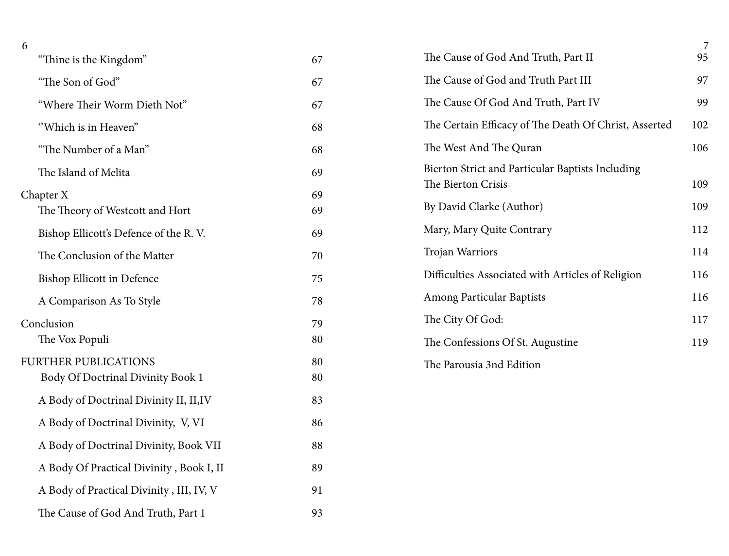| | |
|---|---|
| “Thine is the Kingdom” | 67 |
| “The Son of God” | 67 |
| “Where Their Worm Dieth Not” | 67 |
| ‘’Which is in Heaven” | 68 |
| “The Number of a Man” | 68 |
| The Island of Melita | 69 |
| Chapter X | 69 |
| The Theory of Westcott and Hort | 69 |
| Bishop Ellicott’s Defence of the R. V. | 69 |
| The Conclusion of the Matter | 70 |
| Bishop Ellicott in Defence | 75 |
| A Comparison As To Style | 78 |
| Conclusion | 79 |
| The Vox Populi | 80 |
| FURTHER PUBLICATIONS | 80 |
| Body Of Doctrinal Divinity Book 1 | 80 |
| A Body of Doctrinal Divinity II, II,IV | 83 |
| A Body of Doctrinal Divinity, V, VI | 86 |
| A Body of Doctrinal Divinity, Book VII | 88 |
| A Body Of Practical Divinity , Book I, II | 89 |
| A Body of Practical Divinity , III, IV, V | 91 |
| The Cause of God And Truth, Part 1 | 93 |
| The Cause of God And Truth, Part II | 95 |
| The Cause of God and Truth Part III | 97 |
| The Cause Of God And Truth, Part IV | 99 |
| The Certain Efficacy of The Death Of Christ, Asserted | 102 |
| The West And The Quran | 106 |
| Bierton Strict and Particular Baptists Including The Bierton Crisis | 109 |
| By David Clarke (Author) | 109 |
| Mary, Mary Quite Contrary | 112 |
| Trojan Warriors | 114 |
| Difficulties Associated with Articles of Religion | 116 |
| Among Particular Baptists | 116 |
| The City Of God: | 117 |
| The Confessions Of St. Augustine | 119 |
| The Parousia 3nd Edition | |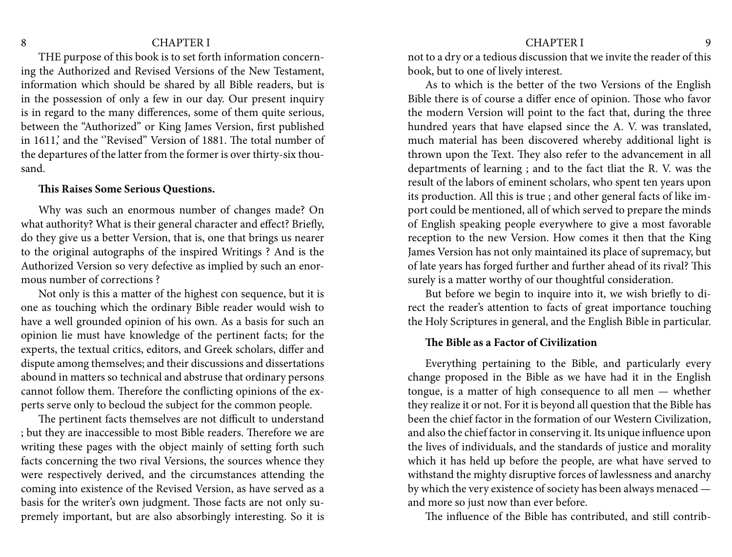THE purpose of this book is to set forth information concerning the Authorized and Revised Versions of the New Testament, information which should be shared by all Bible readers, but is in the possession of only a few in our day. Our present inquiry is in regard to the many differences, some of them quite serious, between the "Authorized" or King James Version, first published in 1611,' and the ''Revised" Version of 1881. The total number of the departures of the latter from the former is over thirty-six thousand.

**This Raises Some Serious Questions.**

Why was such an enormous number of changes made? On what authority? What is their general character and effect? Briefly, do they give us a better Version, that is, one that brings us nearer to the original autographs of the inspired Writings ? And is the Authorized Version so very defective as implied by such an enormous number of corrections ?

Not only is this a matter of the highest con sequence, but it is one as touching which the ordinary Bible reader would wish to have a well grounded opinion of his own. As a basis for such an opinion lie must have knowledge of the pertinent facts; for the experts, the textual critics, editors, and Greek scholars, differ and dispute among themselves; and their discussions and dissertations abound in matters so technical and abstruse that ordinary persons cannot follow them. Therefore the conflicting opinions of the experts serve only to becloud the subject for the common people.

The pertinent facts themselves are not difficult to understand ; but they are inaccessible to most Bible readers. Therefore we are writing these pages with the object mainly of setting forth such facts concerning the two rival Versions, the sources whence they were respectively derived, and the circumstances attending the coming into existence of the Revised Version, as have served as a basis for the writer's own judgment. Those facts are not only supremely important, but are also absorbingly interesting. So it is not to a dry or a tedious discussion that we invite the reader of this book, but to one of lively interest.

As to which is the better of the two Versions of the English Bible there is of course a differ ence of opinion. Those who favor the modern Version will point to the fact that, during the three hundred years that have elapsed since the A. V. was translated, much material has been discovered whereby additional light is thrown upon the Text. They also refer to the advancement in all departments of learning ; and to the fact tliat the R. V. was the result of the labors of eminent scholars, who spent ten years upon its production. All this is true ; and other general facts of like import could be mentioned, all of which served to prepare the minds of English speaking people everywhere to give a most favorable reception to the new Version. How comes it then that the King James Version has not only maintained its place of supremacy, but of late years has forged further and further ahead of its rival? This surely is a matter worthy of our thoughtful consideration.

But before we begin to inquire into it, we wish briefly to direct the reader's attention to facts of great importance touching the Holy Scriptures in general, and the English Bible in particular.

**The Bible as a Factor of Civilization**

Everything pertaining to the Bible, and particularly every change proposed in the Bible as we have had it in the English tongue, is a matter of high consequence to all men — whether they realize it or not. For it is beyond all question that the Bible has been the chief factor in the formation of our Western Civilization, and also the chief factor in conserving it. Its unique influence upon the lives of individuals, and the standards of justice and morality which it has held up before the people, are what have served to withstand the mighty disruptive forces of lawlessness and anarchy by which the very existence of society has been always menaced — and more so just now than ever before.

The influence of the Bible has contributed, and still contrib-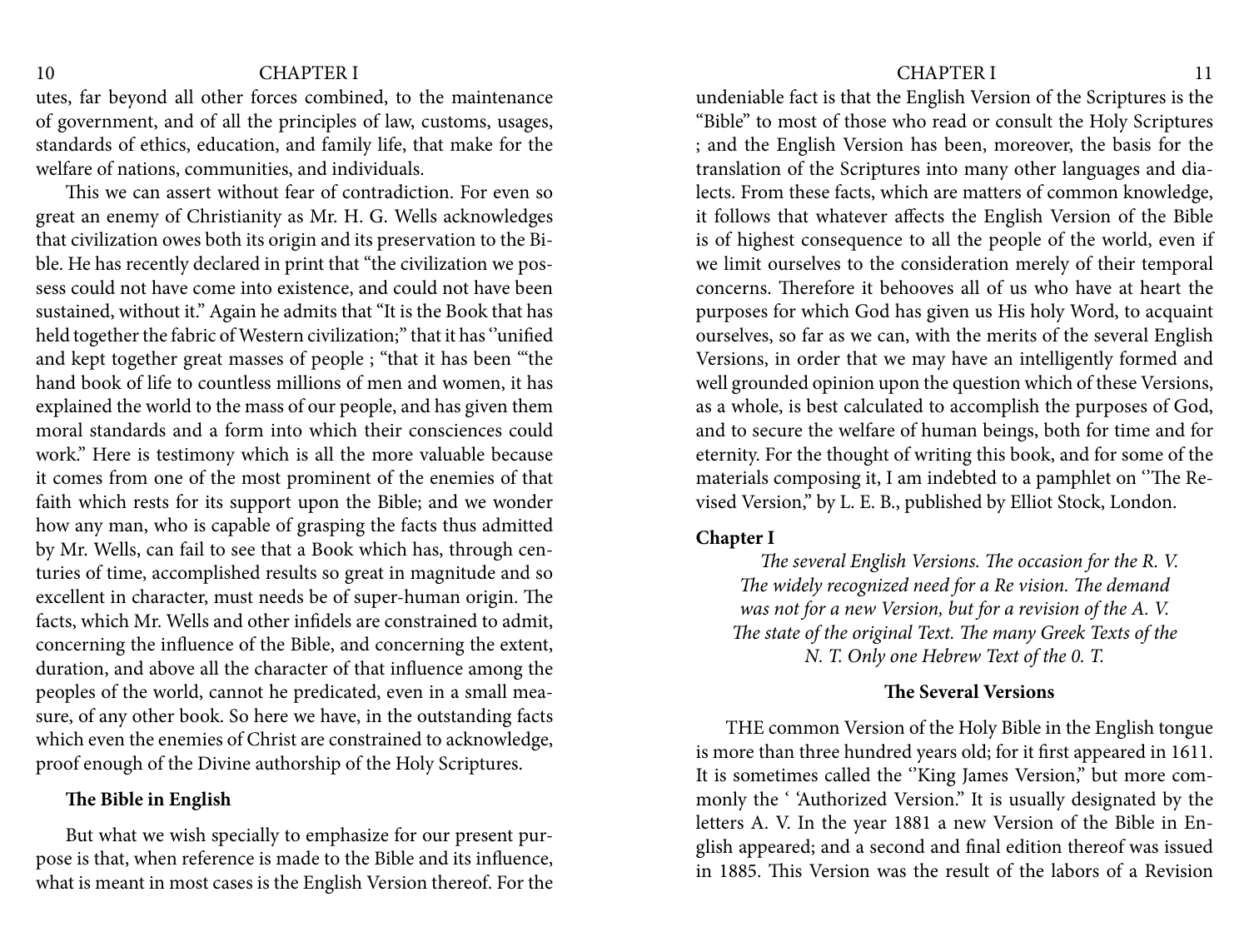utes, far beyond all other forces combined, to the maintenance of government, and of all the principles of law, customs, usages, standards of ethics, education, and family life, that make for the welfare of nations, communities, and individuals.

This we can assert without fear of contradiction. For even so great an enemy of Christianity as Mr. H. G. Wells acknowledges that civilization owes both its origin and its preservation to the Bible. He has recently declared in print that "the civilization we possess could not have come into existence, and could not have been sustained, without it." Again he admits that "It is the Book that has held together the fabric of Western civilization;" that it has ''unified and kept together great masses of people ; "that it has been "'the hand book of life to countless millions of men and women, it has explained the world to the mass of our people, and has given them moral standards and a form into which their consciences could work." Here is testimony which is all the more valuable because it comes from one of the most prominent of the enemies of that faith which rests for its support upon the Bible; and we wonder how any man, who is capable of grasping the facts thus admitted by Mr. Wells, can fail to see that a Book which has, through centuries of time, accomplished results so great in magnitude and so excellent in character, must needs be of super-human origin. The facts, which Mr. Wells and other infidels are constrained to admit, concerning the influence of the Bible, and concerning the extent, duration, and above all the character of that influence among the peoples of the world, cannot he predicated, even in a small measure, of any other book. So here we have, in the outstanding facts which even the enemies of Christ are constrained to acknowledge, proof enough of the Divine authorship of the Holy Scriptures.

### The Bible in English

But what we wish specially to emphasize for our present purpose is that, when reference is made to the Bible and its influence, what is meant in most cases is the English Version thereof. For the undeniable fact is that the English Version of the Scriptures is the "Bible" to most of those who read or consult the Holy Scriptures ; and the English Version has been, moreover, the basis for the translation of the Scriptures into many other languages and dialects. From these facts, which are matters of common knowledge, it follows that whatever affects the English Version of the Bible is of highest consequence to all the people of the world, even if we limit ourselves to the consideration merely of their temporal concerns. Therefore it behooves all of us who have at heart the purposes for which God has given us His holy Word, to acquaint ourselves, so far as we can, with the merits of the several English Versions, in order that we may have an intelligently formed and well grounded opinion upon the question which of these Versions, as a whole, is best calculated to accomplish the purposes of God, and to secure the welfare of human beings, both for time and for eternity. For the thought of writing this book, and for some of the materials composing it, I am indebted to a pamphlet on ''The Revised Version," by L. E. B., published by Elliot Stock, London.

## Chapter I

*The several English Versions. The occasion for the R. V. The widely recognized need for a Re vision. The demand was not for a new Version, but for a revision of the A. V. The state of the original Text. The many Greek Texts of the N. T. Only one Hebrew Text of the 0. T.*

### The Several Versions

THE common Version of the Holy Bible in the English tongue is more than three hundred years old; for it first appeared in 1611. It is sometimes called the ''King James Version," but more commonly the ' 'Authorized Version." It is usually designated by the letters A. V. In the year 1881 a new Version of the Bible in English appeared; and a second and final edition thereof was issued in 1885. This Version was the result of the labors of a Revision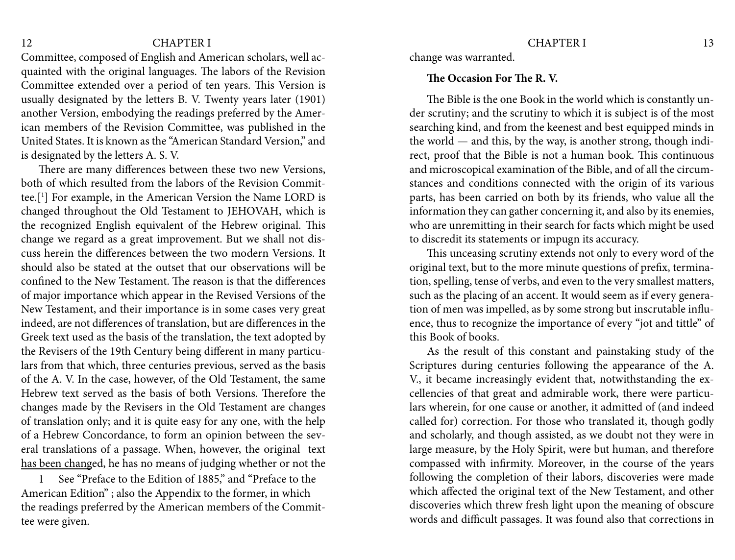Committee, composed of English and American scholars, well acquainted with the original languages. The labors of the Revision Committee extended over a period of ten years. This Version is usually designated by the letters B. V. Twenty years later (1901) another Version, embodying the readings preferred by the American members of the Revision Committee, was published in the United States. It is known as the "American Standard Version," and is designated by the letters A. S. V.

There are many differences between these two new Versions, both of which resulted from the labors of the Revision Committee.[1] For example, in the American Version the Name LORD is changed throughout the Old Testament to JEHOVAH, which is the recognized English equivalent of the Hebrew original. This change we regard as a great improvement. But we shall not discuss herein the differences between the two modern Versions. It should also be stated at the outset that our observations will be confined to the New Testament. The reason is that the differences of major importance which appear in the Revised Versions of the New Testament, and their importance is in some cases very great indeed, are not differences of translation, but are differences in the Greek text used as the basis of the translation, the text adopted by the Revisers of the 19th Century being different in many particulars from that which, three centuries previous, served as the basis of the A. V. In the case, however, of the Old Testament, the same Hebrew text served as the basis of both Versions. Therefore the changes made by the Revisers in the Old Testament are changes of translation only; and it is quite easy for any one, with the help of a Hebrew Concordance, to form an opinion between the several translations of a passage. When, however, the original text has been changed, he has no means of judging whether or not the change was warranted.

### The Occasion For The R. V.

The Bible is the one Book in the world which is constantly under scrutiny; and the scrutiny to which it is subject is of the most searching kind, and from the keenest and best equipped minds in the world — and this, by the way, is another strong, though indirect, proof that the Bible is not a human book. This continuous and microscopical examination of the Bible, and of all the circumstances and conditions connected with the origin of its various parts, has been carried on both by its friends, who value all the information they can gather concerning it, and also by its enemies, who are unremitting in their search for facts which might be used to discredit its statements or impugn its accuracy.

This unceasing scrutiny extends not only to every word of the original text, but to the more minute questions of prefix, termination, spelling, tense of verbs, and even to the very smallest matters, such as the placing of an accent. It would seem as if every generation of men was impelled, as by some strong but inscrutable influence, thus to recognize the importance of every "jot and tittle" of this Book of books.

As the result of this constant and painstaking study of the Scriptures during centuries following the appearance of the A. V., it became increasingly evident that, notwithstanding the excellencies of that great and admirable work, there were particulars wherein, for one cause or another, it admitted of (and indeed called for) correction. For those who translated it, though godly and scholarly, and though assisted, as we doubt not they were in large measure, by the Holy Spirit, were but human, and therefore compassed with infirmity. Moreover, in the course of the years following the completion of their labors, discoveries were made which affected the original text of the New Testament, and other discoveries which threw fresh light upon the meaning of obscure words and difficult passages. It was found also that corrections in

---

1 See "Preface to the Edition of 1885," and "Preface to the American Edition" ; also the Appendix to the former, in which the readings preferred by the American members of the Committee were given.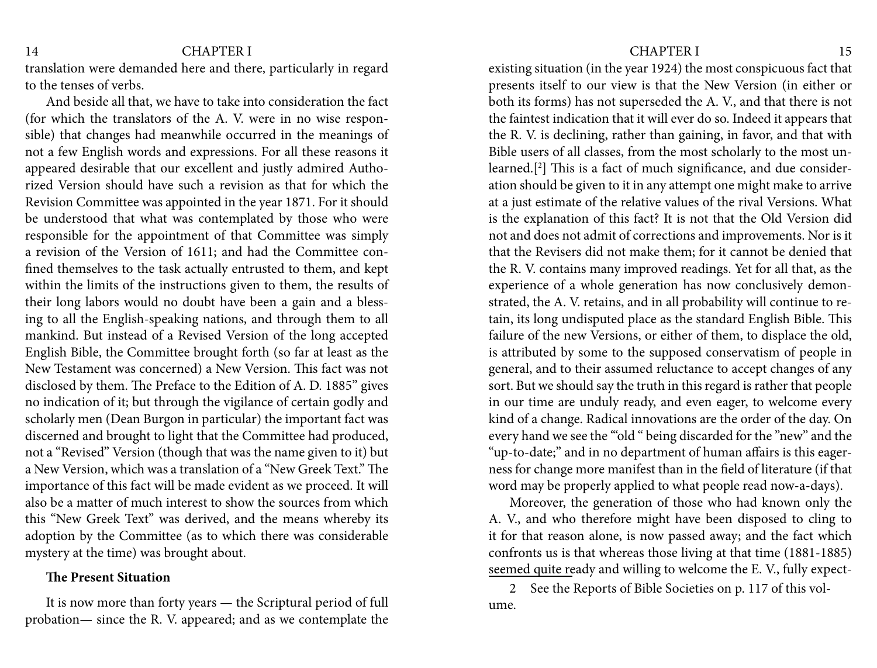translation were demanded here and there, particularly in regard to the tenses of verbs.

And beside all that, we have to take into consideration the fact (for which the translators of the A. V. were in no wise responsible) that changes had meanwhile occurred in the meanings of not a few English words and expressions. For all these reasons it appeared desirable that our excellent and justly admired Authorized Version should have such a revision as that for which the Revision Committee was appointed in the year 1871. For it should be understood that what was contemplated by those who were responsible for the appointment of that Committee was simply a revision of the Version of 1611; and had the Committee confined themselves to the task actually entrusted to them, and kept within the limits of the instructions given to them, the results of their long labors would no doubt have been a gain and a blessing to all the English-speaking nations, and through them to all mankind. But instead of a Revised Version of the long accepted English Bible, the Committee brought forth (so far at least as the New Testament was concerned) a New Version. This fact was not disclosed by them. The Preface to the Edition of A. D. 1885" gives no indication of it; but through the vigilance of certain godly and scholarly men (Dean Burgon in particular) the important fact was discerned and brought to light that the Committee had produced, not a "Revised" Version (though that was the name given to it) but a New Version, which was a translation of a "New Greek Text." The importance of this fact will be made evident as we proceed. It will also be a matter of much interest to show the sources from which this "New Greek Text" was derived, and the means whereby its adoption by the Committee (as to which there was considerable mystery at the time) was brought about.

### The Present Situation

It is now more than forty years — the Scriptural period of full probation— since the R. V. appeared; and as we contemplate the existing situation (in the year 1924) the most conspicuous fact that presents itself to our view is that the New Version (in either or both its forms) has not superseded the A. V., and that there is not the faintest indication that it will ever do so. Indeed it appears that the R. V. is declining, rather than gaining, in favor, and that with Bible users of all classes, from the most scholarly to the most unlearned.[2] This is a fact of much significance, and due consideration should be given to it in any attempt one might make to arrive at a just estimate of the relative values of the rival Versions. What is the explanation of this fact? It is not that the Old Version did not and does not admit of corrections and improvements. Nor is it that the Revisers did not make them; for it cannot be denied that the R. V. contains many improved readings. Yet for all that, as the experience of a whole generation has now conclusively demonstrated, the A. V. retains, and in all probability will continue to retain, its long undisputed place as the standard English Bible. This failure of the new Versions, or either of them, to displace the old, is attributed by some to the supposed conservatism of people in general, and to their assumed reluctance to accept changes of any sort. But we should say the truth in this regard is rather that people in our time are unduly ready, and even eager, to welcome every kind of a change. Radical innovations are the order of the day. On every hand we see the "'old " being discarded for the "new" and the "up-to-date;" and in no department of human affairs is this eagerness for change more manifest than in the field of literature (if that word may be properly applied to what people read now-a-days).

Moreover, the generation of those who had known only the A. V., and who therefore might have been disposed to cling to it for that reason alone, is now passed away; and the fact which confronts us is that whereas those living at that time (1881-1885) seemed quite ready and willing to welcome the E. V., fully expect-

2 See the Reports of Bible Societies on p. 117 of this volume.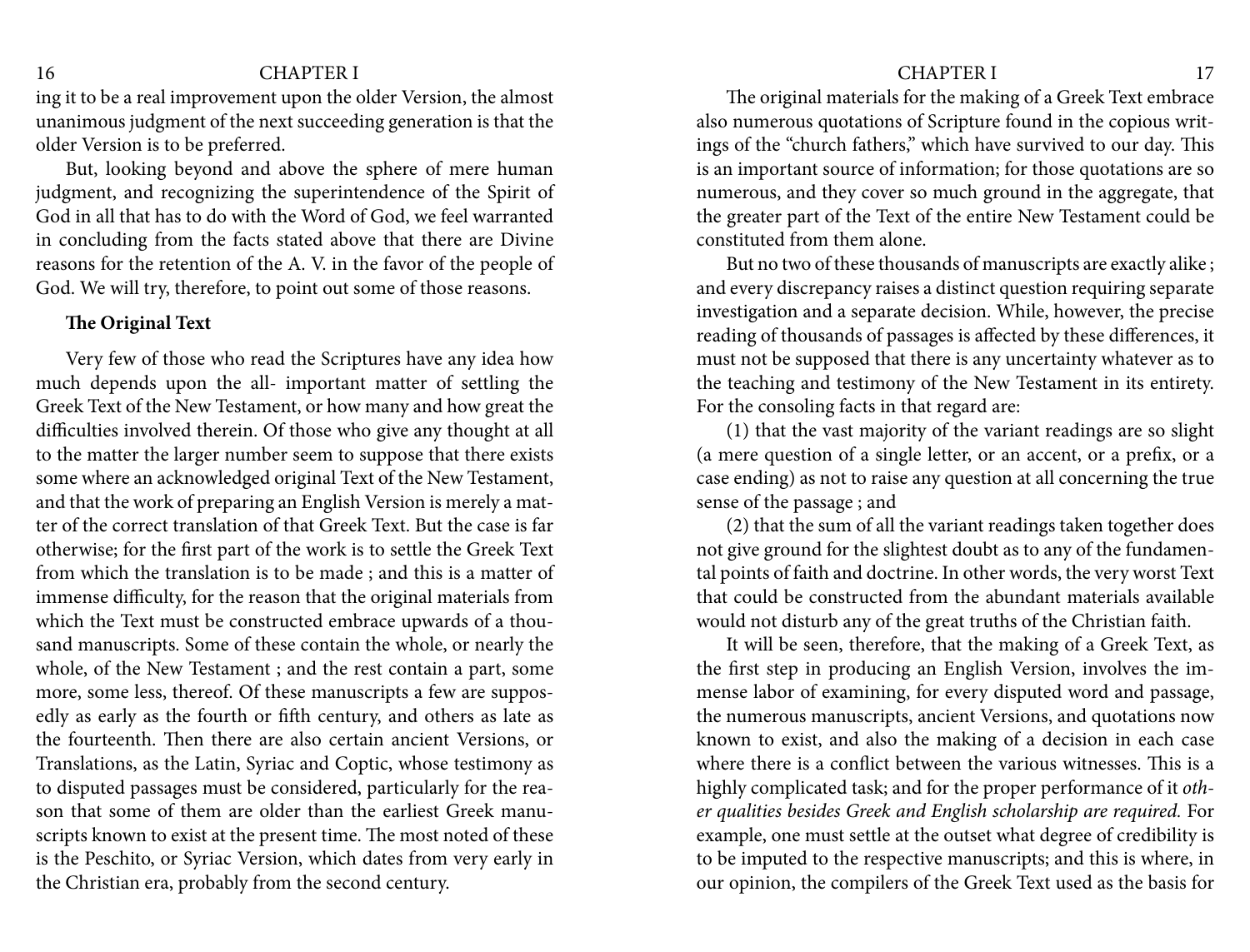ing it to be a real improvement upon the older Version, the almost unanimous judgment of the next succeeding generation is that the older Version is to be preferred.

But, looking beyond and above the sphere of mere human judgment, and recognizing the superintendence of the Spirit of God in all that has to do with the Word of God, we feel warranted in concluding from the facts stated above that there are Divine reasons for the retention of the A. V. in the favor of the people of God. We will try, therefore, to point out some of those reasons.

### The Original Text

Very few of those who read the Scriptures have any idea how much depends upon the all- important matter of settling the Greek Text of the New Testament, or how many and how great the difficulties involved therein. Of those who give any thought at all to the matter the larger number seem to suppose that there exists some where an acknowledged original Text of the New Testament, and that the work of preparing an English Version is merely a matter of the correct translation of that Greek Text. But the case is far otherwise; for the first part of the work is to settle the Greek Text from which the translation is to be made ; and this is a matter of immense difficulty, for the reason that the original materials from which the Text must be constructed embrace upwards of a thousand manuscripts. Some of these contain the whole, or nearly the whole, of the New Testament ; and the rest contain a part, some more, some less, thereof. Of these manuscripts a few are supposedly as early as the fourth or fifth century, and others as late as the fourteenth. Then there are also certain ancient Versions, or Translations, as the Latin, Syriac and Coptic, whose testimony as to disputed passages must be considered, particularly for the reason that some of them are older than the earliest Greek manuscripts known to exist at the present time. The most noted of these is the Peschito, or Syriac Version, which dates from very early in the Christian era, probably from the second century.

The original materials for the making of a Greek Text embrace also numerous quotations of Scripture found in the copious writings of the "church fathers," which have survived to our day. This is an important source of information; for those quotations are so numerous, and they cover so much ground in the aggregate, that the greater part of the Text of the entire New Testament could be constituted from them alone.

But no two of these thousands of manuscripts are exactly alike ; and every discrepancy raises a distinct question requiring separate investigation and a separate decision. While, however, the precise reading of thousands of passages is affected by these differences, it must not be supposed that there is any uncertainty whatever as to the teaching and testimony of the New Testament in its entirety. For the consoling facts in that regard are:

(1) that the vast majority of the variant readings are so slight (a mere question of a single letter, or an accent, or a prefix, or a case ending) as not to raise any question at all concerning the true sense of the passage ; and

(2) that the sum of all the variant readings taken together does not give ground for the slightest doubt as to any of the fundamental points of faith and doctrine. In other words, the very worst Text that could be constructed from the abundant materials available would not disturb any of the great truths of the Christian faith.

It will be seen, therefore, that the making of a Greek Text, as the first step in producing an English Version, involves the immense labor of examining, for every disputed word and passage, the numerous manuscripts, ancient Versions, and quotations now known to exist, and also the making of a decision in each case where there is a conflict between the various witnesses. This is a highly complicated task; and for the proper performance of it *other qualities besides Greek and English scholarship are required.* For example, one must settle at the outset what degree of credibility is to be imputed to the respective manuscripts; and this is where, in our opinion, the compilers of the Greek Text used as the basis for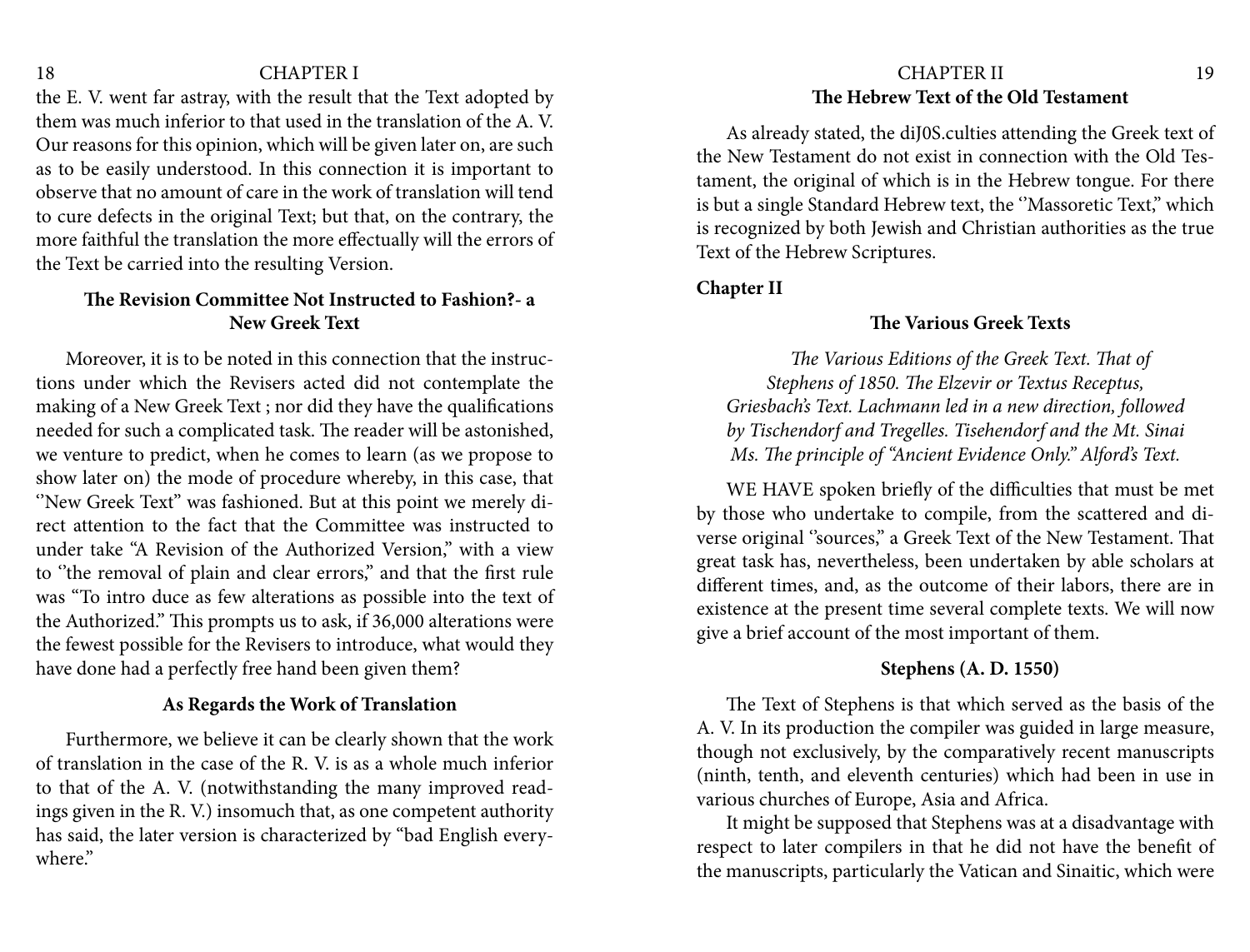the E. V. went far astray, with the result that the Text adopted by them was much inferior to that used in the translation of the A. V. Our reasons for this opinion, which will be given later on, are such as to be easily understood. In this connection it is important to observe that no amount of care in the work of translation will tend to cure defects in the original Text; but that, on the contrary, the more faithful the translation the more effectually will the errors of the Text be carried into the resulting Version.

### The Revision Committee Not Instructed to Fashion?- a New Greek Text

Moreover, it is to be noted in this connection that the instructions under which the Revisers acted did not contemplate the making of a New Greek Text ; nor did they have the qualifications needed for such a complicated task. The reader will be astonished, we venture to predict, when he comes to learn (as we propose to show later on) the mode of procedure whereby, in this case, that ''New Greek Text" was fashioned. But at this point we merely direct attention to the fact that the Committee was instructed to under take "A Revision of the Authorized Version," with a view to ''the removal of plain and clear errors," and that the first rule was "To intro duce as few alterations as possible into the text of the Authorized." This prompts us to ask, if 36,000 alterations were the fewest possible for the Revisers to introduce, what would they have done had a perfectly free hand been given them?

### As Regards the Work of Translation

Furthermore, we believe it can be clearly shown that the work of translation in the case of the R. V. is as a whole much inferior to that of the A. V. (notwithstanding the many improved readings given in the R. V.) insomuch that, as one competent authority has said, the later version is characterized by "bad English everywhere."

## The Hebrew Text of the Old Testament

As already stated, the diJ0S.culties attending the Greek text of the New Testament do not exist in connection with the Old Testament, the original of which is in the Hebrew tongue. For there is but a single Standard Hebrew text, the ''Massoretic Text," which is recognized by both Jewish and Christian authorities as the true Text of the Hebrew Scriptures.

## Chapter II

### The Various Greek Texts

*The Various Editions of the Greek Text. That of Stephens of 1850. The Elzevir or Textus Receptus, Griesbach's Text. Lachmann led in a new direction, followed by Tischendorf and Tregelles. Tisehendorf and the Mt. Sinai Ms. The principle of "Ancient Evidence Only." Alford's Text.*

WE HAVE spoken briefly of the difficulties that must be met by those who undertake to compile, from the scattered and diverse original ''sources," a Greek Text of the New Testament. That great task has, nevertheless, been undertaken by able scholars at different times, and, as the outcome of their labors, there are in existence at the present time several complete texts. We will now give a brief account of the most important of them.

### Stephens (A. D. 1550)

The Text of Stephens is that which served as the basis of the A. V. In its production the compiler was guided in large measure, though not exclusively, by the comparatively recent manuscripts (ninth, tenth, and eleventh centuries) which had been in use in various churches of Europe, Asia and Africa.

It might be supposed that Stephens was at a disadvantage with respect to later compilers in that he did not have the benefit of the manuscripts, particularly the Vatican and Sinaitic, which were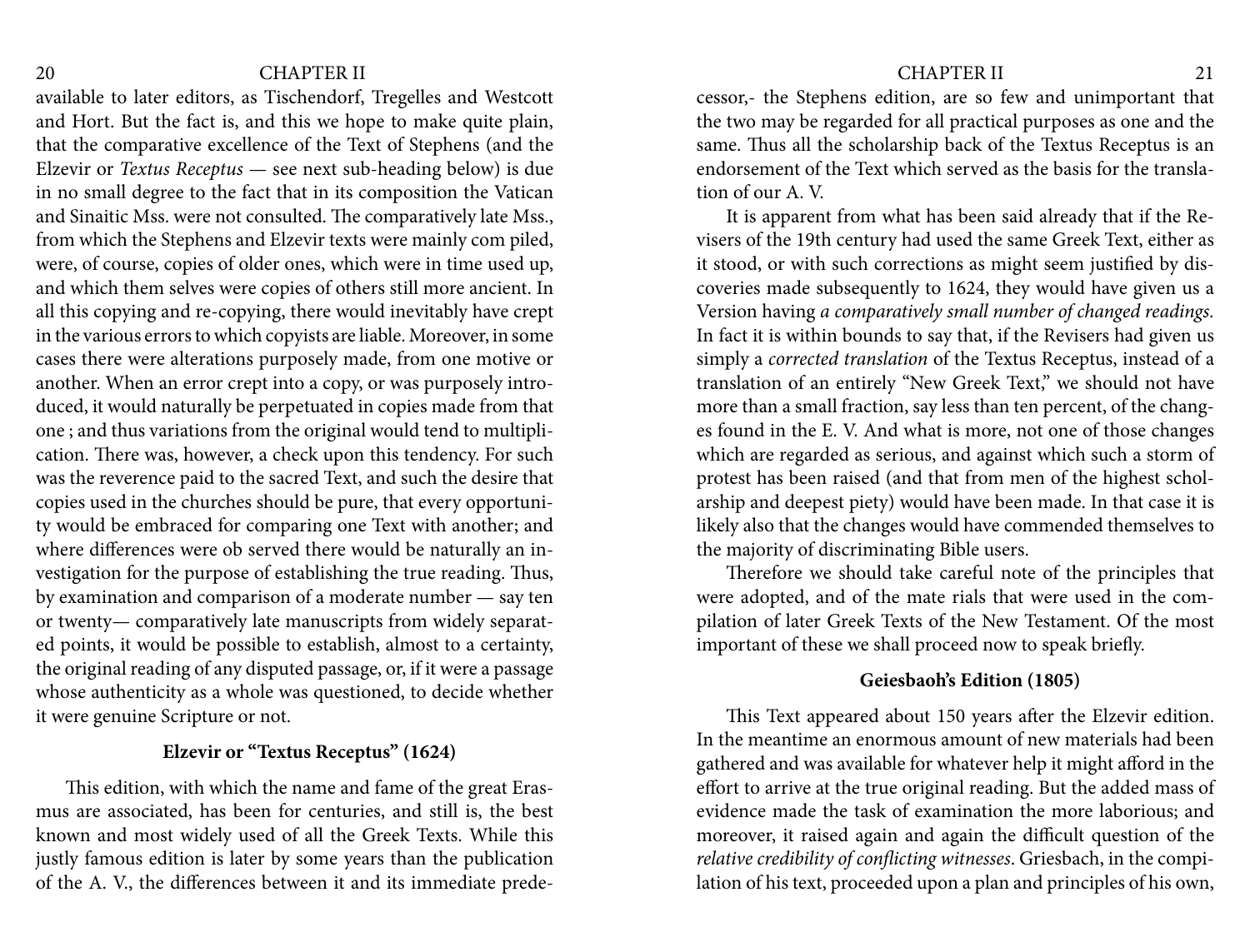available to later editors, as Tischendorf, Tregelles and Westcott and Hort. But the fact is, and this we hope to make quite plain, that the comparative excellence of the Text of Stephens (and the Elzevir or *Textus Receptus* — see next sub-heading below) is due in no small degree to the fact that in its composition the Vatican and Sinaitic Mss. were not consulted. The comparatively late Mss., from which the Stephens and Elzevir texts were mainly com piled, were, of course, copies of older ones, which were in time used up, and which them selves were copies of others still more ancient. In all this copying and re-copying, there would inevitably have crept in the various errors to which copyists are liable. Moreover, in some cases there were alterations purposely made, from one motive or another. When an error crept into a copy, or was purposely introduced, it would naturally be perpetuated in copies made from that one ; and thus variations from the original would tend to multiplication. There was, however, a check upon this tendency. For such was the reverence paid to the sacred Text, and such the desire that copies used in the churches should be pure, that every opportunity would be embraced for comparing one Text with another; and where differences were ob served there would be naturally an investigation for the purpose of establishing the true reading. Thus, by examination and comparison of a moderate number — say ten or twenty— comparatively late manuscripts from widely separated points, it would be possible to establish, almost to a certainty, the original reading of any disputed passage, or, if it were a passage whose authenticity as a whole was questioned, to decide whether it were genuine Scripture or not.

### Elzevir or "Textus Receptus" (1624)

This edition, with which the name and fame of the great Erasmus are associated, has been for centuries, and still is, the best known and most widely used of all the Greek Texts. While this justly famous edition is later by some years than the publication of the A. V., the differences between it and its immediate predecessor,- the Stephens edition, are so few and unimportant that the two may be regarded for all practical purposes as one and the same. Thus all the scholarship back of the Textus Receptus is an endorsement of the Text which served as the basis for the translation of our A. V.

It is apparent from what has been said already that if the Revisers of the 19th century had used the same Greek Text, either as it stood, or with such corrections as might seem justified by discoveries made subsequently to 1624, they would have given us a Version having *a comparatively small number of changed readings.* In fact it is within bounds to say that, if the Revisers had given us simply a *corrected translation* of the Textus Receptus, instead of a translation of an entirely "New Greek Text," we should not have more than a small fraction, say less than ten percent, of the changes found in the E. V. And what is more, not one of those changes which are regarded as serious, and against which such a storm of protest has been raised (and that from men of the highest scholarship and deepest piety) would have been made. In that case it is likely also that the changes would have commended themselves to the majority of discriminating Bible users.

Therefore we should take careful note of the principles that were adopted, and of the mate rials that were used in the compilation of later Greek Texts of the New Testament. Of the most important of these we shall proceed now to speak briefly.

### Geiesbaoh's Edition (1805)

This Text appeared about 150 years after the Elzevir edition. In the meantime an enormous amount of new materials had been gathered and was available for whatever help it might afford in the effort to arrive at the true original reading. But the added mass of evidence made the task of examination the more laborious; and moreover, it raised again and again the difficult question of the *relative credibility of conflicting witnesses*. Griesbach, in the compilation of his text, proceeded upon a plan and principles of his own,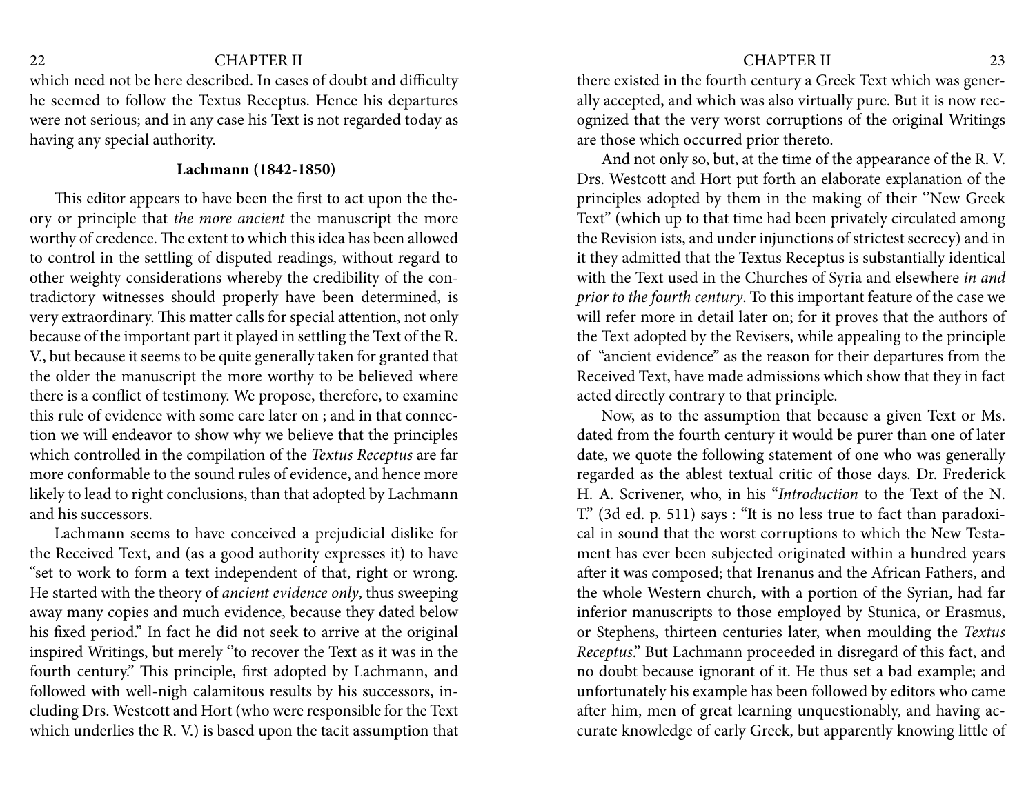which need not be here described. In cases of doubt and difficulty he seemed to follow the Textus Receptus. Hence his departures were not serious; and in any case his Text is not regarded today as having any special authority.

### Lachmann (1842-1850)

This editor appears to have been the first to act upon the theory or principle that *the more ancient* the manuscript the more worthy of credence. The extent to which this idea has been allowed to control in the settling of disputed readings, without regard to other weighty considerations whereby the credibility of the contradictory witnesses should properly have been determined, is very extraordinary. This matter calls for special attention, not only because of the important part it played in settling the Text of the R. V., but because it seems to be quite generally taken for granted that the older the manuscript the more worthy to be believed where there is a conflict of testimony. We propose, therefore, to examine this rule of evidence with some care later on ; and in that connection we will endeavor to show why we believe that the principles which controlled in the compilation of the *Textus Receptus* are far more conformable to the sound rules of evidence, and hence more likely to lead to right conclusions, than that adopted by Lachmann and his successors.

Lachmann seems to have conceived a prejudicial dislike for the Received Text, and (as a good authority expresses it) to have "set to work to form a text independent of that, right or wrong. He started with the theory of *ancient evidence only*, thus sweeping away many copies and much evidence, because they dated below his fixed period." In fact he did not seek to arrive at the original inspired Writings, but merely ''to recover the Text as it was in the fourth century." This principle, first adopted by Lachmann, and followed with well-nigh calamitous results by his successors, including Drs. Westcott and Hort (who were responsible for the Text which underlies the R. V.) is based upon the tacit assumption that there existed in the fourth century a Greek Text which was generally accepted, and which was also virtually pure. But it is now recognized that the very worst corruptions of the original Writings are those which occurred prior thereto.

And not only so, but, at the time of the appearance of the R. V. Drs. Westcott and Hort put forth an elaborate explanation of the principles adopted by them in the making of their ''New Greek Text" (which up to that time had been privately circulated among the Revision ists, and under injunctions of strictest secrecy) and in it they admitted that the Textus Receptus is substantially identical with the Text used in the Churches of Syria and elsewhere *in and prior to the fourth century*. To this important feature of the case we will refer more in detail later on; for it proves that the authors of the Text adopted by the Revisers, while appealing to the principle of "ancient evidence" as the reason for their departures from the Received Text, have made admissions which show that they in fact acted directly contrary to that principle.

Now, as to the assumption that because a given Text or Ms. dated from the fourth century it would be purer than one of later date, we quote the following statement of one who was generally regarded as the ablest textual critic of those days. Dr. Frederick H. A. Scrivener, who, in his "*Introduction* to the Text of the N. T." (3d ed. p. 511) says : "It is no less true to fact than paradoxical in sound that the worst corruptions to which the New Testament has ever been subjected originated within a hundred years after it was composed; that Irenanus and the African Fathers, and the whole Western church, with a portion of the Syrian, had far inferior manuscripts to those employed by Stunica, or Erasmus, or Stephens, thirteen centuries later, when moulding the *Textus Receptus*." But Lachmann proceeded in disregard of this fact, and no doubt because ignorant of it. He thus set a bad example; and unfortunately his example has been followed by editors who came after him, men of great learning unquestionably, and having accurate knowledge of early Greek, but apparently knowing little of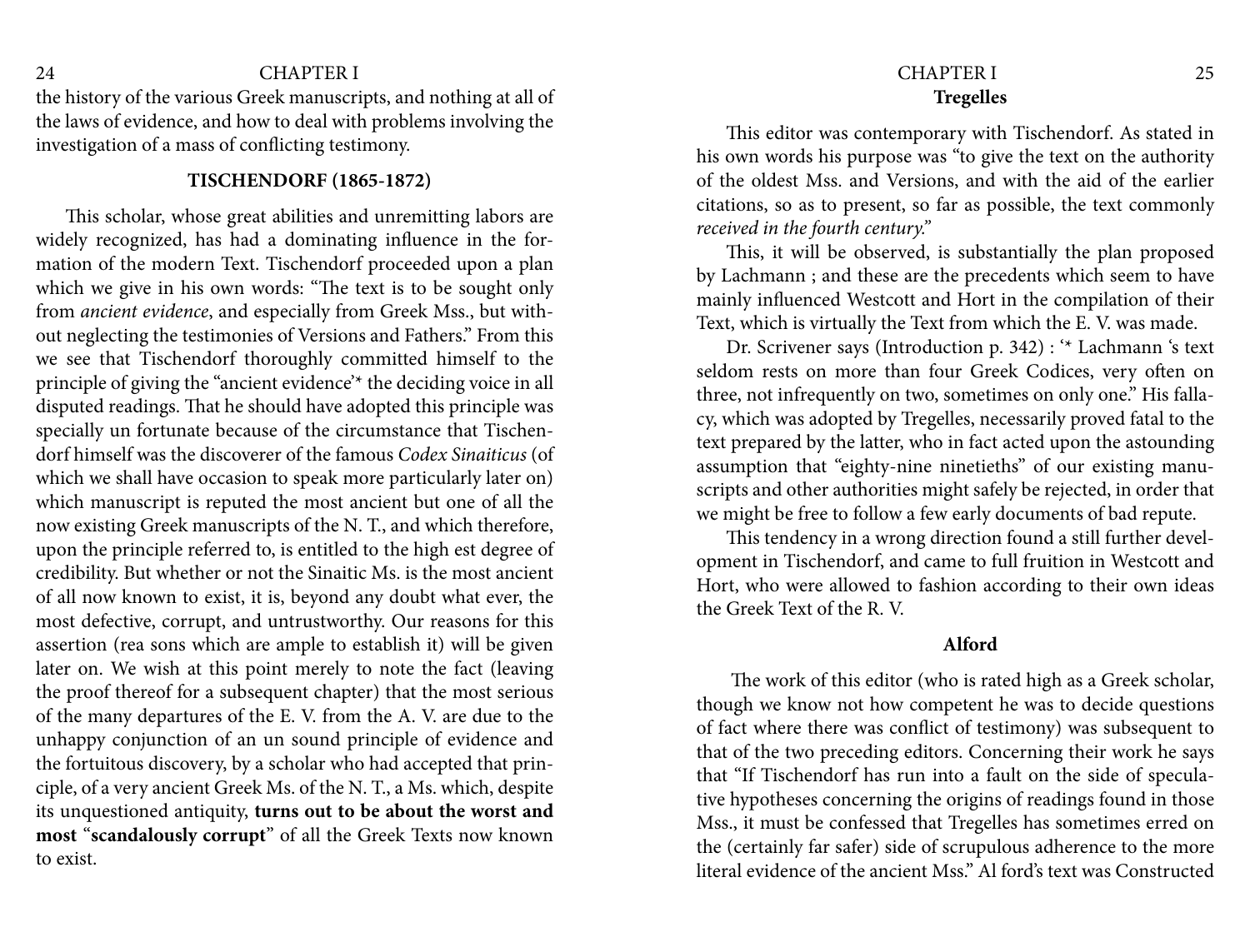the history of the various Greek manuscripts, and nothing at all of the laws of evidence, and how to deal with problems involving the investigation of a mass of conflicting testimony.

### TISCHENDORF (1865-1872)

This scholar, whose great abilities and unremitting labors are widely recognized, has had a dominating influence in the formation of the modern Text. Tischendorf proceeded upon a plan which we give in his own words: "The text is to be sought only from *ancient evidence*, and especially from Greek Mss., but without neglecting the testimonies of Versions and Fathers." From this we see that Tischendorf thoroughly committed himself to the principle of giving the "ancient evidence'* the deciding voice in all disputed readings. That he should have adopted this principle was specially un fortunate because of the circumstance that Tischendorf himself was the discoverer of the famous *Codex Sinaiticus* (of which we shall have occasion to speak more particularly later on) which manuscript is reputed the most ancient but one of all the now existing Greek manuscripts of the N. T., and which therefore, upon the principle referred to, is entitled to the high est degree of credibility. But whether or not the Sinaitic Ms. is the most ancient of all now known to exist, it is, beyond any doubt what ever, the most defective, corrupt, and untrustworthy. Our reasons for this assertion (rea sons which are ample to establish it) will be given later on. We wish at this point merely to note the fact (leaving the proof thereof for a subsequent chapter) that the most serious of the many departures of the E. V. from the A. V. are due to the unhappy conjunction of an un sound principle of evidence and the fortuitous discovery, by a scholar who had accepted that principle, of a very ancient Greek Ms. of the N. T., a Ms. which, despite its unquestioned antiquity, **turns out to be about the worst and most "scandalously corrupt"** of all the Greek Texts now known to exist.

### Tregelles

This editor was contemporary with Tischendorf. As stated in his own words his purpose was "to give the text on the authority of the oldest Mss. and Versions, and with the aid of the earlier citations, so as to present, so far as possible, the text commonly *received in the fourth century.*"

This, it will be observed, is substantially the plan proposed by Lachmann ; and these are the precedents which seem to have mainly influenced Westcott and Hort in the compilation of their Text, which is virtually the Text from which the E. V. was made.

Dr. Scrivener says (Introduction p. 342) : '* Lachmann 's text seldom rests on more than four Greek Codices, very often on three, not infrequently on two, sometimes on only one." His fallacy, which was adopted by Tregelles, necessarily proved fatal to the text prepared by the latter, who in fact acted upon the astounding assumption that "eighty-nine ninetieths" of our existing manuscripts and other authorities might safely be rejected, in order that we might be free to follow a few early documents of bad repute.

This tendency in a wrong direction found a still further development in Tischendorf, and came to full fruition in Westcott and Hort, who were allowed to fashion according to their own ideas the Greek Text of the R. V.

### Alford

The work of this editor (who is rated high as a Greek scholar, though we know not how competent he was to decide questions of fact where there was conflict of testimony) was subsequent to that of the two preceding editors. Concerning their work he says that "If Tischendorf has run into a fault on the side of speculative hypotheses concerning the origins of readings found in those Mss., it must be confessed that Tregelles has sometimes erred on the (certainly far safer) side of scrupulous adherence to the more literal evidence of the ancient Mss." Al ford's text was Constructed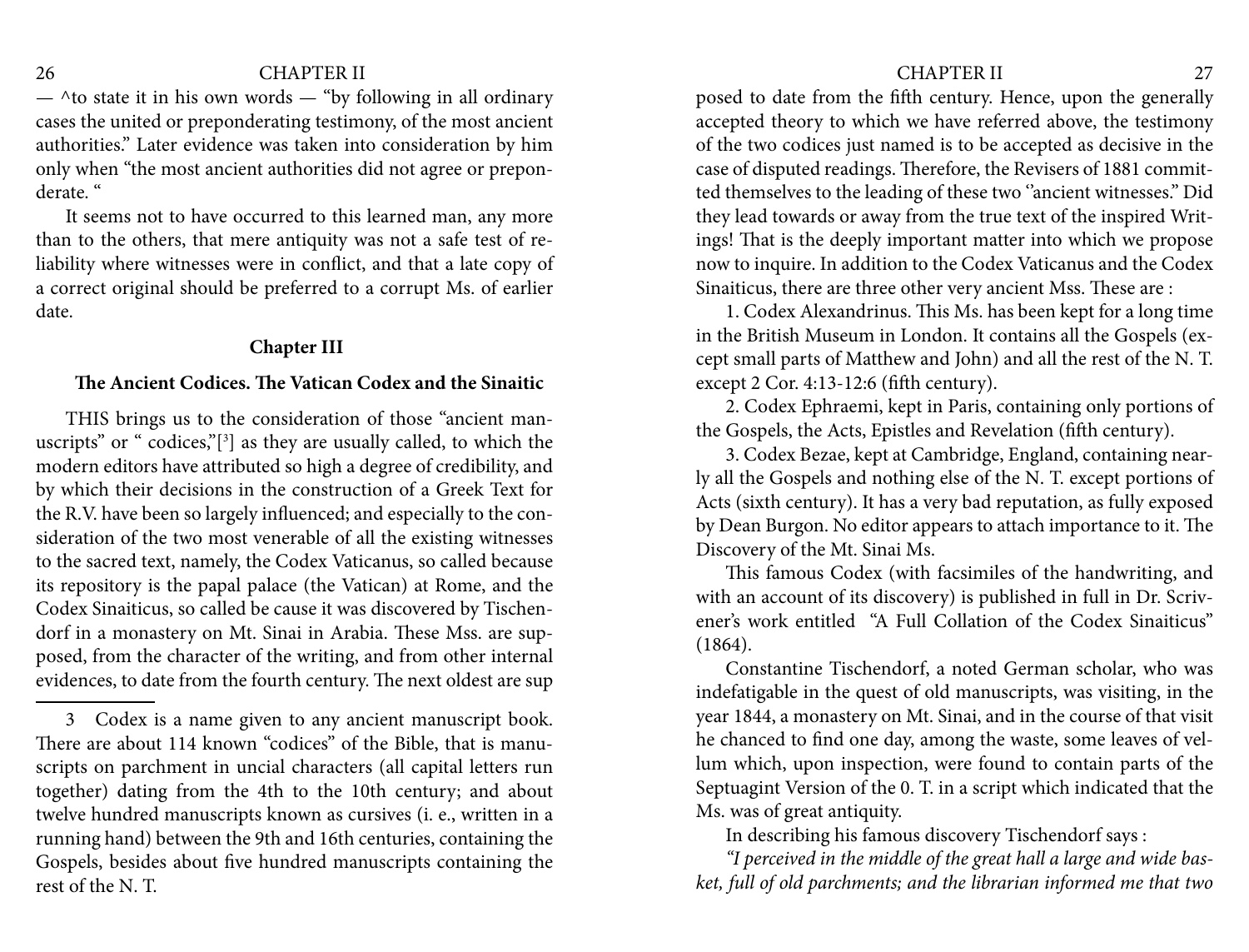— ^to state it in his own words — "by following in all ordinary cases the united or preponderating testimony, of the most ancient authorities." Later evidence was taken into consideration by him only when "the most ancient authorities did not agree or preponderate. "

It seems not to have occurred to this learned man, any more than to the others, that mere antiquity was not a safe test of reliability where witnesses were in conflict, and that a late copy of a correct original should be preferred to a corrupt Ms. of earlier date.

## Chapter III

### The Ancient Codices. The Vatican Codex and the Sinaitic

THIS brings us to the consideration of those "ancient manuscripts" or " codices,"[3] as they are usually called, to which the modern editors have attributed so high a degree of credibility, and by which their decisions in the construction of a Greek Text for the R.V. have been so largely influenced; and especially to the consideration of the two most venerable of all the existing witnesses to the sacred text, namely, the Codex Vaticanus, so called because its repository is the papal palace (the Vatican) at Rome, and the Codex Sinaiticus, so called be cause it was discovered by Tischendorf in a monastery on Mt. Sinai in Arabia. These Mss. are supposed, from the character of the writing, and from other internal evidences, to date from the fourth century. The next oldest are supposed to date from the fifth century. Hence, upon the generally accepted theory to which we have referred above, the testimony of the two codices just named is to be accepted as decisive in the case of disputed readings. Therefore, the Revisers of 1881 committed themselves to the leading of these two ''ancient witnesses." Did they lead towards or away from the true text of the inspired Writings! That is the deeply important matter into which we propose now to inquire. In addition to the Codex Vaticanus and the Codex Sinaiticus, there are three other very ancient Mss. These are :

1. Codex Alexandrinus. This Ms. has been kept for a long time in the British Museum in London. It contains all the Gospels (except small parts of Matthew and John) and all the rest of the N. T. except 2 Cor. 4:13-12:6 (fifth century).

2. Codex Ephraemi, kept in Paris, containing only portions of the Gospels, the Acts, Epistles and Revelation (fifth century).

3. Codex Bezae, kept at Cambridge, England, containing nearly all the Gospels and nothing else of the N. T. except portions of Acts (sixth century). It has a very bad reputation, as fully exposed by Dean Burgon. No editor appears to attach importance to it. The Discovery of the Mt. Sinai Ms.

This famous Codex (with facsimiles of the handwriting, and with an account of its discovery) is published in full in Dr. Scrivener's work entitled "A Full Collation of the Codex Sinaiticus" (1864).

Constantine Tischendorf, a noted German scholar, who was indefatigable in the quest of old manuscripts, was visiting, in the year 1844, a monastery on Mt. Sinai, and in the course of that visit he chanced to find one day, among the waste, some leaves of vellum which, upon inspection, were found to contain parts of the Septuagint Version of the 0. T. in a script which indicated that the Ms. was of great antiquity.

In describing his famous discovery Tischendorf says :

*"I perceived in the middle of the great hall a large and wide basket, full of old parchments; and the librarian informed me that two*

3 Codex is a name given to any ancient manuscript book. There are about 114 known "codices" of the Bible, that is manuscripts on parchment in uncial characters (all capital letters run together) dating from the 4th to the 10th century; and about twelve hundred manuscripts known as cursives (i. e., written in a running hand) between the 9th and 16th centuries, containing the Gospels, besides about five hundred manuscripts containing the rest of the N. T.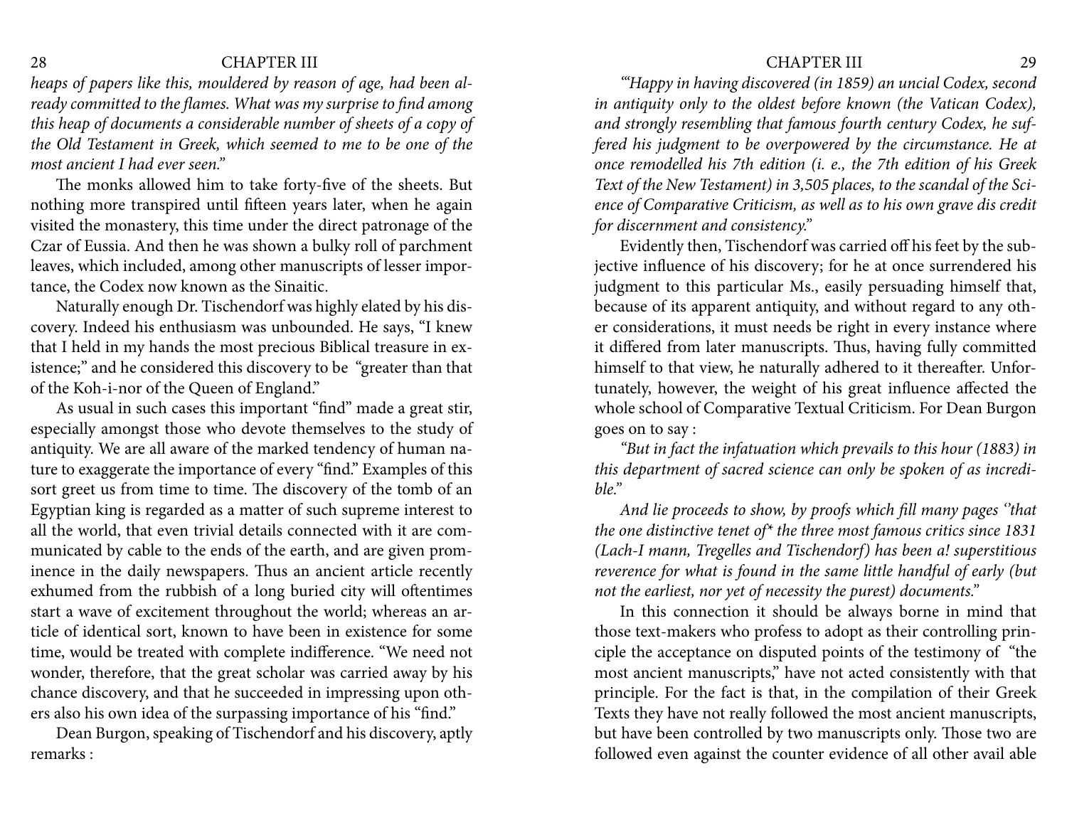*heaps of papers like this, mouldered by reason of age, had been already committed to the flames. What was my surprise to find among this heap of documents a considerable number of sheets of a copy of the Old Testament in Greek, which seemed to me to be one of the most ancient I had ever seen."*

The monks allowed him to take forty-five of the sheets. But nothing more transpired until fifteen years later, when he again visited the monastery, this time under the direct patronage of the Czar of Eussia. And then he was shown a bulky roll of parchment leaves, which included, among other manuscripts of lesser importance, the Codex now known as the Sinaitic.

Naturally enough Dr. Tischendorf was highly elated by his discovery. Indeed his enthusiasm was unbounded. He says, "I knew that I held in my hands the most precious Biblical treasure in existence;" and he considered this discovery to be "greater than that of the Koh-i-nor of the Queen of England."

As usual in such cases this important "find" made a great stir, especially amongst those who devote themselves to the study of antiquity. We are all aware of the marked tendency of human nature to exaggerate the importance of every "find." Examples of this sort greet us from time to time. The discovery of the tomb of an Egyptian king is regarded as a matter of such supreme interest to all the world, that even trivial details connected with it are communicated by cable to the ends of the earth, and are given prominence in the daily newspapers. Thus an ancient article recently exhumed from the rubbish of a long buried city will oftentimes start a wave of excitement throughout the world; whereas an article of identical sort, known to have been in existence for some time, would be treated with complete indifference. "We need not wonder, therefore, that the great scholar was carried away by his chance discovery, and that he succeeded in impressing upon others also his own idea of the surpassing importance of his "find."

Dean Burgon, speaking of Tischendorf and his discovery, aptly remarks :

*"'Happy in having discovered (in 1859) an uncial Codex, second in antiquity only to the oldest before known (the Vatican Codex), and strongly resembling that famous fourth century Codex, he suffered his judgment to be overpowered by the circumstance. He at once remodelled his 7th edition (i. e., the 7th edition of his Greek Text of the New Testament) in 3,505 places, to the scandal of the Science of Comparative Criticism, as well as to his own grave dis credit for discernment and consistency."*

Evidently then, Tischendorf was carried off his feet by the subjective influence of his discovery; for he at once surrendered his judgment to this particular Ms., easily persuading himself that, because of its apparent antiquity, and without regard to any other considerations, it must needs be right in every instance where it differed from later manuscripts. Thus, having fully committed himself to that view, he naturally adhered to it thereafter. Unfortunately, however, the weight of his great influence affected the whole school of Comparative Textual Criticism. For Dean Burgon goes on to say :

*"But in fact the infatuation which prevails to this hour (1883) in this department of sacred science can only be spoken of as incredible."*

*And lie proceeds to show, by proofs which fill many pages ''that the one distinctive tenet of* the three most famous critics since 1831 (Lach-I mann, Tregelles and Tischendorf) has been a! superstitious reverence for what is found in the same little handful of early (but not the earliest, nor yet of necessity the purest) documents."*

In this connection it should be always borne in mind that those text-makers who profess to adopt as their controlling principle the acceptance on disputed points of the testimony of "the most ancient manuscripts," have not acted consistently with that principle. For the fact is that, in the compilation of their Greek Texts they have not really followed the most ancient manuscripts, but have been controlled by two manuscripts only. Those two are followed even against the counter evidence of all other avail able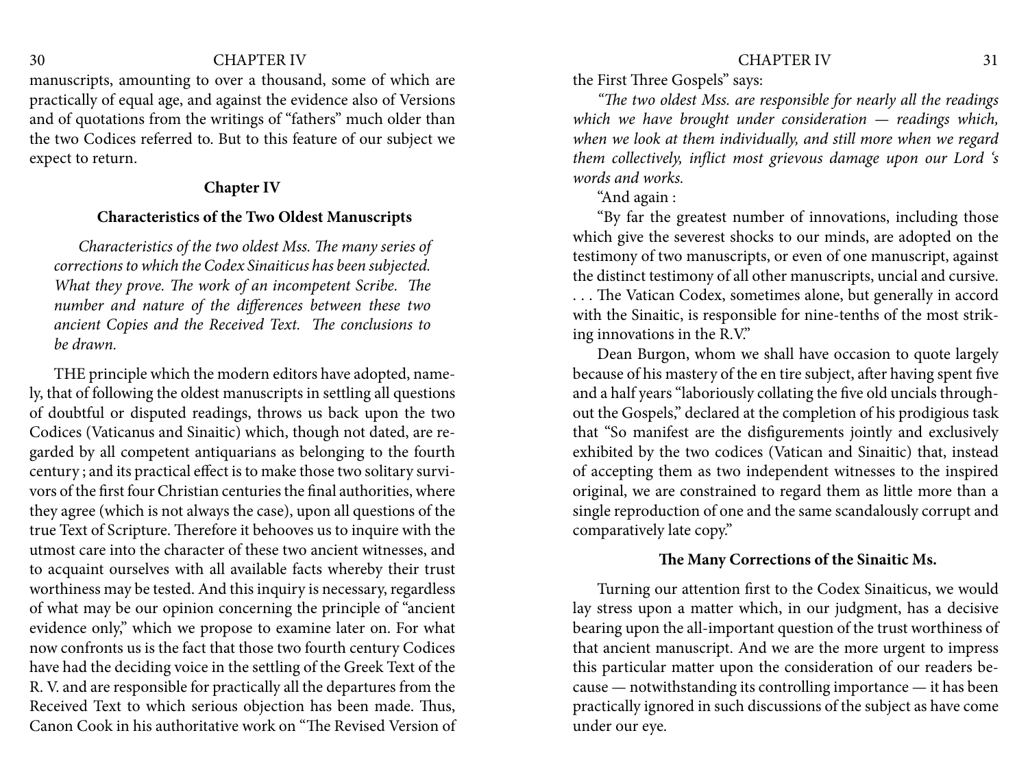manuscripts, amounting to over a thousand, some of which are practically of equal age, and against the evidence also of Versions and of quotations from the writings of "fathers" much older than the two Codices referred to. But to this feature of our subject we expect to return.

## Chapter IV

### Characteristics of the Two Oldest Manuscripts

*Characteristics of the two oldest Mss. The many series of corrections to which the Codex Sinaiticus has been subjected. What they prove. The work of an incompetent Scribe. The number and nature of the differences between these two ancient Copies and the Received Text. The conclusions to be drawn.*

THE principle which the modern editors have adopted, namely, that of following the oldest manuscripts in settling all questions of doubtful or disputed readings, throws us back upon the two Codices (Vaticanus and Sinaitic) which, though not dated, are regarded by all competent antiquarians as belonging to the fourth century ; and its practical effect is to make those two solitary survivors of the first four Christian centuries the final authorities, where they agree (which is not always the case), upon all questions of the true Text of Scripture. Therefore it behooves us to inquire with the utmost care into the character of these two ancient witnesses, and to acquaint ourselves with all available facts whereby their trust worthiness may be tested. And this inquiry is necessary, regardless of what may be our opinion concerning the principle of "ancient evidence only," which we propose to examine later on. For what now confronts us is the fact that those two fourth century Codices have had the deciding voice in the settling of the Greek Text of the R. V. and are responsible for practically all the departures from the Received Text to which serious objection has been made. Thus, Canon Cook in his authoritative work on "The Revised Version of the First Three Gospels" says:

*"The two oldest Mss. are responsible for nearly all the readings which we have brought under consideration — readings which, when we look at them individually, and still more when we regard them collectively, inflict most grievous damage upon our Lord 's words and works.*

"And again :

"By far the greatest number of innovations, including those which give the severest shocks to our minds, are adopted on the testimony of two manuscripts, or even of one manuscript, against the distinct testimony of all other manuscripts, uncial and cursive. . . . The Vatican Codex, sometimes alone, but generally in accord with the Sinaitic, is responsible for nine-tenths of the most striking innovations in the R.V."

Dean Burgon, whom we shall have occasion to quote largely because of his mastery of the en tire subject, after having spent five and a half years "laboriously collating the five old uncials throughout the Gospels," declared at the completion of his prodigious task that "So manifest are the disfigurements jointly and exclusively exhibited by the two codices (Vatican and Sinaitic) that, instead of accepting them as two independent witnesses to the inspired original, we are constrained to regard them as little more than a single reproduction of one and the same scandalously corrupt and comparatively late copy."

### The Many Corrections of the Sinaitic Ms.

Turning our attention first to the Codex Sinaiticus, we would lay stress upon a matter which, in our judgment, has a decisive bearing upon the all-important question of the trust worthiness of that ancient manuscript. And we are the more urgent to impress this particular matter upon the consideration of our readers because — notwithstanding its controlling importance — it has been practically ignored in such discussions of the subject as have come under our eye.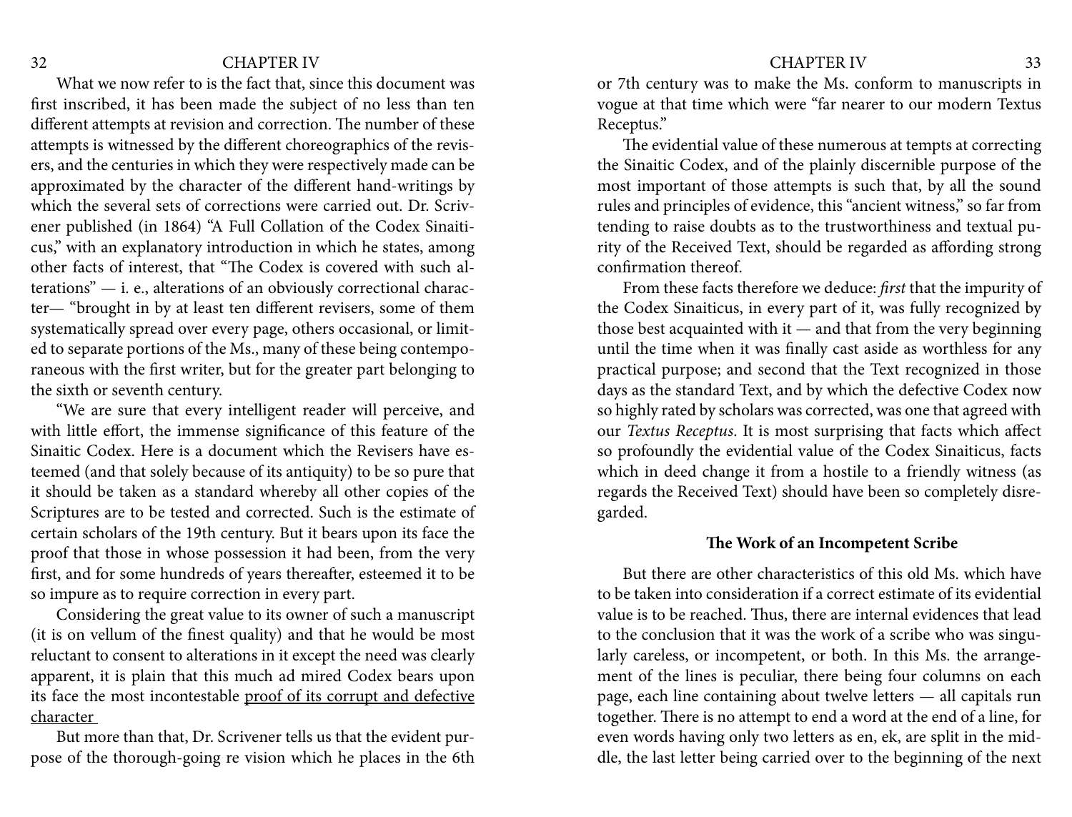What we now refer to is the fact that, since this document was first inscribed, it has been made the subject of no less than ten different attempts at revision and correction. The number of these attempts is witnessed by the different choreographics of the revisers, and the centuries in which they were respectively made can be approximated by the character of the different hand-writings by which the several sets of corrections were carried out. Dr. Scrivener published (in 1864) "A Full Collation of the Codex Sinaiticus," with an explanatory introduction in which he states, among other facts of interest, that "The Codex is covered with such alterations" — i. e., alterations of an obviously correctional character— "brought in by at least ten different revisers, some of them systematically spread over every page, others occasional, or limited to separate portions of the Ms., many of these being contemporaneous with the first writer, but for the greater part belonging to the sixth or seventh century.

"We are sure that every intelligent reader will perceive, and with little effort, the immense significance of this feature of the Sinaitic Codex. Here is a document which the Revisers have esteemed (and that solely because of its antiquity) to be so pure that it should be taken as a standard whereby all other copies of the Scriptures are to be tested and corrected. Such is the estimate of certain scholars of the 19th century. But it bears upon its face the proof that those in whose possession it had been, from the very first, and for some hundreds of years thereafter, esteemed it to be so impure as to require correction in every part.

Considering the great value to its owner of such a manuscript (it is on vellum of the finest quality) and that he would be most reluctant to consent to alterations in it except the need was clearly apparent, it is plain that this much ad mired Codex bears upon its face the most incontestable proof of its corrupt and defective character

But more than that, Dr. Scrivener tells us that the evident purpose of the thorough-going re vision which he places in the 6th or 7th century was to make the Ms. conform to manuscripts in vogue at that time which were "far nearer to our modern Textus Receptus."

The evidential value of these numerous at tempts at correcting the Sinaitic Codex, and of the plainly discernible purpose of the most important of those attempts is such that, by all the sound rules and principles of evidence, this "ancient witness," so far from tending to raise doubts as to the trustworthiness and textual purity of the Received Text, should be regarded as affording strong confirmation thereof.

From these facts therefore we deduce: *first* that the impurity of the Codex Sinaiticus, in every part of it, was fully recognized by those best acquainted with it — and that from the very beginning until the time when it was finally cast aside as worthless for any practical purpose; and second that the Text recognized in those days as the standard Text, and by which the defective Codex now so highly rated by scholars was corrected, was one that agreed with our *Textus Receptus*. It is most surprising that facts which affect so profoundly the evidential value of the Codex Sinaiticus, facts which in deed change it from a hostile to a friendly witness (as regards the Received Text) should have been so completely disregarded.

### The Work of an Incompetent Scribe

But there are other characteristics of this old Ms. which have to be taken into consideration if a correct estimate of its evidential value is to be reached. Thus, there are internal evidences that lead to the conclusion that it was the work of a scribe who was singularly careless, or incompetent, or both. In this Ms. the arrangement of the lines is peculiar, there being four columns on each page, each line containing about twelve letters — all capitals run together. There is no attempt to end a word at the end of a line, for even words having only two letters as en, ek, are split in the middle, the last letter being carried over to the beginning of the next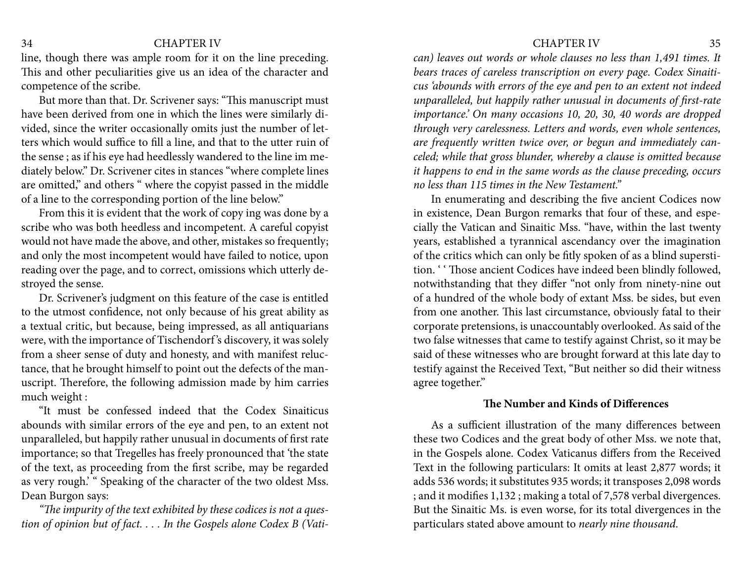line, though there was ample room for it on the line preceding. This and other peculiarities give us an idea of the character and competence of the scribe.

But more than that. Dr. Scrivener says: "This manuscript must have been derived from one in which the lines were similarly divided, since the writer occasionally omits just the number of letters which would suffice to fill a line, and that to the utter ruin of the sense ; as if his eye had heedlessly wandered to the line im mediately below." Dr. Scrivener cites in stances "where complete lines are omitted," and others " where the copyist passed in the middle of a line to the corresponding portion of the line below."

From this it is evident that the work of copy ing was done by a scribe who was both heedless and incompetent. A careful copyist would not have made the above, and other, mistakes so frequently; and only the most incompetent would have failed to notice, upon reading over the page, and to correct, omissions which utterly destroyed the sense.

Dr. Scrivener's judgment on this feature of the case is entitled to the utmost confidence, not only because of his great ability as a textual critic, but because, being impressed, as all antiquarians were, with the importance of Tischendorf's discovery, it was solely from a sheer sense of duty and honesty, and with manifest reluctance, that he brought himself to point out the defects of the manuscript. Therefore, the following admission made by him carries much weight :

"It must be confessed indeed that the Codex Sinaiticus abounds with similar errors of the eye and pen, to an extent not unparalleled, but happily rather unusual in documents of first rate importance; so that Tregelles has freely pronounced that 'the state of the text, as proceeding from the first scribe, may be regarded as very rough.' " Speaking of the character of the two oldest Mss. Dean Burgon says:

*"The impurity of the text exhibited by these codices is not a question of opinion but of fact. . . . In the Gospels alone Codex B (Vatican) leaves out words or whole clauses no less than 1,491 times. It bears traces of careless transcription on every page. Codex Sinaiticus 'abounds with errors of the eye and pen to an extent not indeed unparalleled, but happily rather unusual in documents of first-rate importance.' On many occasions 10, 20, 30, 40 words are dropped through very carelessness. Letters and words, even whole sentences, are frequently written twice over, or begun and immediately canceled; while that gross blunder, whereby a clause is omitted because it happens to end in the same words as the clause preceding, occurs no less than 115 times in the New Testament."*

In enumerating and describing the five ancient Codices now in existence, Dean Burgon remarks that four of these, and especially the Vatican and Sinaitic Mss. "have, within the last twenty years, established a tyrannical ascendancy over the imagination of the critics which can only be fitly spoken of as a blind superstition. ' ' Those ancient Codices have indeed been blindly followed, notwithstanding that they differ "not only from ninety-nine out of a hundred of the whole body of extant Mss. be sides, but even from one another. This last circumstance, obviously fatal to their corporate pretensions, is unaccountably overlooked. As said of the two false witnesses that came to testify against Christ, so it may be said of these witnesses who are brought forward at this late day to testify against the Received Text, "But neither so did their witness agree together."

### The Number and Kinds of Differences

As a sufficient illustration of the many differences between these two Codices and the great body of other Mss. we note that, in the Gospels alone. Codex Vaticanus differs from the Received Text in the following particulars: It omits at least 2,877 words; it adds 536 words; it substitutes 935 words; it transposes 2,098 words ; and it modifies 1,132 ; making a total of 7,578 verbal divergences. But the Sinaitic Ms. is even worse, for its total divergences in the particulars stated above amount to *nearly nine thousand*.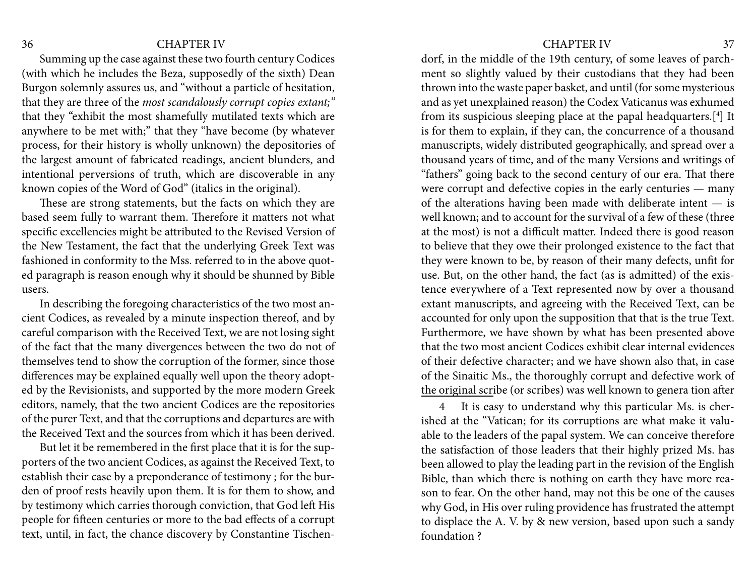Summing up the case against these two fourth century Codices (with which he includes the Beza, supposedly of the sixth) Dean Burgon solemnly assures us, and "without a particle of hesitation, that they are three of the *most scandalously corrupt copies extant;"* that they "exhibit the most shamefully mutilated texts which are anywhere to be met with;" that they "have become (by whatever process, for their history is wholly unknown) the depositories of the largest amount of fabricated readings, ancient blunders, and intentional perversions of truth, which are discoverable in any known copies of the Word of God" (italics in the original).

These are strong statements, but the facts on which they are based seem fully to warrant them. Therefore it matters not what specific excellencies might be attributed to the Revised Version of the New Testament, the fact that the underlying Greek Text was fashioned in conformity to the Mss. referred to in the above quoted paragraph is reason enough why it should be shunned by Bible users.

In describing the foregoing characteristics of the two most ancient Codices, as revealed by a minute inspection thereof, and by careful comparison with the Received Text, we are not losing sight of the fact that the many divergences between the two do not of themselves tend to show the corruption of the former, since those differences may be explained equally well upon the theory adopted by the Revisionists, and supported by the more modern Greek editors, namely, that the two ancient Codices are the repositories of the purer Text, and that the corruptions and departures are with the Received Text and the sources from which it has been derived.

But let it be remembered in the first place that it is for the supporters of the two ancient Codices, as against the Received Text, to establish their case by a preponderance of testimony ; for the burden of proof rests heavily upon them. It is for them to show, and by testimony which carries thorough conviction, that God left His people for fifteen centuries or more to the bad effects of a corrupt text, until, in fact, the chance discovery by Constantine Tischendorf, in the middle of the 19th century, of some leaves of parchment so slightly valued by their custodians that they had been thrown into the waste paper basket, and until (for some mysterious and as yet unexplained reason) the Codex Vaticanus was exhumed from its suspicious sleeping place at the papal headquarters.[4] It is for them to explain, if they can, the concurrence of a thousand manuscripts, widely distributed geographically, and spread over a thousand years of time, and of the many Versions and writings of "fathers" going back to the second century of our era. That there were corrupt and defective copies in the early centuries — many of the alterations having been made with deliberate intent — is well known; and to account for the survival of a few of these (three at the most) is not a difficult matter. Indeed there is good reason to believe that they owe their prolonged existence to the fact that they were known to be, by reason of their many defects, unfit for use. But, on the other hand, the fact (as is admitted) of the existence everywhere of a Text represented now by over a thousand extant manuscripts, and agreeing with the Received Text, can be accounted for only upon the supposition that that is the true Text. Furthermore, we have shown by what has been presented above that the two most ancient Codices exhibit clear internal evidences of their defective character; and we have shown also that, in case of the Sinaitic Ms., the thoroughly corrupt and defective work of the original scribe (or scribes) was well known to genera tion after

4 It is easy to understand why this particular Ms. is cherished at the "Vatican; for its corruptions are what make it valuable to the leaders of the papal system. We can conceive therefore the satisfaction of those leaders that their highly prized Ms. has been allowed to play the leading part in the revision of the English Bible, than which there is nothing on earth they have more reason to fear. On the other hand, may not this be one of the causes why God, in His over ruling providence has frustrated the attempt to displace the A. V. by & new version, based upon such a sandy foundation ?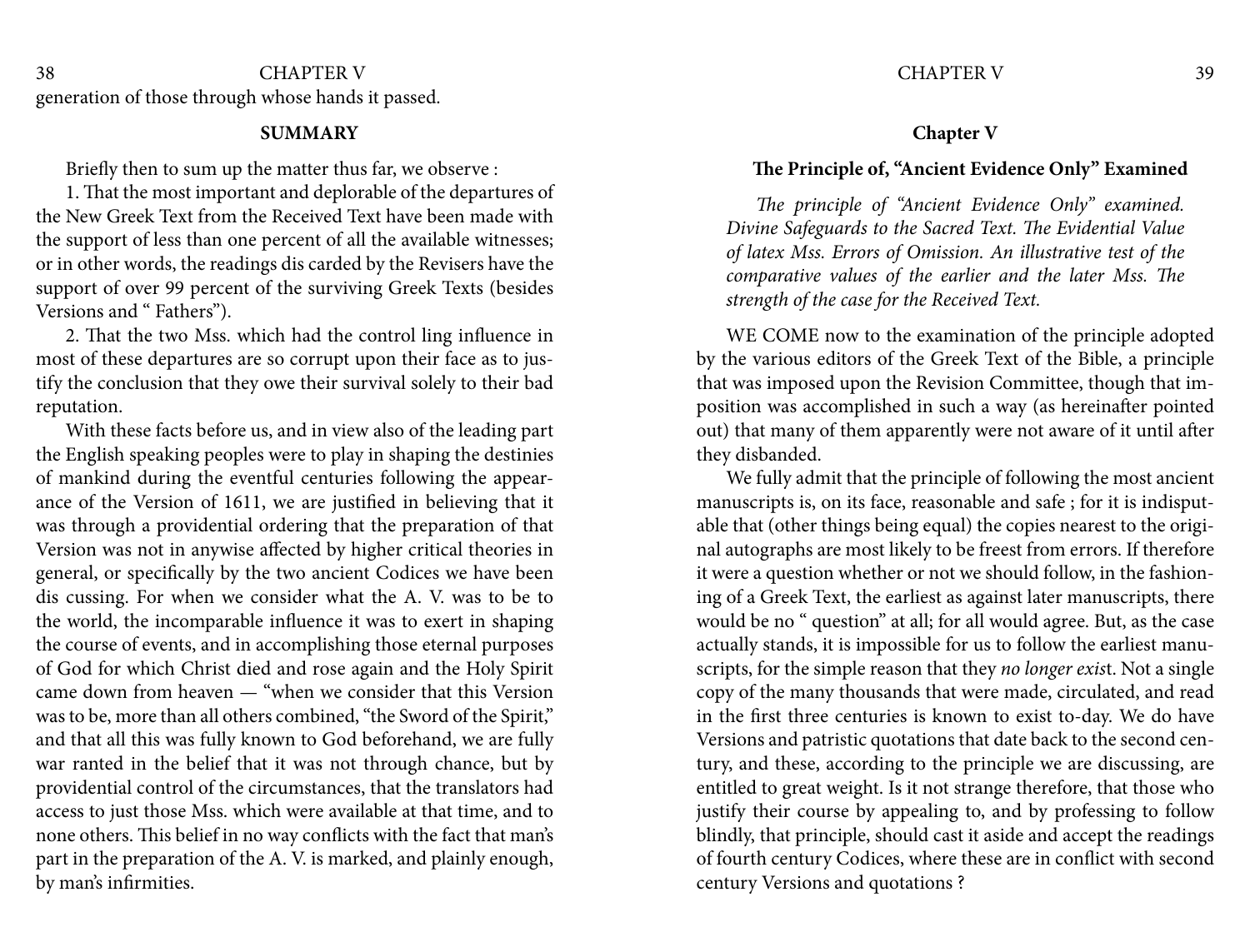generation of those through whose hands it passed.

### SUMMARY

Briefly then to sum up the matter thus far, we observe :

1. That the most important and deplorable of the departures of the New Greek Text from the Received Text have been made with the support of less than one percent of all the available witnesses; or in other words, the readings dis carded by the Revisers have the support of over 99 percent of the surviving Greek Texts (besides Versions and " Fathers").

2. That the two Mss. which had the control ling influence in most of these departures are so corrupt upon their face as to justify the conclusion that they owe their survival solely to their bad reputation.

With these facts before us, and in view also of the leading part the English speaking peoples were to play in shaping the destinies of mankind during the eventful centuries following the appearance of the Version of 1611, we are justified in believing that it was through a providential ordering that the preparation of that Version was not in anywise affected by higher critical theories in general, or specifically by the two ancient Codices we have been dis cussing. For when we consider what the A. V. was to be to the world, the incomparable influence it was to exert in shaping the course of events, and in accomplishing those eternal purposes of God for which Christ died and rose again and the Holy Spirit came down from heaven — "when we consider that this Version was to be, more than all others combined, "the Sword of the Spirit," and that all this was fully known to God beforehand, we are fully war ranted in the belief that it was not through chance, but by providential control of the circumstances, that the translators had access to just those Mss. which were available at that time, and to none others. This belief in no way conflicts with the fact that man's part in the preparation of the A. V. is marked, and plainly enough, by man's infirmities.

## Chapter V

### The Principle of, "Ancient Evidence Only" Examined

*The principle of "Ancient Evidence Only" examined. Divine Safeguards to the Sacred Text. The Evidential Value of latex Mss. Errors of Omission. An illustrative test of the comparative values of the earlier and the later Mss. The strength of the case for the Received Text.*

WE COME now to the examination of the principle adopted by the various editors of the Greek Text of the Bible, a principle that was imposed upon the Revision Committee, though that imposition was accomplished in such a way (as hereinafter pointed out) that many of them apparently were not aware of it until after they disbanded.

We fully admit that the principle of following the most ancient manuscripts is, on its face, reasonable and safe ; for it is indisputable that (other things being equal) the copies nearest to the original autographs are most likely to be freest from errors. If therefore it were a question whether or not we should follow, in the fashioning of a Greek Text, the earliest as against later manuscripts, there would be no " question" at all; for all would agree. But, as the case actually stands, it is impossible for us to follow the earliest manuscripts, for the simple reason that they *no longer exis*t. Not a single copy of the many thousands that were made, circulated, and read in the first three centuries is known to exist to-day. We do have Versions and patristic quotations that date back to the second century, and these, according to the principle we are discussing, are entitled to great weight. Is it not strange therefore, that those who justify their course by appealing to, and by professing to follow blindly, that principle, should cast it aside and accept the readings of fourth century Codices, where these are in conflict with second century Versions and quotations ?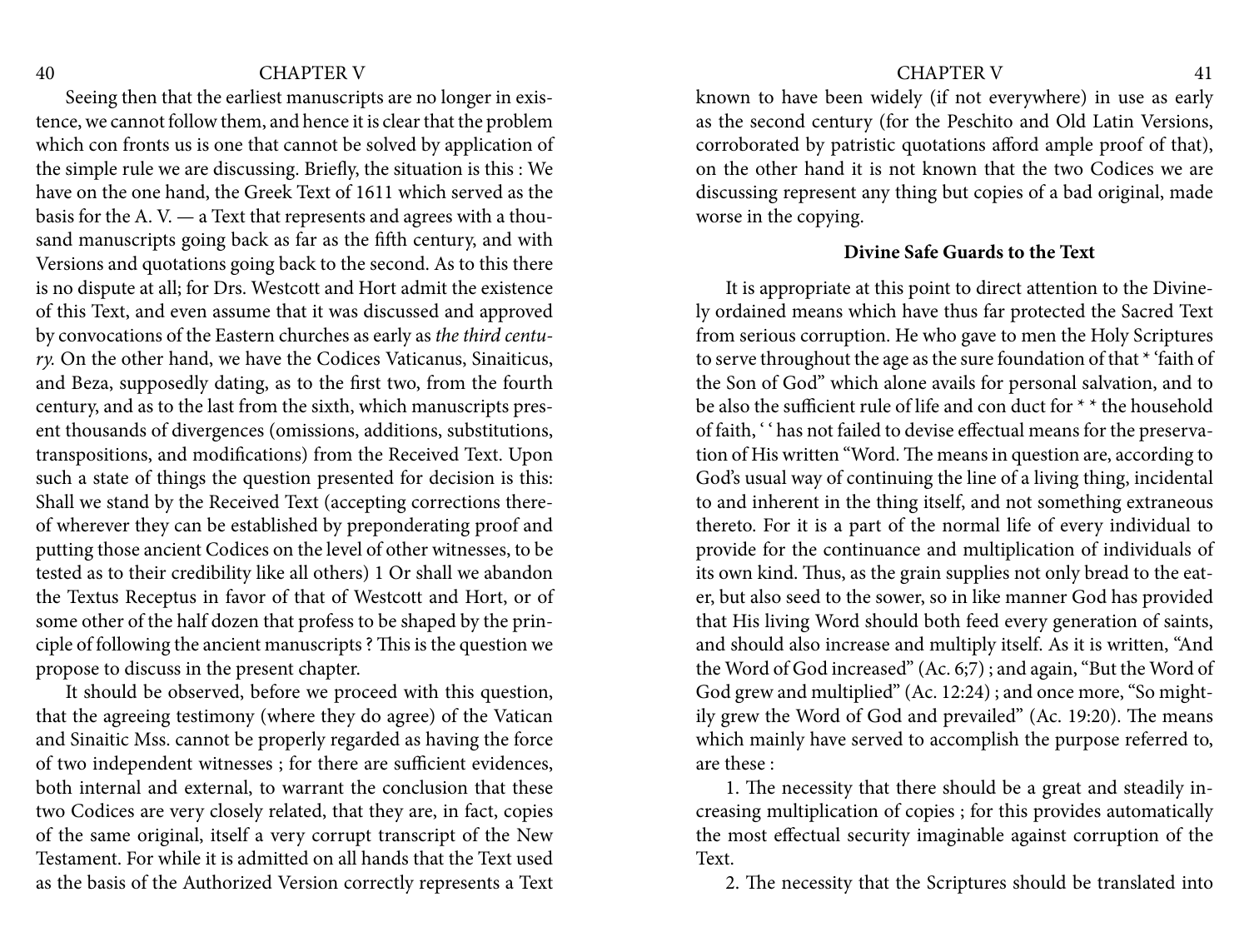Seeing then that the earliest manuscripts are no longer in existence, we cannot follow them, and hence it is clear that the problem which con fronts us is one that cannot be solved by application of the simple rule we are discussing. Briefly, the situation is this : We have on the one hand, the Greek Text of 1611 which served as the basis for the A. V. — a Text that represents and agrees with a thousand manuscripts going back as far as the fifth century, and with Versions and quotations going back to the second. As to this there is no dispute at all; for Drs. Westcott and Hort admit the existence of this Text, and even assume that it was discussed and approved by convocations of the Eastern churches as early as *the third century.* On the other hand, we have the Codices Vaticanus, Sinaiticus, and Beza, supposedly dating, as to the first two, from the fourth century, and as to the last from the sixth, which manuscripts present thousands of divergences (omissions, additions, substitutions, transpositions, and modifications) from the Received Text. Upon such a state of things the question presented for decision is this: Shall we stand by the Received Text (accepting corrections thereof wherever they can be established by preponderating proof and putting those ancient Codices on the level of other witnesses, to be tested as to their credibility like all others) 1 Or shall we abandon the Textus Receptus in favor of that of Westcott and Hort, or of some other of the half dozen that profess to be shaped by the principle of following the ancient manuscripts ? This is the question we propose to discuss in the present chapter.

It should be observed, before we proceed with this question, that the agreeing testimony (where they do agree) of the Vatican and Sinaitic Mss. cannot be properly regarded as having the force of two independent witnesses ; for there are sufficient evidences, both internal and external, to warrant the conclusion that these two Codices are very closely related, that they are, in fact, copies of the same original, itself a very corrupt transcript of the New Testament. For while it is admitted on all hands that the Text used as the basis of the Authorized Version correctly represents a Text known to have been widely (if not everywhere) in use as early as the second century (for the Peschito and Old Latin Versions, corroborated by patristic quotations afford ample proof of that), on the other hand it is not known that the two Codices we are discussing represent any thing but copies of a bad original, made worse in the copying.

### Divine Safe Guards to the Text

It is appropriate at this point to direct attention to the Divinely ordained means which have thus far protected the Sacred Text from serious corruption. He who gave to men the Holy Scriptures to serve throughout the age as the sure foundation of that * 'faith of the Son of God" which alone avails for personal salvation, and to be also the sufficient rule of life and con duct for * * the household of faith, ' ' has not failed to devise effectual means for the preservation of His written "Word. The means in question are, according to God's usual way of continuing the line of a living thing, incidental to and inherent in the thing itself, and not something extraneous thereto. For it is a part of the normal life of every individual to provide for the continuance and multiplication of individuals of its own kind. Thus, as the grain supplies not only bread to the eater, but also seed to the sower, so in like manner God has provided that His living Word should both feed every generation of saints, and should also increase and multiply itself. As it is written, "And the Word of God increased" (Ac. 6;7) ; and again, "But the Word of God grew and multiplied" (Ac. 12:24) ; and once more, "So mightily grew the Word of God and prevailed" (Ac. 19:20). The means which mainly have served to accomplish the purpose referred to, are these :

1. The necessity that there should be a great and steadily increasing multiplication of copies ; for this provides automatically the most effectual security imaginable against corruption of the Text.

2. The necessity that the Scriptures should be translated into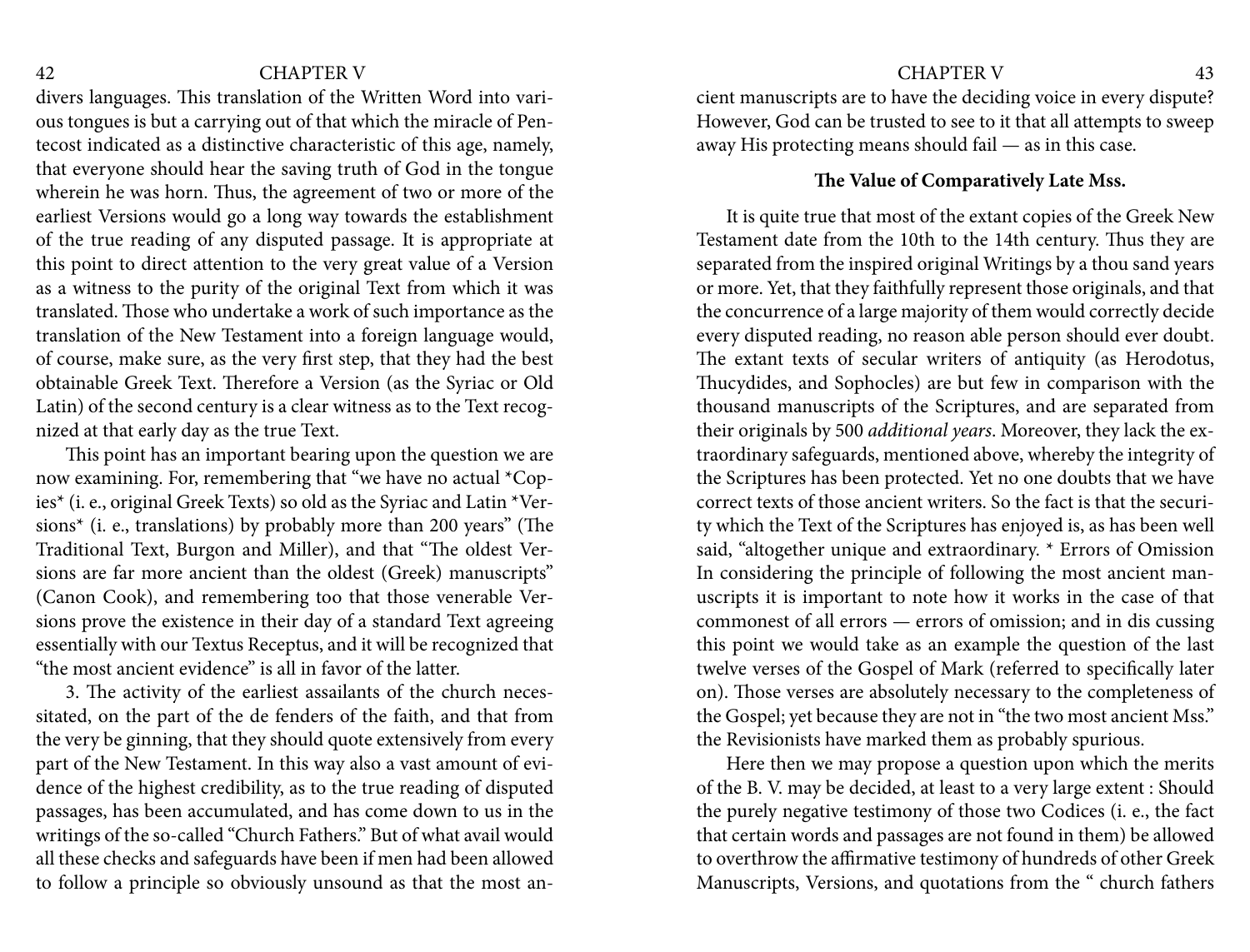divers languages. This translation of the Written Word into various tongues is but a carrying out of that which the miracle of Pentecost indicated as a distinctive characteristic of this age, namely, that everyone should hear the saving truth of God in the tongue wherein he was horn. Thus, the agreement of two or more of the earliest Versions would go a long way towards the establishment of the true reading of any disputed passage. It is appropriate at this point to direct attention to the very great value of a Version as a witness to the purity of the original Text from which it was translated. Those who undertake a work of such importance as the translation of the New Testament into a foreign language would, of course, make sure, as the very first step, that they had the best obtainable Greek Text. Therefore a Version (as the Syriac or Old Latin) of the second century is a clear witness as to the Text recognized at that early day as the true Text.

This point has an important bearing upon the question we are now examining. For, remembering that "we have no actual *Copies* (i. e., original Greek Texts) so old as the Syriac and Latin *Versions* (i. e., translations) by probably more than 200 years" (The Traditional Text, Burgon and Miller), and that "The oldest Versions are far more ancient than the oldest (Greek) manuscripts" (Canon Cook), and remembering too that those venerable Versions prove the existence in their day of a standard Text agreeing essentially with our Textus Receptus, and it will be recognized that "the most ancient evidence" is all in favor of the latter.

3. The activity of the earliest assailants of the church necessitated, on the part of the de fenders of the faith, and that from the very be ginning, that they should quote extensively from every part of the New Testament. In this way also a vast amount of evidence of the highest credibility, as to the true reading of disputed passages, has been accumulated, and has come down to us in the writings of the so-called "Church Fathers." But of what avail would all these checks and safeguards have been if men had been allowed to follow a principle so obviously unsound as that the most ancient manuscripts are to have the deciding voice in every dispute? However, God can be trusted to see to it that all attempts to sweep away His protecting means should fail — as in this case.

### The Value of Comparatively Late Mss.

It is quite true that most of the extant copies of the Greek New Testament date from the 10th to the 14th century. Thus they are separated from the inspired original Writings by a thou sand years or more. Yet, that they faithfully represent those originals, and that the concurrence of a large majority of them would correctly decide every disputed reading, no reason able person should ever doubt. The extant texts of secular writers of antiquity (as Herodotus, Thucydides, and Sophocles) are but few in comparison with the thousand manuscripts of the Scriptures, and are separated from their originals by 500 *additional years*. Moreover, they lack the extraordinary safeguards, mentioned above, whereby the integrity of the Scriptures has been protected. Yet no one doubts that we have correct texts of those ancient writers. So the fact is that the security which the Text of the Scriptures has enjoyed is, as has been well said, "altogether unique and extraordinary. * Errors of Omission In considering the principle of following the most ancient manuscripts it is important to note how it works in the case of that commonest of all errors — errors of omission; and in dis cussing this point we would take as an example the question of the last twelve verses of the Gospel of Mark (referred to specifically later on). Those verses are absolutely necessary to the completeness of the Gospel; yet because they are not in "the two most ancient Mss." the Revisionists have marked them as probably spurious.

Here then we may propose a question upon which the merits of the B. V. may be decided, at least to a very large extent : Should the purely negative testimony of those two Codices (i. e., the fact that certain words and passages are not found in them) be allowed to overthrow the affirmative testimony of hundreds of other Greek Manuscripts, Versions, and quotations from the " church fathers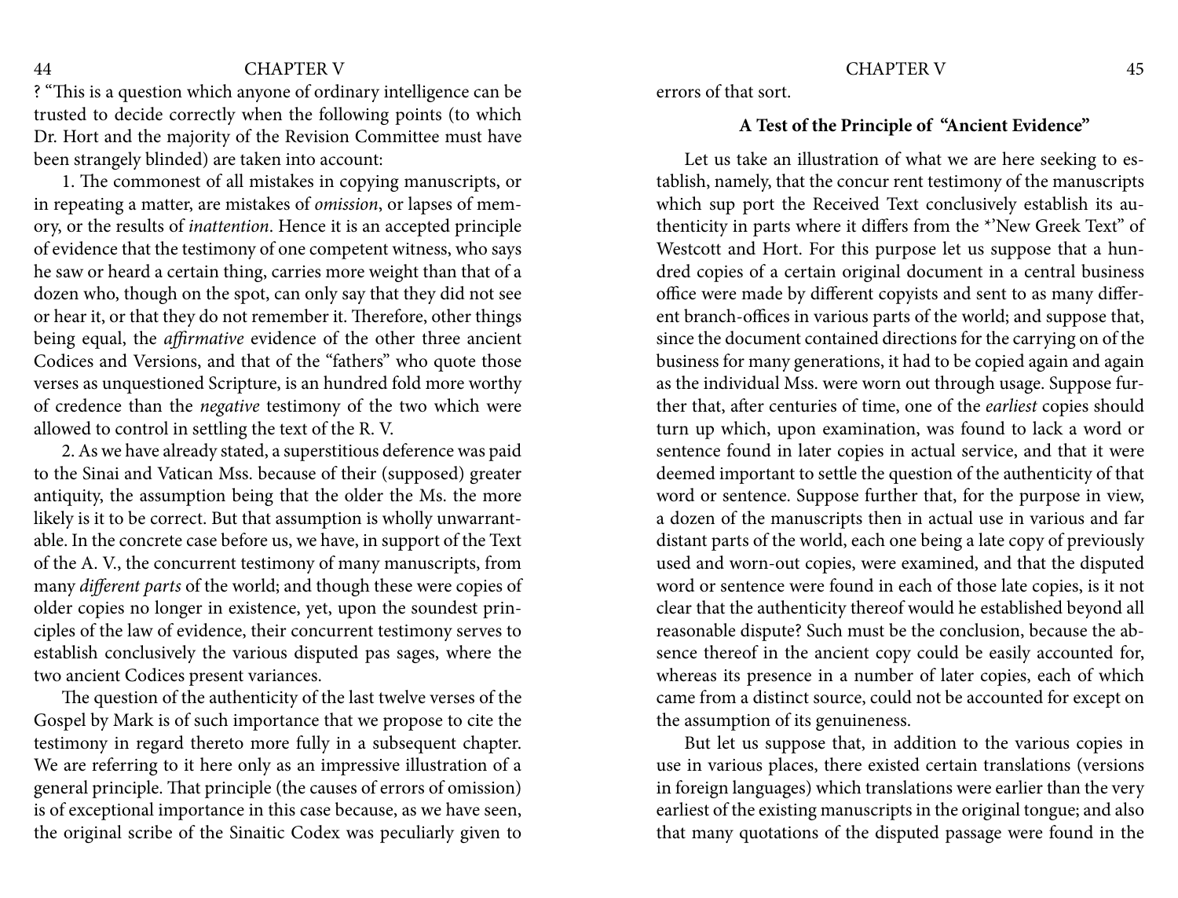? "This is a question which anyone of ordinary intelligence can be trusted to decide correctly when the following points (to which Dr. Hort and the majority of the Revision Committee must have been strangely blinded) are taken into account:

1. The commonest of all mistakes in copying manuscripts, or in repeating a matter, are mistakes of *omission*, or lapses of memory, or the results of *inattention*. Hence it is an accepted principle of evidence that the testimony of one competent witness, who says he saw or heard a certain thing, carries more weight than that of a dozen who, though on the spot, can only say that they did not see or hear it, or that they do not remember it. Therefore, other things being equal, the *affirmative* evidence of the other three ancient Codices and Versions, and that of the "fathers" who quote those verses as unquestioned Scripture, is an hundred fold more worthy of credence than the *negative* testimony of the two which were allowed to control in settling the text of the R. V.

2. As we have already stated, a superstitious deference was paid to the Sinai and Vatican Mss. because of their (supposed) greater antiquity, the assumption being that the older the Ms. the more likely is it to be correct. But that assumption is wholly unwarrantable. In the concrete case before us, we have, in support of the Text of the A. V., the concurrent testimony of many manuscripts, from many *different parts* of the world; and though these were copies of older copies no longer in existence, yet, upon the soundest principles of the law of evidence, their concurrent testimony serves to establish conclusively the various disputed pas sages, where the two ancient Codices present variances.

The question of the authenticity of the last twelve verses of the Gospel by Mark is of such importance that we propose to cite the testimony in regard thereto more fully in a subsequent chapter. We are referring to it here only as an impressive illustration of a general principle. That principle (the causes of errors of omission) is of exceptional importance in this case because, as we have seen, the original scribe of the Sinaitic Codex was peculiarly given to errors of that sort.

### A Test of the Principle of "Ancient Evidence"

Let us take an illustration of what we are here seeking to establish, namely, that the concur rent testimony of the manuscripts which sup port the Received Text conclusively establish its authenticity in parts where it differs from the *'New Greek Text" of Westcott and Hort. For this purpose let us suppose that a hundred copies of a certain original document in a central business office were made by different copyists and sent to as many different branch-offices in various parts of the world; and suppose that, since the document contained directions for the carrying on of the business for many generations, it had to be copied again and again as the individual Mss. were worn out through usage. Suppose further that, after centuries of time, one of the *earliest* copies should turn up which, upon examination, was found to lack a word or sentence found in later copies in actual service, and that it were deemed important to settle the question of the authenticity of that word or sentence. Suppose further that, for the purpose in view, a dozen of the manuscripts then in actual use in various and far distant parts of the world, each one being a late copy of previously used and worn-out copies, were examined, and that the disputed word or sentence were found in each of those late copies, is it not clear that the authenticity thereof would he established beyond all reasonable dispute? Such must be the conclusion, because the absence thereof in the ancient copy could be easily accounted for, whereas its presence in a number of later copies, each of which came from a distinct source, could not be accounted for except on the assumption of its genuineness.

But let us suppose that, in addition to the various copies in use in various places, there existed certain translations (versions in foreign languages) which translations were earlier than the very earliest of the existing manuscripts in the original tongue; and also that many quotations of the disputed passage were found in the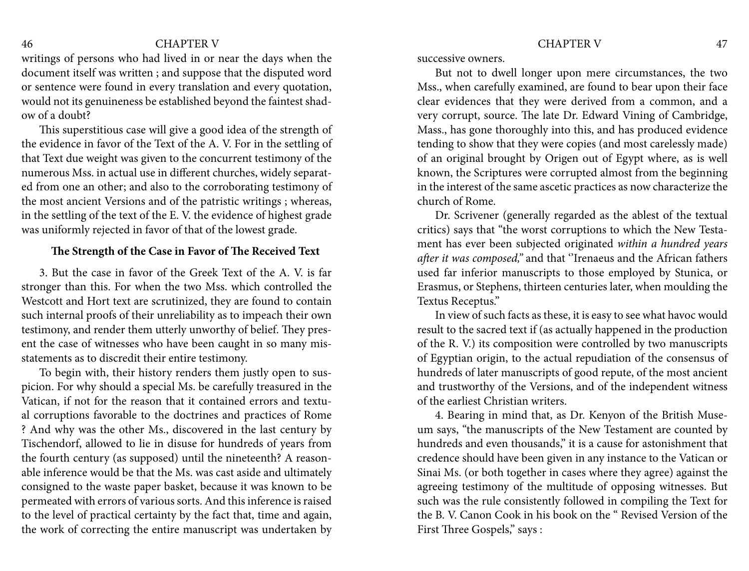writings of persons who had lived in or near the days when the document itself was written ; and suppose that the disputed word or sentence were found in every translation and every quotation, would not its genuineness be established beyond the faintest shadow of a doubt?

This superstitious case will give a good idea of the strength of the evidence in favor of the Text of the A. V. For in the settling of that Text due weight was given to the concurrent testimony of the numerous Mss. in actual use in different churches, widely separated from one an other; and also to the corroborating testimony of the most ancient Versions and of the patristic writings ; whereas, in the settling of the text of the E. V. the evidence of highest grade was uniformly rejected in favor of that of the lowest grade.

### The Strength of the Case in Favor of The Received Text

3. But the case in favor of the Greek Text of the A. V. is far stronger than this. For when the two Mss. which controlled the Westcott and Hort text are scrutinized, they are found to contain such internal proofs of their unreliability as to impeach their own testimony, and render them utterly unworthy of belief. They present the case of witnesses who have been caught in so many misstatements as to discredit their entire testimony.

To begin with, their history renders them justly open to suspicion. For why should a special Ms. be carefully treasured in the Vatican, if not for the reason that it contained errors and textual corruptions favorable to the doctrines and practices of Rome ? And why was the other Ms., discovered in the last century by Tischendorf, allowed to lie in disuse for hundreds of years from the fourth century (as supposed) until the nineteenth? A reasonable inference would be that the Ms. was cast aside and ultimately consigned to the waste paper basket, because it was known to be permeated with errors of various sorts. And this inference is raised to the level of practical certainty by the fact that, time and again, the work of correcting the entire manuscript was undertaken by successive owners.

But not to dwell longer upon mere circumstances, the two Mss., when carefully examined, are found to bear upon their face clear evidences that they were derived from a common, and a very corrupt, source. The late Dr. Edward Vining of Cambridge, Mass., has gone thoroughly into this, and has produced evidence tending to show that they were copies (and most carelessly made) of an original brought by Origen out of Egypt where, as is well known, the Scriptures were corrupted almost from the beginning in the interest of the same ascetic practices as now characterize the church of Rome.

Dr. Scrivener (generally regarded as the ablest of the textual critics) says that "the worst corruptions to which the New Testament has ever been subjected originated *within a hundred years after it was composed,*" and that "Irenaeus and the African fathers used far inferior manuscripts to those employed by Stunica, or Erasmus, or Stephens, thirteen centuries later, when moulding the Textus Receptus."

In view of such facts as these, it is easy to see what havoc would result to the sacred text if (as actually happened in the production of the R. V.) its composition were controlled by two manuscripts of Egyptian origin, to the actual repudiation of the consensus of hundreds of later manuscripts of good repute, of the most ancient and trustworthy of the Versions, and of the independent witness of the earliest Christian writers.

4. Bearing in mind that, as Dr. Kenyon of the British Museum says, "the manuscripts of the New Testament are counted by hundreds and even thousands," it is a cause for astonishment that credence should have been given in any instance to the Vatican or Sinai Ms. (or both together in cases where they agree) against the agreeing testimony of the multitude of opposing witnesses. But such was the rule consistently followed in compiling the Text for the B. V. Canon Cook in his book on the " Revised Version of the First Three Gospels," says :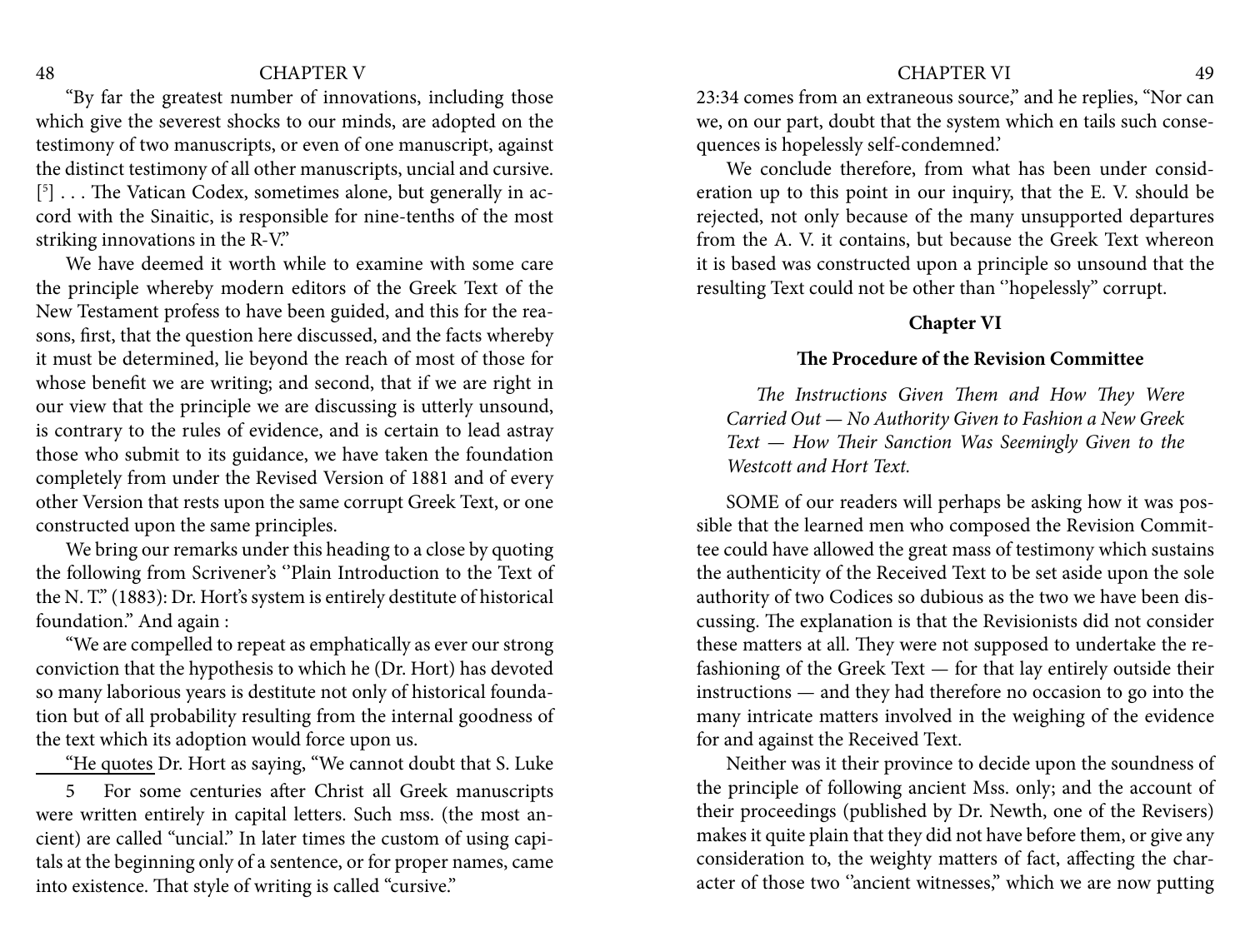"By far the greatest number of innovations, including those which give the severest shocks to our minds, are adopted on the testimony of two manuscripts, or even of one manuscript, against the distinct testimony of all other manuscripts, uncial and cursive. [5] . . . The Vatican Codex, sometimes alone, but generally in accord with the Sinaitic, is responsible for nine-tenths of the most striking innovations in the R-V."

We have deemed it worth while to examine with some care the principle whereby modern editors of the Greek Text of the New Testament profess to have been guided, and this for the reasons, first, that the question here discussed, and the facts whereby it must be determined, lie beyond the reach of most of those for whose benefit we are writing; and second, that if we are right in our view that the principle we are discussing is utterly unsound, is contrary to the rules of evidence, and is certain to lead astray those who submit to its guidance, we have taken the foundation completely from under the Revised Version of 1881 and of every other Version that rests upon the same corrupt Greek Text, or one constructed upon the same principles.

We bring our remarks under this heading to a close by quoting the following from Scrivener's ''Plain Introduction to the Text of the N. T." (1883): Dr. Hort's system is entirely destitute of historical foundation." And again :

"We are compelled to repeat as emphatically as ever our strong conviction that the hypothesis to which he (Dr. Hort) has devoted so many laborious years is destitute not only of historical foundation but of all probability resulting from the internal goodness of the text which its adoption would force upon us.

"He quotes Dr. Hort as saying, "We cannot doubt that S. Luke 23:34 comes from an extraneous source," and he replies, "Nor can we, on our part, doubt that the system which en tails such consequences is hopelessly self-condemned.'

We conclude therefore, from what has been under consideration up to this point in our inquiry, that the E. V. should be rejected, not only because of the many unsupported departures from the A. V. it contains, but because the Greek Text whereon it is based was constructed upon a principle so unsound that the resulting Text could not be other than ''hopelessly" corrupt.

5 For some centuries after Christ all Greek manuscripts were written entirely in capital letters. Such mss. (the most ancient) are called "uncial." In later times the custom of using capitals at the beginning only of a sentence, or for proper names, came into existence. That style of writing is called "cursive."

## Chapter VI

### The Procedure of the Revision Committee

*The Instructions Given Them and How They Were Carried Out — No Authority Given to Fashion a New Greek Text — How Their Sanction Was Seemingly Given to the Westcott and Hort Text.*

SOME of our readers will perhaps be asking how it was possible that the learned men who composed the Revision Committee could have allowed the great mass of testimony which sustains the authenticity of the Received Text to be set aside upon the sole authority of two Codices so dubious as the two we have been discussing. The explanation is that the Revisionists did not consider these matters at all. They were not supposed to undertake the refashioning of the Greek Text — for that lay entirely outside their instructions — and they had therefore no occasion to go into the many intricate matters involved in the weighing of the evidence for and against the Received Text.

Neither was it their province to decide upon the soundness of the principle of following ancient Mss. only; and the account of their proceedings (published by Dr. Newth, one of the Revisers) makes it quite plain that they did not have before them, or give any consideration to, the weighty matters of fact, affecting the character of those two ''ancient witnesses," which we are now putting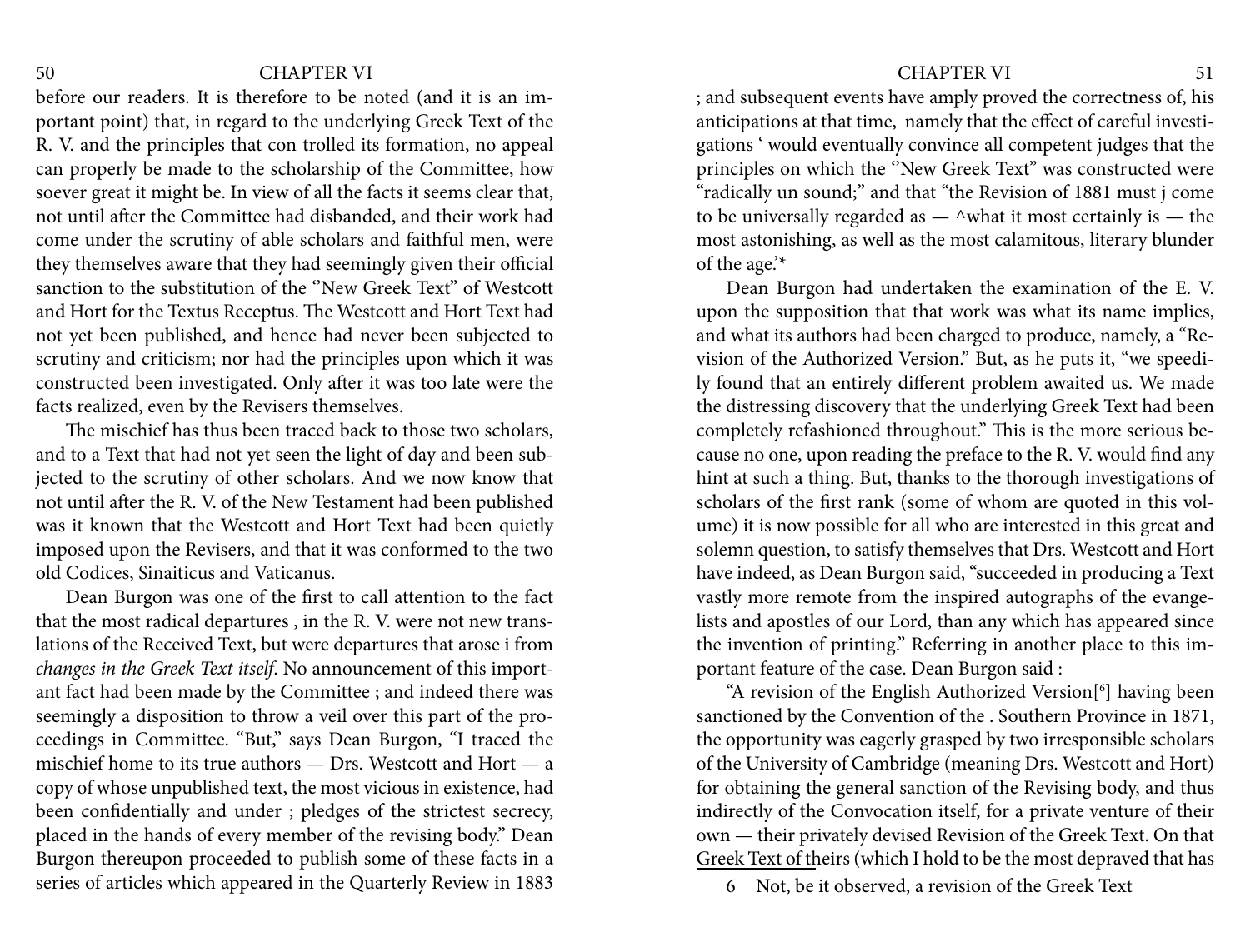before our readers. It is therefore to be noted (and it is an important point) that, in regard to the underlying Greek Text of the R. V. and the principles that con trolled its formation, no appeal can properly be made to the scholarship of the Committee, how soever great it might be. In view of all the facts it seems clear that, not until after the Committee had disbanded, and their work had come under the scrutiny of able scholars and faithful men, were they themselves aware that they had seemingly given their official sanction to the substitution of the ''New Greek Text" of Westcott and Hort for the Textus Receptus. The Westcott and Hort Text had not yet been published, and hence had never been subjected to scrutiny and criticism; nor had the principles upon which it was constructed been investigated. Only after it was too late were the facts realized, even by the Revisers themselves.

The mischief has thus been traced back to those two scholars, and to a Text that had not yet seen the light of day and been subjected to the scrutiny of other scholars. And we now know that not until after the R. V. of the New Testament had been published was it known that the Westcott and Hort Text had been quietly imposed upon the Revisers, and that it was conformed to the two old Codices, Sinaiticus and Vaticanus.

Dean Burgon was one of the first to call attention to the fact that the most radical departures , in the R. V. were not new translations of the Received Text, but were departures that arose i from *changes in the Greek Text itself*. No announcement of this important fact had been made by the Committee ; and indeed there was seemingly a disposition to throw a veil over this part of the proceedings in Committee. "But," says Dean Burgon, "I traced the mischief home to its true authors — Drs. Westcott and Hort — a copy of whose unpublished text, the most vicious in existence, had been confidentially and under ; pledges of the strictest secrecy, placed in the hands of every member of the revising body." Dean Burgon thereupon proceeded to publish some of these facts in a series of articles which appeared in the Quarterly Review in 1883 ; and subsequent events have amply proved the correctness of, his anticipations at that time, namely that the effect of careful investigations ' would eventually convince all competent judges that the principles on which the ''New Greek Text" was constructed were "radically un sound;" and that "the Revision of 1881 must j come to be universally regarded as — ^what it most certainly is — the most astonishing, as well as the most calamitous, literary blunder of the age.'*

Dean Burgon had undertaken the examination of the E. V. upon the supposition that that work was what its name implies, and what its authors had been charged to produce, namely, a "Revision of the Authorized Version." But, as he puts it, "we speedily found that an entirely different problem awaited us. We made the distressing discovery that the underlying Greek Text had been completely refashioned throughout." This is the more serious because no one, upon reading the preface to the R. V. would find any hint at such a thing. But, thanks to the thorough investigations of scholars of the first rank (some of whom are quoted in this volume) it is now possible for all who are interested in this great and solemn question, to satisfy themselves that Drs. Westcott and Hort have indeed, as Dean Burgon said, "succeeded in producing a Text vastly more remote from the inspired autographs of the evangelists and apostles of our Lord, than any which has appeared since the invention of printing." Referring in another place to this important feature of the case. Dean Burgon said :

"A revision of the English Authorized Version[6] having been sanctioned by the Convention of the . Southern Province in 1871, the opportunity was eagerly grasped by two irresponsible scholars of the University of Cambridge (meaning Drs. Westcott and Hort) for obtaining the general sanction of the Revising body, and thus indirectly of the Convocation itself, for a private venture of their own — their privately devised Revision of the Greek Text. On that Greek Text of theirs (which I hold to be the most depraved that has

6 Not, be it observed, a revision of the Greek Text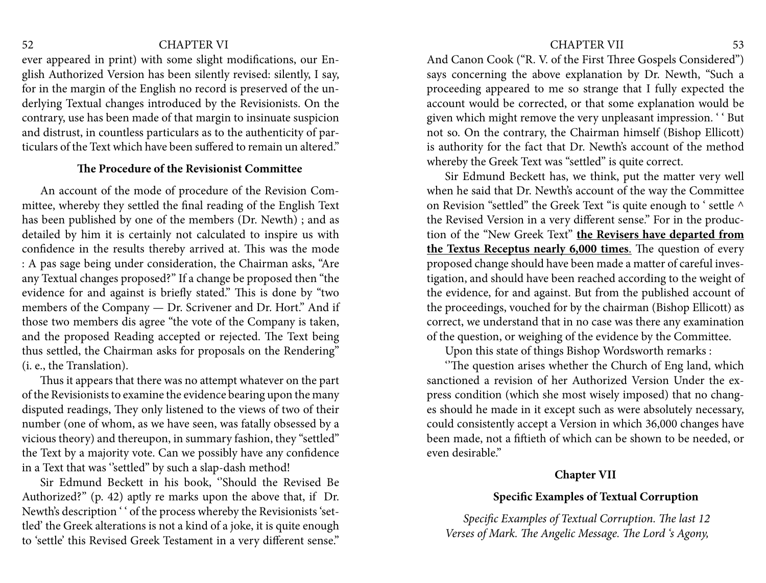ever appeared in print) with some slight modifications, our English Authorized Version has been silently revised: silently, I say, for in the margin of the English no record is preserved of the underlying Textual changes introduced by the Revisionists. On the contrary, use has been made of that margin to insinuate suspicion and distrust, in countless particulars as to the authenticity of particulars of the Text which have been suffered to remain un altered."

### The Procedure of the Revisionist Committee

An account of the mode of procedure of the Revision Committee, whereby they settled the final reading of the English Text has been published by one of the members (Dr. Newth) ; and as detailed by him it is certainly not calculated to inspire us with confidence in the results thereby arrived at. This was the mode : A pas sage being under consideration, the Chairman asks, "Are any Textual changes proposed?" If a change be proposed then "the evidence for and against is briefly stated." This is done by "two members of the Company — Dr. Scrivener and Dr. Hort." And if those two members dis agree "the vote of the Company is taken, and the proposed Reading accepted or rejected. The Text being thus settled, the Chairman asks for proposals on the Rendering" (i. e., the Translation).

Thus it appears that there was no attempt whatever on the part of the Revisionists to examine the evidence bearing upon the many disputed readings, They only listened to the views of two of their number (one of whom, as we have seen, was fatally obsessed by a vicious theory) and thereupon, in summary fashion, they "settled" the Text by a majority vote. Can we possibly have any confidence in a Text that was ''settled" by such a slap-dash method!

Sir Edmund Beckett in his book, ''Should the Revised Be Authorized?" (p. 42) aptly re marks upon the above that, if Dr. Newth's description ' ' of the process whereby the Revisionists 'settled' the Greek alterations is not a kind of a joke, it is quite enough to 'settle' this Revised Greek Testament in a very different sense."

And Canon Cook ("R. V. of the First Three Gospels Considered") says concerning the above explanation by Dr. Newth, "Such a proceeding appeared to me so strange that I fully expected the account would be corrected, or that some explanation would be given which might remove the very unpleasant impression. ' ' But not so. On the contrary, the Chairman himself (Bishop Ellicott) is authority for the fact that Dr. Newth's account of the method whereby the Greek Text was "settled" is quite correct.

Sir Edmund Beckett has, we think, put the matter very well when he said that Dr. Newth's account of the way the Committee on Revision "settled" the Greek Text "is quite enough to ' settle ^ the Revised Version in a very different sense." For in the production of the "New Greek Text" **the Revisers have departed from the Textus Receptus nearly 6,000 times**. The question of every proposed change should have been made a matter of careful investigation, and should have been reached according to the weight of the evidence, for and against. But from the published account of the proceedings, vouched for by the chairman (Bishop Ellicott) as correct, we understand that in no case was there any examination of the question, or weighing of the evidence by the Committee.

Upon this state of things Bishop Wordsworth remarks :

''The question arises whether the Church of Eng land, which sanctioned a revision of her Authorized Version Under the express condition (which she most wisely imposed) that no changes should he made in it except such as were absolutely necessary, could consistently accept a Version in which 36,000 changes have been made, not a fiftieth of which can be shown to be needed, or even desirable."

## Chapter VII

### Specific Examples of Textual Corruption

*Specific Examples of Textual Corruption. The last 12 Verses of Mark. The Angelic Message. The Lord 's Agony,*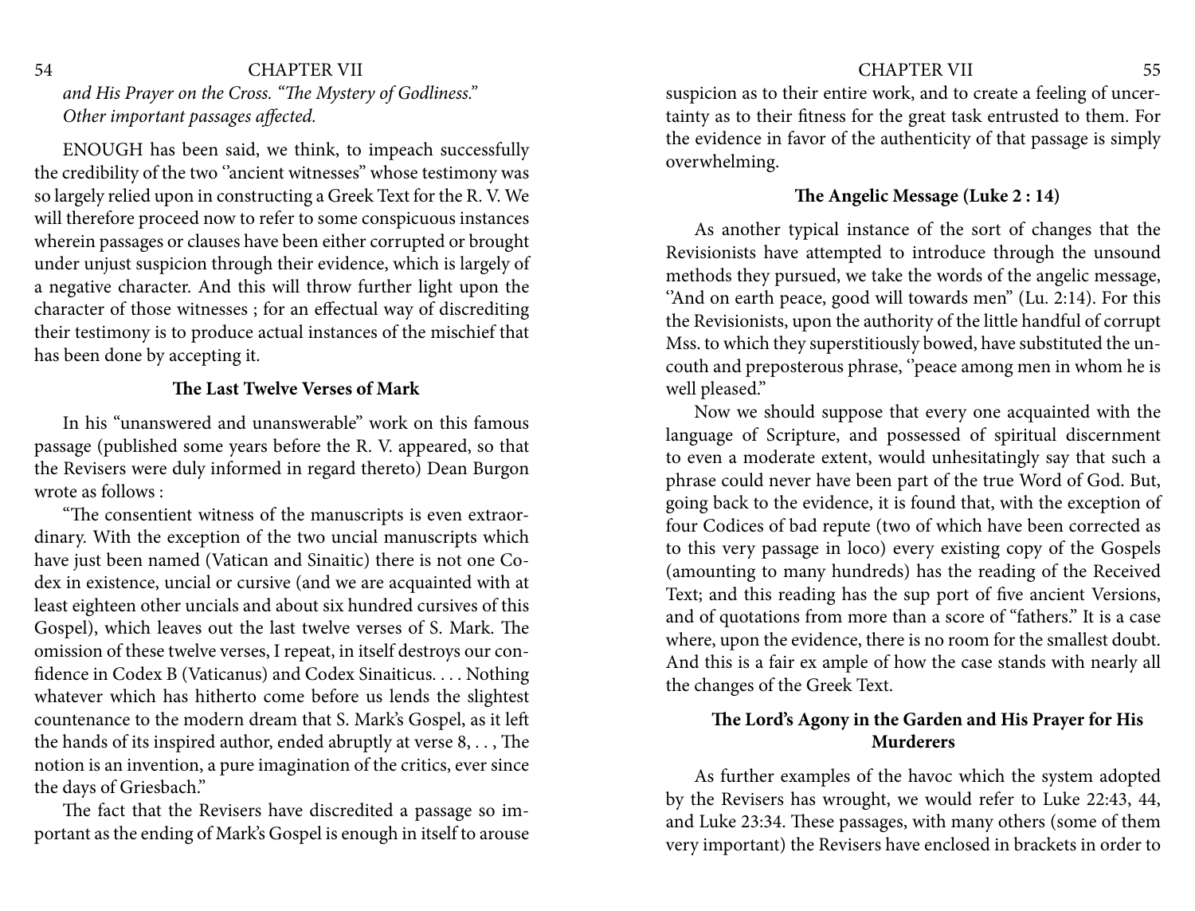*and His Prayer on the Cross. "The Mystery of Godliness." Other important passages affected.*

ENOUGH has been said, we think, to impeach successfully the credibility of the two ''ancient witnesses" whose testimony was so largely relied upon in constructing a Greek Text for the R. V. We will therefore proceed now to refer to some conspicuous instances wherein passages or clauses have been either corrupted or brought under unjust suspicion through their evidence, which is largely of a negative character. And this will throw further light upon the character of those witnesses ; for an effectual way of discrediting their testimony is to produce actual instances of the mischief that has been done by accepting it.

### The Last Twelve Verses of Mark

In his "unanswered and unanswerable" work on this famous passage (published some years before the R. V. appeared, so that the Revisers were duly informed in regard thereto) Dean Burgon wrote as follows :

"The consentient witness of the manuscripts is even extraordinary. With the exception of the two uncial manuscripts which have just been named (Vatican and Sinaitic) there is not one Codex in existence, uncial or cursive (and we are acquainted with at least eighteen other uncials and about six hundred cursives of this Gospel), which leaves out the last twelve verses of S. Mark. The omission of these twelve verses, I repeat, in itself destroys our confidence in Codex B (Vaticanus) and Codex Sinaiticus. . . . Nothing whatever which has hitherto come before us lends the slightest countenance to the modern dream that S. Mark's Gospel, as it left the hands of its inspired author, ended abruptly at verse 8, . . , The notion is an invention, a pure imagination of the critics, ever since the days of Griesbach."

The fact that the Revisers have discredited a passage so important as the ending of Mark's Gospel is enough in itself to arouse suspicion as to their entire work, and to create a feeling of uncertainty as to their fitness for the great task entrusted to them. For the evidence in favor of the authenticity of that passage is simply overwhelming.

### The Angelic Message (Luke 2 : 14)

As another typical instance of the sort of changes that the Revisionists have attempted to introduce through the unsound methods they pursued, we take the words of the angelic message, ''And on earth peace, good will towards men" (Lu. 2:14). For this the Revisionists, upon the authority of the little handful of corrupt Mss. to which they superstitiously bowed, have substituted the uncouth and preposterous phrase, ''peace among men in whom he is well pleased."

Now we should suppose that every one acquainted with the language of Scripture, and possessed of spiritual discernment to even a moderate extent, would unhesitatingly say that such a phrase could never have been part of the true Word of God. But, going back to the evidence, it is found that, with the exception of four Codices of bad repute (two of which have been corrected as to this very passage in loco) every existing copy of the Gospels (amounting to many hundreds) has the reading of the Received Text; and this reading has the sup port of five ancient Versions, and of quotations from more than a score of "fathers." It is a case where, upon the evidence, there is no room for the smallest doubt. And this is a fair ex ample of how the case stands with nearly all the changes of the Greek Text.

### The Lord's Agony in the Garden and His Prayer for His Murderers

As further examples of the havoc which the system adopted by the Revisers has wrought, we would refer to Luke 22:43, 44, and Luke 23:34. These passages, with many others (some of them very important) the Revisers have enclosed in brackets in order to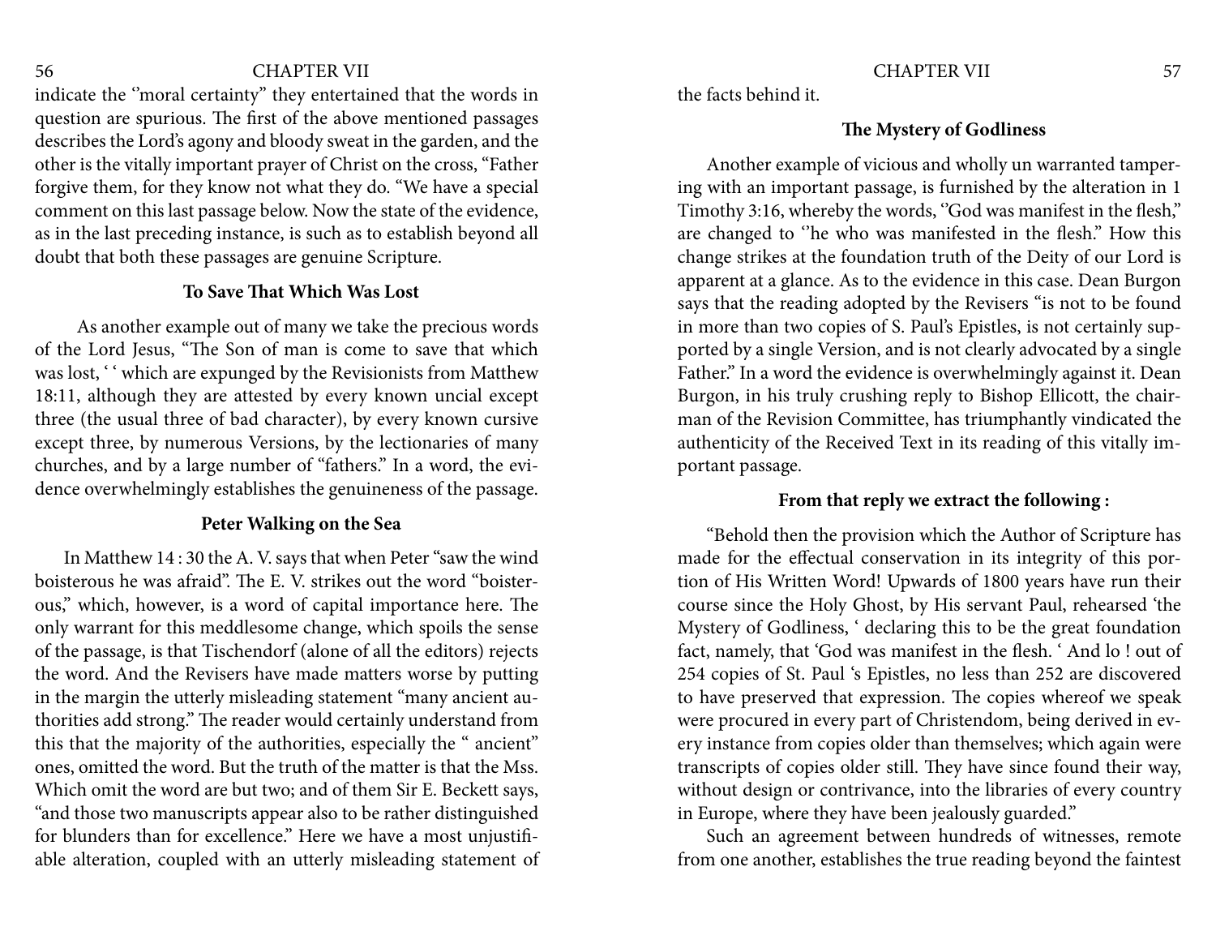indicate the ''moral certainty" they entertained that the words in question are spurious. The first of the above mentioned passages describes the Lord's agony and bloody sweat in the garden, and the other is the vitally important prayer of Christ on the cross, "Father forgive them, for they know not what they do. "We have a special comment on this last passage below. Now the state of the evidence, as in the last preceding instance, is such as to establish beyond all doubt that both these passages are genuine Scripture.

### To Save That Which Was Lost

As another example out of many we take the precious words of the Lord Jesus, "The Son of man is come to save that which was lost, ' ' which are expunged by the Revisionists from Matthew 18:11, although they are attested by every known uncial except three (the usual three of bad character), by every known cursive except three, by numerous Versions, by the lectionaries of many churches, and by a large number of "fathers." In a word, the evidence overwhelmingly establishes the genuineness of the passage.

### Peter Walking on the Sea

In Matthew 14 : 30 the A. V. says that when Peter "saw the wind boisterous he was afraid". The E. V. strikes out the word "boisterous," which, however, is a word of capital importance here. The only warrant for this meddlesome change, which spoils the sense of the passage, is that Tischendorf (alone of all the editors) rejects the word. And the Revisers have made matters worse by putting in the margin the utterly misleading statement "many ancient authorities add strong." The reader would certainly understand from this that the majority of the authorities, especially the " ancient" ones, omitted the word. But the truth of the matter is that the Mss. Which omit the word are but two; and of them Sir E. Beckett says, "and those two manuscripts appear also to be rather distinguished for blunders than for excellence." Here we have a most unjustifiable alteration, coupled with an utterly misleading statement of the facts behind it.

### The Mystery of Godliness

Another example of vicious and wholly un warranted tampering with an important passage, is furnished by the alteration in 1 Timothy 3:16, whereby the words, ''God was manifest in the flesh," are changed to ''he who was manifested in the flesh." How this change strikes at the foundation truth of the Deity of our Lord is apparent at a glance. As to the evidence in this case. Dean Burgon says that the reading adopted by the Revisers "is not to be found in more than two copies of S. Paul's Epistles, is not certainly supported by a single Version, and is not clearly advocated by a single Father." In a word the evidence is overwhelmingly against it. Dean Burgon, in his truly crushing reply to Bishop Ellicott, the chairman of the Revision Committee, has triumphantly vindicated the authenticity of the Received Text in its reading of this vitally important passage.

### From that reply we extract the following :

"Behold then the provision which the Author of Scripture has made for the effectual conservation in its integrity of this portion of His Written Word! Upwards of 1800 years have run their course since the Holy Ghost, by His servant Paul, rehearsed 'the Mystery of Godliness, ' declaring this to be the great foundation fact, namely, that 'God was manifest in the flesh. ' And lo ! out of 254 copies of St. Paul 's Epistles, no less than 252 are discovered to have preserved that expression. The copies whereof we speak were procured in every part of Christendom, being derived in every instance from copies older than themselves; which again were transcripts of copies older still. They have since found their way, without design or contrivance, into the libraries of every country in Europe, where they have been jealously guarded."

Such an agreement between hundreds of witnesses, remote from one another, establishes the true reading beyond the faintest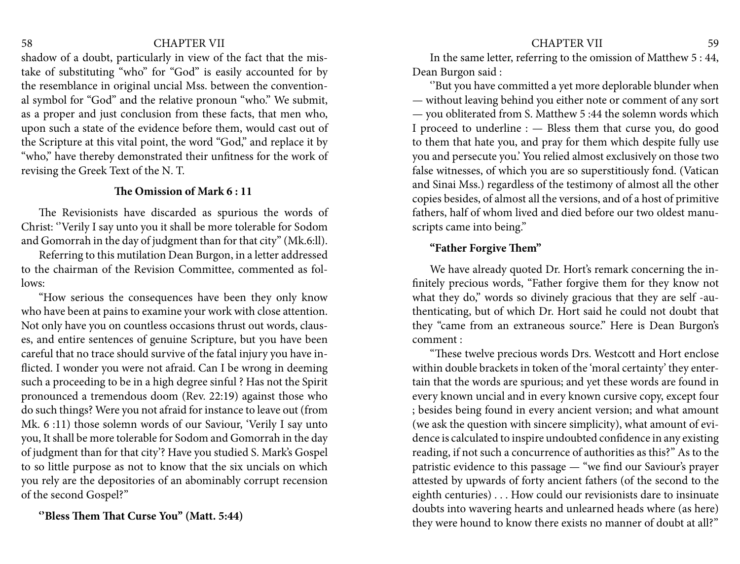shadow of a doubt, particularly in view of the fact that the mistake of substituting "who" for "God" is easily accounted for by the resemblance in original uncial Mss. between the conventional symbol for "God" and the relative pronoun "who." We submit, as a proper and just conclusion from these facts, that men who, upon such a state of the evidence before them, would cast out of the Scripture at this vital point, the word "God," and replace it by "who," have thereby demonstrated their unfitness for the work of revising the Greek Text of the N. T.

### The Omission of Mark 6 : 11

The Revisionists have discarded as spurious the words of Christ: ''Verily I say unto you it shall be more tolerable for Sodom and Gomorrah in the day of judgment than for that city" (Mk.6:ll).

Referring to this mutilation Dean Burgon, in a letter addressed to the chairman of the Revision Committee, commented as follows:

"How serious the consequences have been they only know who have been at pains to examine your work with close attention. Not only have you on countless occasions thrust out words, clauses, and entire sentences of genuine Scripture, but you have been careful that no trace should survive of the fatal injury you have inflicted. I wonder you were not afraid. Can I be wrong in deeming such a proceeding to be in a high degree sinful ? Has not the Spirit pronounced a tremendous doom (Rev. 22:19) against those who do such things? Were you not afraid for instance to leave out (from Mk. 6 :11) those solemn words of our Saviour, 'Verily I say unto you, It shall be more tolerable for Sodom and Gomorrah in the day of judgment than for that city'? Have you studied S. Mark's Gospel to so little purpose as not to know that the six uncials on which you rely are the depositories of an abominably corrupt recension of the second Gospel?"

### ''Bless Them That Curse You" (Matt. 5:44)

In the same letter, referring to the omission of Matthew 5 : 44, Dean Burgon said :

''But you have committed a yet more deplorable blunder when — without leaving behind you either note or comment of any sort — you obliterated from S. Matthew 5 :44 the solemn words which I proceed to underline : — Bless them that curse you, do good to them that hate you, and pray for them which despite fully use you and persecute you.' You relied almost exclusively on those two false witnesses, of which you are so superstitiously fond. (Vatican and Sinai Mss.) regardless of the testimony of almost all the other copies besides, of almost all the versions, and of a host of primitive fathers, half of whom lived and died before our two oldest manuscripts came into being."

### "Father Forgive Them"

We have already quoted Dr. Hort's remark concerning the infinitely precious words, "Father forgive them for they know not what they do," words so divinely gracious that they are self -authenticating, but of which Dr. Hort said he could not doubt that they "came from an extraneous source." Here is Dean Burgon's comment :

"These twelve precious words Drs. Westcott and Hort enclose within double brackets in token of the 'moral certainty' they entertain that the words are spurious; and yet these words are found in every known uncial and in every known cursive copy, except four ; besides being found in every ancient version; and what amount (we ask the question with sincere simplicity), what amount of evidence is calculated to inspire undoubted confidence in any existing reading, if not such a concurrence of authorities as this?" As to the patristic evidence to this passage — "we find our Saviour's prayer attested by upwards of forty ancient fathers (of the second to the eighth centuries) . . . How could our revisionists dare to insinuate doubts into wavering hearts and unlearned heads where (as here) they were hound to know there exists no manner of doubt at all?"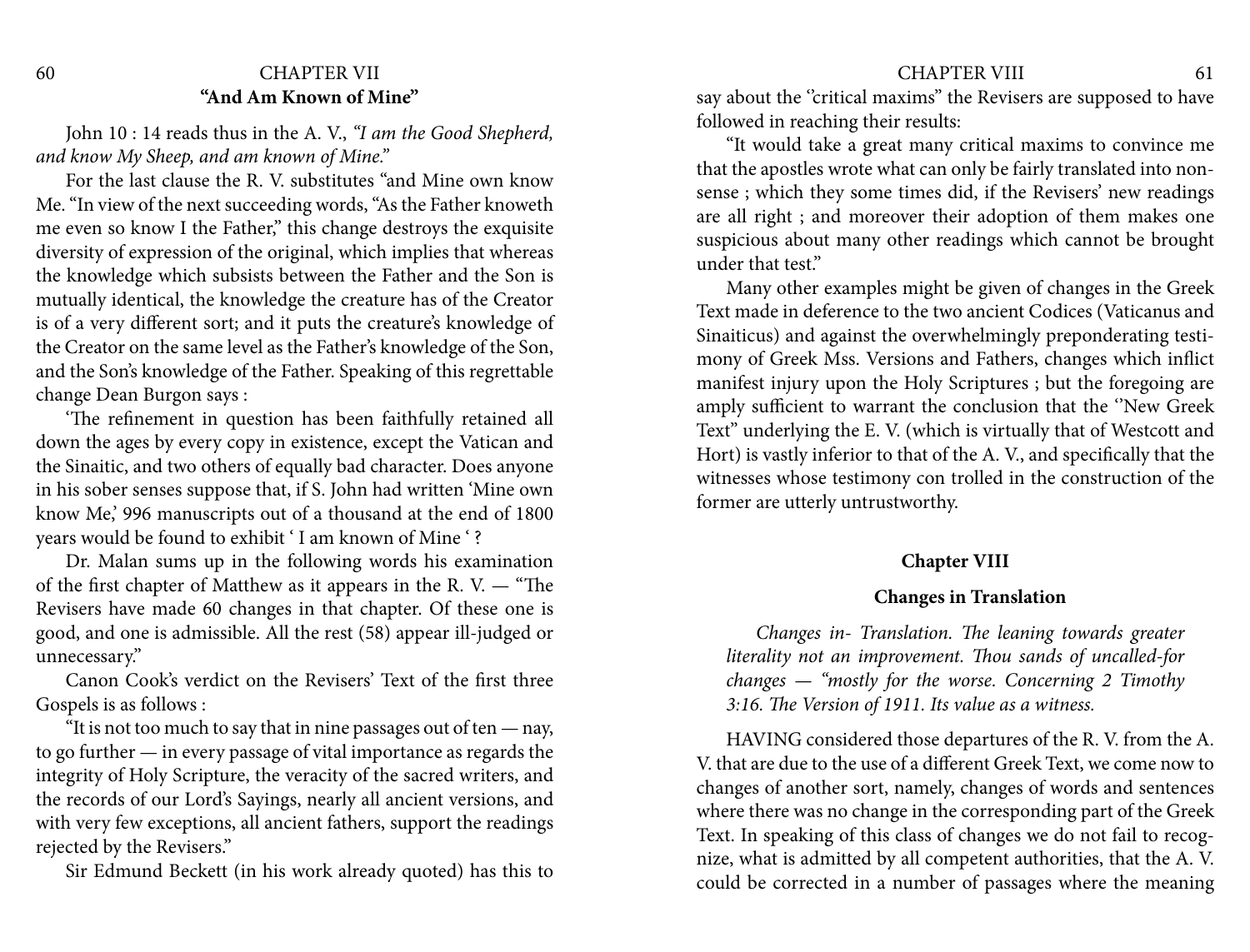### "And Am Known of Mine"

John 10 : 14 reads thus in the A. V., *"I am the Good Shepherd, and know My Sheep, and am known of Mine."*

For the last clause the R. V. substitutes "and Mine own know Me. "In view of the next succeeding words, "As the Father knoweth me even so know I the Father," this change destroys the exquisite diversity of expression of the original, which implies that whereas the knowledge which subsists between the Father and the Son is mutually identical, the knowledge the creature has of the Creator is of a very different sort; and it puts the creature's knowledge of the Creator on the same level as the Father's knowledge of the Son, and the Son's knowledge of the Father. Speaking of this regrettable change Dean Burgon says :

'The refinement in question has been faithfully retained all down the ages by every copy in existence, except the Vatican and the Sinaitic, and two others of equally bad character. Does anyone in his sober senses suppose that, if S. John had written 'Mine own know Me,' 996 manuscripts out of a thousand at the end of 1800 years would be found to exhibit ' I am known of Mine ' ?

Dr. Malan sums up in the following words his examination of the first chapter of Matthew as it appears in the R. V. — "The Revisers have made 60 changes in that chapter. Of these one is good, and one is admissible. All the rest (58) appear ill-judged or unnecessary."

Canon Cook's verdict on the Revisers' Text of the first three Gospels is as follows :

"It is not too much to say that in nine passages out of ten — nay, to go further — in every passage of vital importance as regards the integrity of Holy Scripture, the veracity of the sacred writers, and the records of our Lord's Sayings, nearly all ancient versions, and with very few exceptions, all ancient fathers, support the readings rejected by the Revisers."

Sir Edmund Beckett (in his work already quoted) has this to say about the ''critical maxims" the Revisers are supposed to have followed in reaching their results:

"It would take a great many critical maxims to convince me that the apostles wrote what can only be fairly translated into nonsense ; which they some times did, if the Revisers' new readings are all right ; and moreover their adoption of them makes one suspicious about many other readings which cannot be brought under that test."

Many other examples might be given of changes in the Greek Text made in deference to the two ancient Codices (Vaticanus and Sinaiticus) and against the overwhelmingly preponderating testimony of Greek Mss. Versions and Fathers, changes which inflict manifest injury upon the Holy Scriptures ; but the foregoing are amply sufficient to warrant the conclusion that the ''New Greek Text" underlying the E. V. (which is virtually that of Westcott and Hort) is vastly inferior to that of the A. V., and specifically that the witnesses whose testimony con trolled in the construction of the former are utterly untrustworthy.

## Chapter VIII

### Changes in Translation

*Changes in- Translation. The leaning towards greater literality not an improvement. Thou sands of uncalled-for changes — "mostly for the worse. Concerning 2 Timothy 3:16. The Version of 1911. Its value as a witness.*

HAVING considered those departures of the R. V. from the A. V. that are due to the use of a different Greek Text, we come now to changes of another sort, namely, changes of words and sentences where there was no change in the corresponding part of the Greek Text. In speaking of this class of changes we do not fail to recognize, what is admitted by all competent authorities, that the A. V. could be corrected in a number of passages where the meaning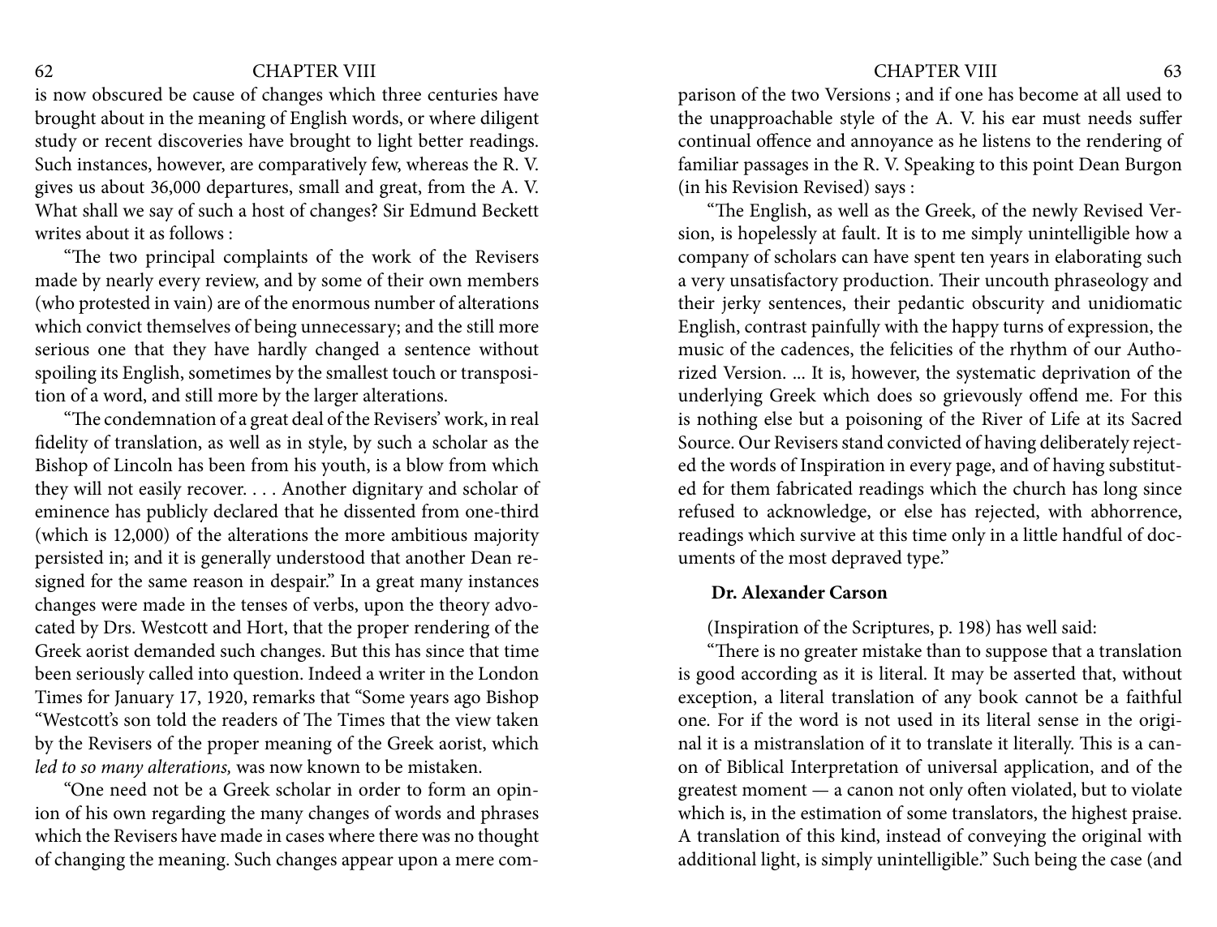is now obscured be cause of changes which three centuries have brought about in the meaning of English words, or where diligent study or recent discoveries have brought to light better readings. Such instances, however, are comparatively few, whereas the R. V. gives us about 36,000 departures, small and great, from the A. V. What shall we say of such a host of changes? Sir Edmund Beckett writes about it as follows :

"The two principal complaints of the work of the Revisers made by nearly every review, and by some of their own members (who protested in vain) are of the enormous number of alterations which convict themselves of being unnecessary; and the still more serious one that they have hardly changed a sentence without spoiling its English, sometimes by the smallest touch or transposition of a word, and still more by the larger alterations.

"The condemnation of a great deal of the Revisers' work, in real fidelity of translation, as well as in style, by such a scholar as the Bishop of Lincoln has been from his youth, is a blow from which they will not easily recover. . . . Another dignitary and scholar of eminence has publicly declared that he dissented from one-third (which is 12,000) of the alterations the more ambitious majority persisted in; and it is generally understood that another Dean resigned for the same reason in despair." In a great many instances changes were made in the tenses of verbs, upon the theory advocated by Drs. Westcott and Hort, that the proper rendering of the Greek aorist demanded such changes. But this has since that time been seriously called into question. Indeed a writer in the London Times for January 17, 1920, remarks that "Some years ago Bishop "Westcott's son told the readers of The Times that the view taken by the Revisers of the proper meaning of the Greek aorist, which *led to so many alterations,* was now known to be mistaken.

"One need not be a Greek scholar in order to form an opinion of his own regarding the many changes of words and phrases which the Revisers have made in cases where there was no thought of changing the meaning. Such changes appear upon a mere comparison of the two Versions ; and if one has become at all used to the unapproachable style of the A. V. his ear must needs suffer continual offence and annoyance as he listens to the rendering of familiar passages in the R. V. Speaking to this point Dean Burgon (in his Revision Revised) says :

"The English, as well as the Greek, of the newly Revised Version, is hopelessly at fault. It is to me simply unintelligible how a company of scholars can have spent ten years in elaborating such a very unsatisfactory production. Their uncouth phraseology and their jerky sentences, their pedantic obscurity and unidiomatic English, contrast painfully with the happy turns of expression, the music of the cadences, the felicities of the rhythm of our Authorized Version. ... It is, however, the systematic deprivation of the underlying Greek which does so grievously offend me. For this is nothing else but a poisoning of the River of Life at its Sacred Source. Our Revisers stand convicted of having deliberately rejected the words of Inspiration in every page, and of having substituted for them fabricated readings which the church has long since refused to acknowledge, or else has rejected, with abhorrence, readings which survive at this time only in a little handful of documents of the most depraved type."

**Dr. Alexander Carson**

(Inspiration of the Scriptures, p. 198) has well said:

"There is no greater mistake than to suppose that a translation is good according as it is literal. It may be asserted that, without exception, a literal translation of any book cannot be a faithful one. For if the word is not used in its literal sense in the original it is a mistranslation of it to translate it literally. This is a canon of Biblical Interpretation of universal application, and of the greatest moment — a canon not only often violated, but to violate which is, in the estimation of some translators, the highest praise. A translation of this kind, instead of conveying the original with additional light, is simply unintelligible." Such being the case (and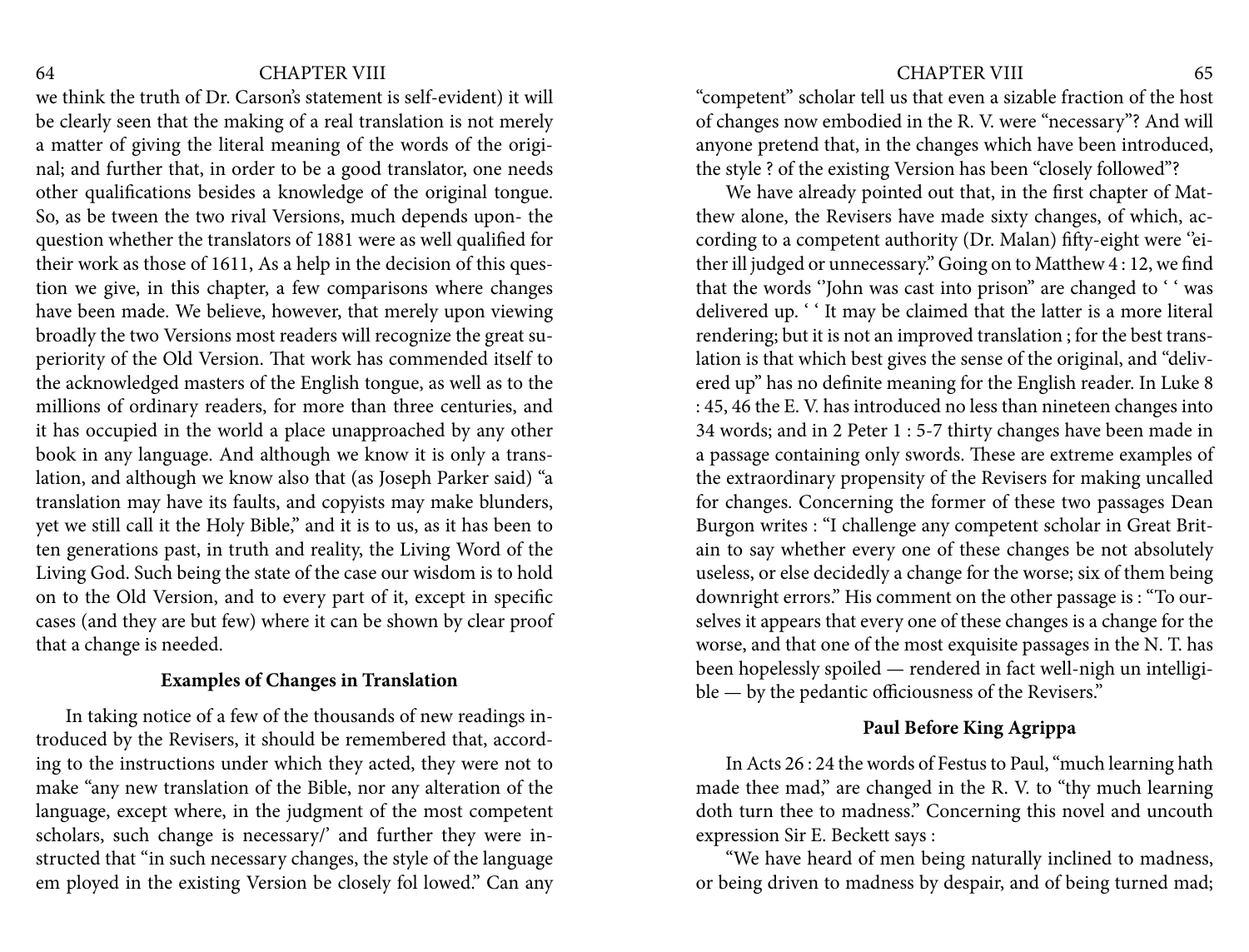we think the truth of Dr. Carson's statement is self-evident) it will be clearly seen that the making of a real translation is not merely a matter of giving the literal meaning of the words of the original; and further that, in order to be a good translator, one needs other qualifications besides a knowledge of the original tongue. So, as be tween the two rival Versions, much depends upon- the question whether the translators of 1881 were as well qualified for their work as those of 1611, As a help in the decision of this question we give, in this chapter, a few comparisons where changes have been made. We believe, however, that merely upon viewing broadly the two Versions most readers will recognize the great superiority of the Old Version. That work has commended itself to the acknowledged masters of the English tongue, as well as to the millions of ordinary readers, for more than three centuries, and it has occupied in the world a place unapproached by any other book in any language. And although we know it is only a translation, and although we know also that (as Joseph Parker said) "a translation may have its faults, and copyists may make blunders, yet we still call it the Holy Bible," and it is to us, as it has been to ten generations past, in truth and reality, the Living Word of the Living God. Such being the state of the case our wisdom is to hold on to the Old Version, and to every part of it, except in specific cases (and they are but few) where it can be shown by clear proof that a change is needed.

### Examples of Changes in Translation

In taking notice of a few of the thousands of new readings introduced by the Revisers, it should be remembered that, according to the instructions under which they acted, they were not to make "any new translation of the Bible, nor any alteration of the language, except where, in the judgment of the most competent scholars, such change is necessary/' and further they were instructed that "in such necessary changes, the style of the language em ployed in the existing Version be closely fol lowed." Can any "competent" scholar tell us that even a sizable fraction of the host of changes now embodied in the R. V. were "necessary"? And will anyone pretend that, in the changes which have been introduced, the style ? of the existing Version has been "closely followed"?

We have already pointed out that, in the first chapter of Matthew alone, the Revisers have made sixty changes, of which, according to a competent authority (Dr. Malan) fifty-eight were ''either ill judged or unnecessary." Going on to Matthew 4 : 12, we find that the words ''John was cast into prison" are changed to ' ' was delivered up. ' ' It may be claimed that the latter is a more literal rendering; but it is not an improved translation ; for the best translation is that which best gives the sense of the original, and "delivered up" has no definite meaning for the English reader. In Luke 8 : 45, 46 the E. V. has introduced no less than nineteen changes into 34 words; and in 2 Peter 1 : 5-7 thirty changes have been made in a passage containing only swords. These are extreme examples of the extraordinary propensity of the Revisers for making uncalled for changes. Concerning the former of these two passages Dean Burgon writes : "I challenge any competent scholar in Great Britain to say whether every one of these changes be not absolutely useless, or else decidedly a change for the worse; six of them being downright errors." His comment on the other passage is : "To ourselves it appears that every one of these changes is a change for the worse, and that one of the most exquisite passages in the N. T. has been hopelessly spoiled — rendered in fact well-nigh un intelligible — by the pedantic officiousness of the Revisers."

### Paul Before King Agrippa

In Acts 26 : 24 the words of Festus to Paul, "much learning hath made thee mad," are changed in the R. V. to "thy much learning doth turn thee to madness." Concerning this novel and uncouth expression Sir E. Beckett says :

"We have heard of men being naturally inclined to madness, or being driven to madness by despair, and of being turned mad;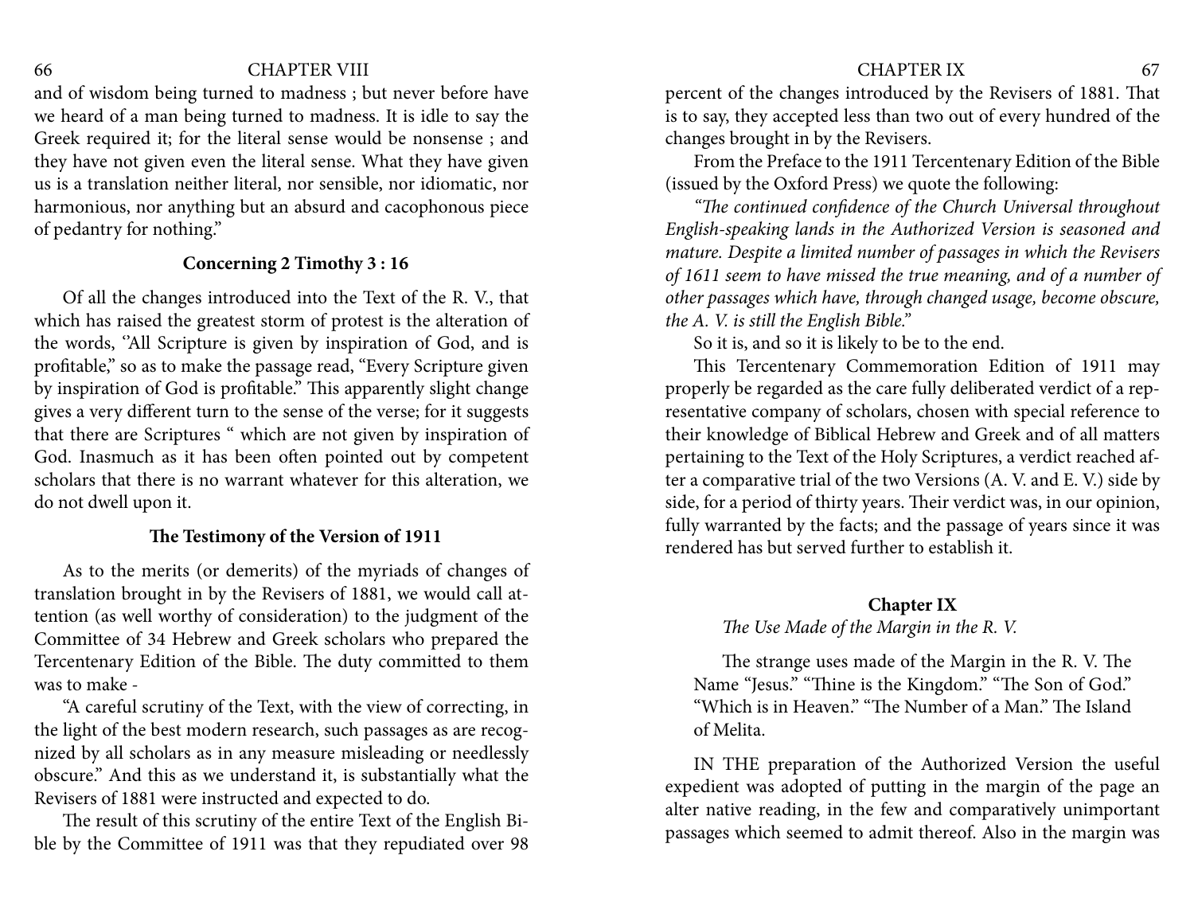and of wisdom being turned to madness ; but never before have we heard of a man being turned to madness. It is idle to say the Greek required it; for the literal sense would be nonsense ; and they have not given even the literal sense. What they have given us is a translation neither literal, nor sensible, nor idiomatic, nor harmonious, nor anything but an absurd and cacophonous piece of pedantry for nothing."

### Concerning 2 Timothy 3 : 16

Of all the changes introduced into the Text of the R. V., that which has raised the greatest storm of protest is the alteration of the words, "All Scripture is given by inspiration of God, and is profitable," so as to make the passage read, "Every Scripture given by inspiration of God is profitable." This apparently slight change gives a very different turn to the sense of the verse; for it suggests that there are Scriptures " which are not given by inspiration of God. Inasmuch as it has been often pointed out by competent scholars that there is no warrant whatever for this alteration, we do not dwell upon it.

### The Testimony of the Version of 1911

As to the merits (or demerits) of the myriads of changes of translation brought in by the Revisers of 1881, we would call attention (as well worthy of consideration) to the judgment of the Committee of 34 Hebrew and Greek scholars who prepared the Tercentenary Edition of the Bible. The duty committed to them was to make -

"A careful scrutiny of the Text, with the view of correcting, in the light of the best modern research, such passages as are recognized by all scholars as in any measure misleading or needlessly obscure." And this as we understand it, is substantially what the Revisers of 1881 were instructed and expected to do.

The result of this scrutiny of the entire Text of the English Bible by the Committee of 1911 was that they repudiated over 98 percent of the changes introduced by the Revisers of 1881. That is to say, they accepted less than two out of every hundred of the changes brought in by the Revisers.

From the Preface to the 1911 Tercentenary Edition of the Bible (issued by the Oxford Press) we quote the following:

*"The continued confidence of the Church Universal throughout English-speaking lands in the Authorized Version is seasoned and mature. Despite a limited number of passages in which the Revisers of 1611 seem to have missed the true meaning, and of a number of other passages which have, through changed usage, become obscure, the A. V. is still the English Bible."*

So it is, and so it is likely to be to the end.

This Tercentenary Commemoration Edition of 1911 may properly be regarded as the care fully deliberated verdict of a representative company of scholars, chosen with special reference to their knowledge of Biblical Hebrew and Greek and of all matters pertaining to the Text of the Holy Scriptures, a verdict reached after a comparative trial of the two Versions (A. V. and E. V.) side by side, for a period of thirty years. Their verdict was, in our opinion, fully warranted by the facts; and the passage of years since it was rendered has but served further to establish it.

## Chapter IX

*The Use Made of the Margin in the R. V.*

The strange uses made of the Margin in the R. V. The Name "Jesus." "Thine is the Kingdom." "The Son of God." "Which is in Heaven." "The Number of a Man." The Island of Melita.

IN THE preparation of the Authorized Version the useful expedient was adopted of putting in the margin of the page an alter native reading, in the few and comparatively unimportant passages which seemed to admit thereof. Also in the margin was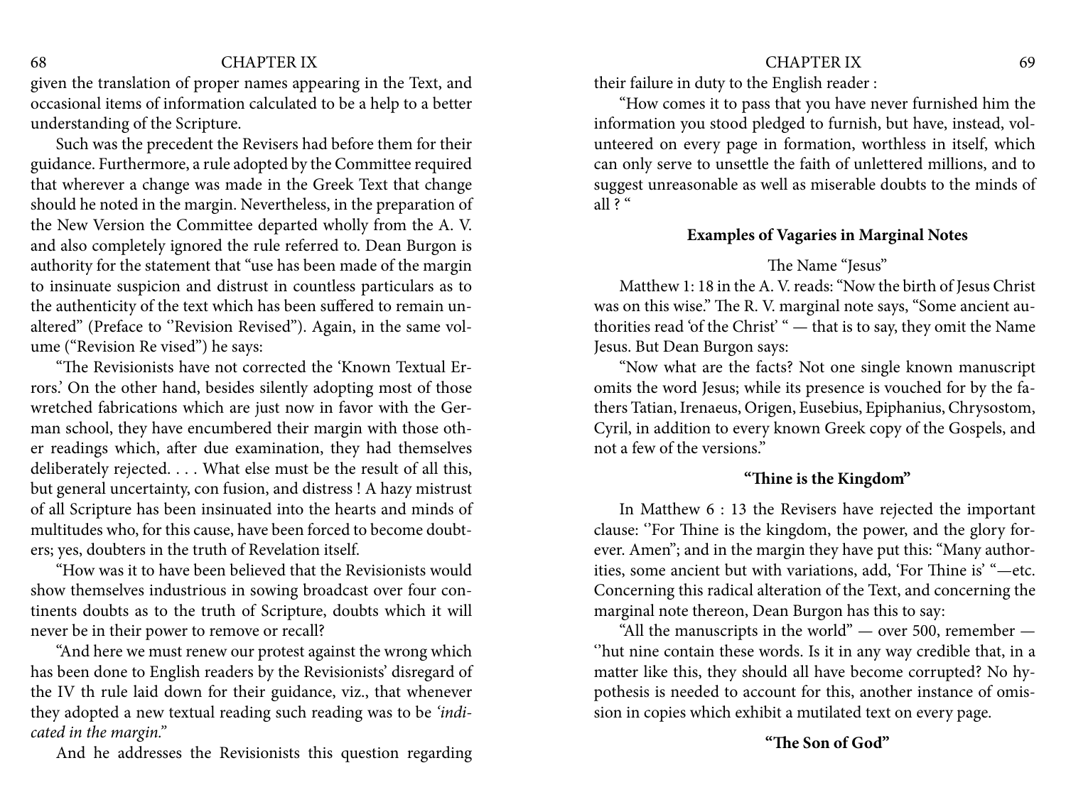given the translation of proper names appearing in the Text, and occasional items of information calculated to be a help to a better understanding of the Scripture.

Such was the precedent the Revisers had before them for their guidance. Furthermore, a rule adopted by the Committee required that wherever a change was made in the Greek Text that change should he noted in the margin. Nevertheless, in the preparation of the New Version the Committee departed wholly from the A. V. and also completely ignored the rule referred to. Dean Burgon is authority for the statement that "use has been made of the margin to insinuate suspicion and distrust in countless particulars as to the authenticity of the text which has been suffered to remain unaltered" (Preface to ''Revision Revised"). Again, in the same volume ("Revision Re vised") he says:

"The Revisionists have not corrected the 'Known Textual Errors.' On the other hand, besides silently adopting most of those wretched fabrications which are just now in favor with the German school, they have encumbered their margin with those other readings which, after due examination, they had themselves deliberately rejected. . . . What else must be the result of all this, but general uncertainty, con fusion, and distress ! A hazy mistrust of all Scripture has been insinuated into the hearts and minds of multitudes who, for this cause, have been forced to become doubters; yes, doubters in the truth of Revelation itself.

"How was it to have been believed that the Revisionists would show themselves industrious in sowing broadcast over four continents doubts as to the truth of Scripture, doubts which it will never be in their power to remove or recall?

"And here we must renew our protest against the wrong which has been done to English readers by the Revisionists' disregard of the IV th rule laid down for their guidance, viz., that whenever they adopted a new textual reading such reading was to be *'indicated in the margin.'*"

And he addresses the Revisionists this question regarding their failure in duty to the English reader :

"How comes it to pass that you have never furnished him the information you stood pledged to furnish, but have, instead, volunteered on every page in formation, worthless in itself, which can only serve to unsettle the faith of unlettered millions, and to suggest unreasonable as well as miserable doubts to the minds of all ? "

### Examples of Vagaries in Marginal Notes

The Name "Jesus"

Matthew 1: 18 in the A. V. reads: "Now the birth of Jesus Christ was on this wise." The R. V. marginal note says, "Some ancient authorities read 'of the Christ' " — that is to say, they omit the Name Jesus. But Dean Burgon says:

"Now what are the facts? Not one single known manuscript omits the word Jesus; while its presence is vouched for by the fathers Tatian, Irenaeus, Origen, Eusebius, Epiphanius, Chrysostom, Cyril, in addition to every known Greek copy of the Gospels, and not a few of the versions."

### "Thine is the Kingdom"

In Matthew 6 : 13 the Revisers have rejected the important clause: ''For Thine is the kingdom, the power, and the glory forever. Amen"; and in the margin they have put this: "Many authorities, some ancient but with variations, add, 'For Thine is' "—etc. Concerning this radical alteration of the Text, and concerning the marginal note thereon, Dean Burgon has this to say:

"All the manuscripts in the world" — over 500, remember — ''hut nine contain these words. Is it in any way credible that, in a matter like this, they should all have become corrupted? No hypothesis is needed to account for this, another instance of omission in copies which exhibit a mutilated text on every page.

### "The Son of God"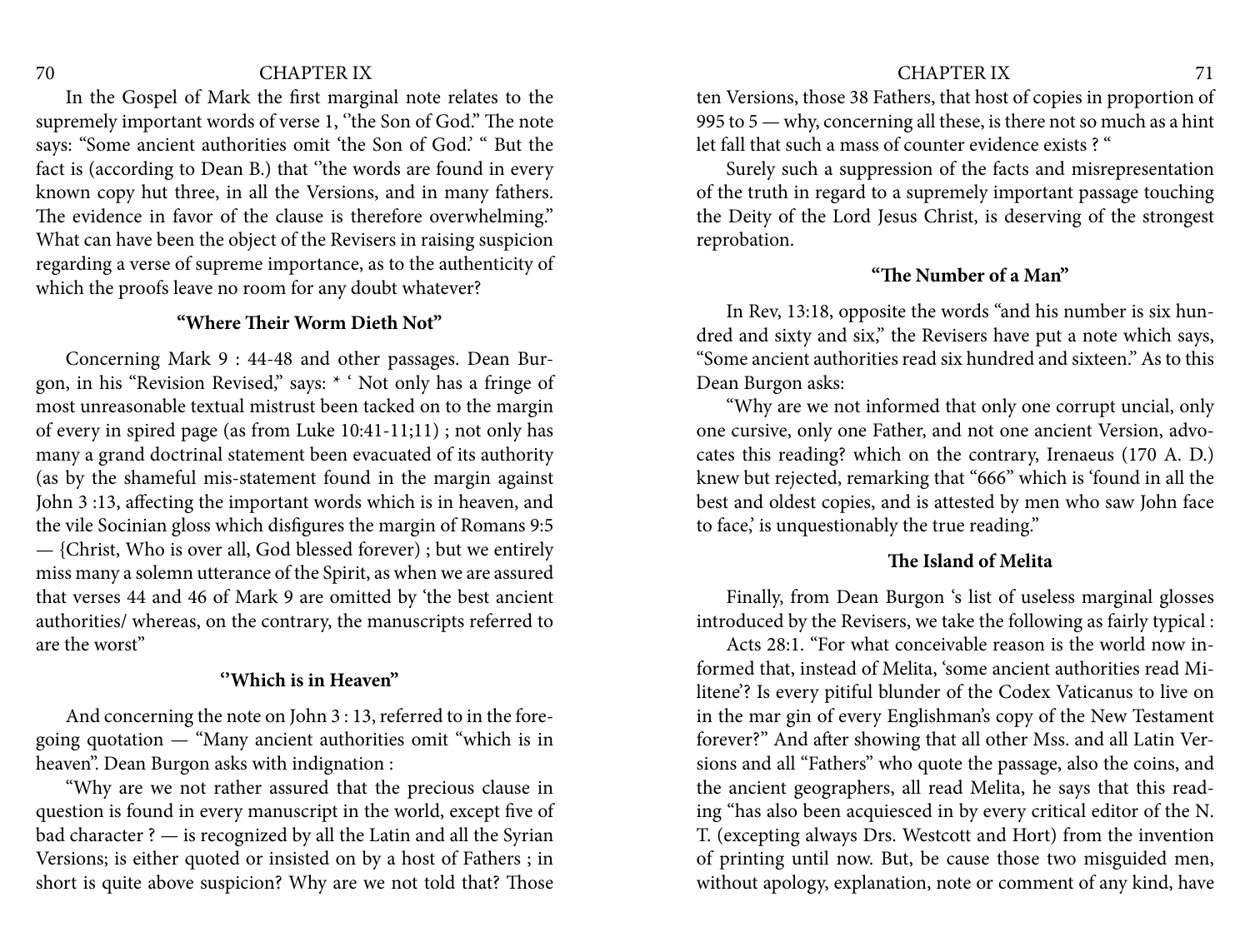In the Gospel of Mark the first marginal note relates to the supremely important words of verse 1, ''the Son of God." The note says: "Some ancient authorities omit 'the Son of God.' " But the fact is (according to Dean B.) that ''the words are found in every known copy hut three, in all the Versions, and in many fathers. The evidence in favor of the clause is therefore overwhelming." What can have been the object of the Revisers in raising suspicion regarding a verse of supreme importance, as to the authenticity of which the proofs leave no room for any doubt whatever?

### "Where Their Worm Dieth Not"

Concerning Mark 9 : 44-48 and other passages. Dean Burgon, in his "Revision Revised," says: * ' Not only has a fringe of most unreasonable textual mistrust been tacked on to the margin of every in spired page (as from Luke 10:41-11;11) ; not only has many a grand doctrinal statement been evacuated of its authority (as by the shameful mis-statement found in the margin against John 3 :13, affecting the important words which is in heaven, and the vile Socinian gloss which disfigures the margin of Romans 9:5 — {Christ, Who is over all, God blessed forever) ; but we entirely miss many a solemn utterance of the Spirit, as when we are assured that verses 44 and 46 of Mark 9 are omitted by 'the best ancient authorities/ whereas, on the contrary, the manuscripts referred to are the worst"

### ''Which is in Heaven"

And concerning the note on John 3 : 13, referred to in the foregoing quotation — "Many ancient authorities omit "which is in heaven". Dean Burgon asks with indignation :

"Why are we not rather assured that the precious clause in question is found in every manuscript in the world, except five of bad character ? — is recognized by all the Latin and all the Syrian Versions; is either quoted or insisted on by a host of Fathers ; in short is quite above suspicion? Why are we not told that? Those ten Versions, those 38 Fathers, that host of copies in proportion of 995 to 5 — why, concerning all these, is there not so much as a hint let fall that such a mass of counter evidence exists ? "

Surely such a suppression of the facts and misrepresentation of the truth in regard to a supremely important passage touching the Deity of the Lord Jesus Christ, is deserving of the strongest reprobation.

### "The Number of a Man"

In Rev, 13:18, opposite the words "and his number is six hundred and sixty and six," the Revisers have put a note which says, "Some ancient authorities read six hundred and sixteen." As to this Dean Burgon asks:

"Why are we not informed that only one corrupt uncial, only one cursive, only one Father, and not one ancient Version, advocates this reading? which on the contrary, Irenaeus (170 A. D.) knew but rejected, remarking that "666" which is 'found in all the best and oldest copies, and is attested by men who saw John face to face,' is unquestionably the true reading."

### The Island of Melita

Finally, from Dean Burgon 's list of useless marginal glosses introduced by the Revisers, we take the following as fairly typical :

Acts 28:1. "For what conceivable reason is the world now informed that, instead of Melita, 'some ancient authorities read Militene'? Is every pitiful blunder of the Codex Vaticanus to live on in the mar gin of every Englishman's copy of the New Testament forever?" And after showing that all other Mss. and all Latin Versions and all "Fathers" who quote the passage, also the coins, and the ancient geographers, all read Melita, he says that this reading "has also been acquiesced in by every critical editor of the N. T. (excepting always Drs. Westcott and Hort) from the invention of printing until now. But, be cause those two misguided men, without apology, explanation, note or comment of any kind, have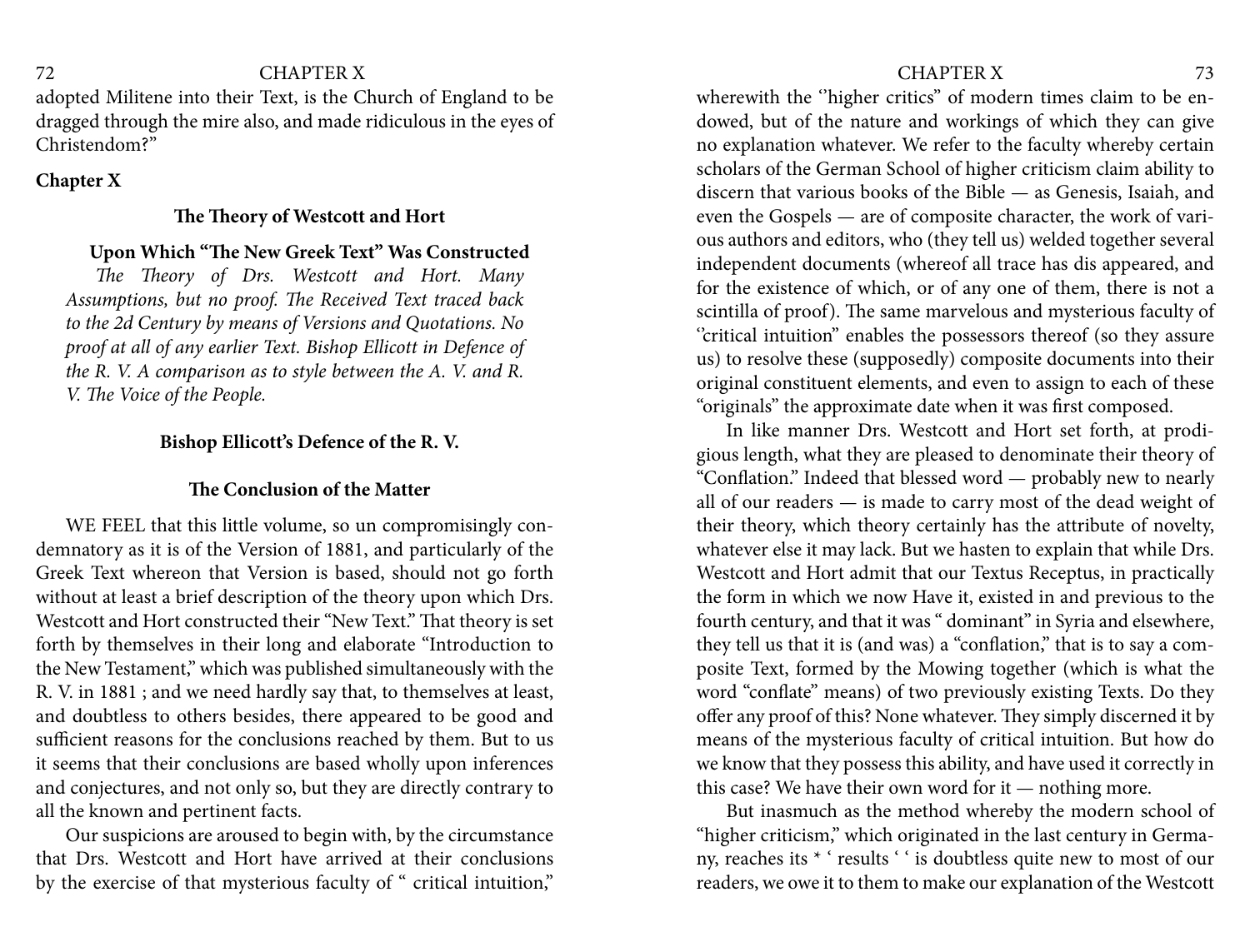adopted Militene into their Text, is the Church of England to be dragged through the mire also, and made ridiculous in the eyes of Christendom?"

## Chapter X

### The Theory of Westcott and Hort

### Upon Which "The New Greek Text" Was Constructed

*The Theory of Drs. Westcott and Hort. Many Assumptions, but no proof. The Received Text traced back to the 2d Century by means of Versions and Quotations. No proof at all of any earlier Text. Bishop Ellicott in Defence of the R. V. A comparison as to style between the A. V. and R. V. The Voice of the People.*

### Bishop Ellicott's Defence of the R. V.

### The Conclusion of the Matter

WE FEEL that this little volume, so un compromisingly condemnatory as it is of the Version of 1881, and particularly of the Greek Text whereon that Version is based, should not go forth without at least a brief description of the theory upon which Drs. Westcott and Hort constructed their "New Text." That theory is set forth by themselves in their long and elaborate "Introduction to the New Testament," which was published simultaneously with the R. V. in 1881 ; and we need hardly say that, to themselves at least, and doubtless to others besides, there appeared to be good and sufficient reasons for the conclusions reached by them. But to us it seems that their conclusions are based wholly upon inferences and conjectures, and not only so, but they are directly contrary to all the known and pertinent facts.

Our suspicions are aroused to begin with, by the circumstance that Drs. Westcott and Hort have arrived at their conclusions by the exercise of that mysterious faculty of " critical intuition," wherewith the ''higher critics" of modern times claim to be endowed, but of the nature and workings of which they can give no explanation whatever. We refer to the faculty whereby certain scholars of the German School of higher criticism claim ability to discern that various books of the Bible — as Genesis, Isaiah, and even the Gospels — are of composite character, the work of various authors and editors, who (they tell us) welded together several independent documents (whereof all trace has dis appeared, and for the existence of which, or of any one of them, there is not a scintilla of proof). The same marvelous and mysterious faculty of ''critical intuition" enables the possessors thereof (so they assure us) to resolve these (supposedly) composite documents into their original constituent elements, and even to assign to each of these "originals" the approximate date when it was first composed.

In like manner Drs. Westcott and Hort set forth, at prodigious length, what they are pleased to denominate their theory of "Conflation." Indeed that blessed word — probably new to nearly all of our readers — is made to carry most of the dead weight of their theory, which theory certainly has the attribute of novelty, whatever else it may lack. But we hasten to explain that while Drs. Westcott and Hort admit that our Textus Receptus, in practically the form in which we now Have it, existed in and previous to the fourth century, and that it was " dominant" in Syria and elsewhere, they tell us that it is (and was) a "conflation," that is to say a composite Text, formed by the Mowing together (which is what the word "conflate" means) of two previously existing Texts. Do they offer any proof of this? None whatever. They simply discerned it by means of the mysterious faculty of critical intuition. But how do we know that they possess this ability, and have used it correctly in this case? We have their own word for it — nothing more.

But inasmuch as the method whereby the modern school of "higher criticism," which originated in the last century in Germany, reaches its * ' results ' ' is doubtless quite new to most of our readers, we owe it to them to make our explanation of the Westcott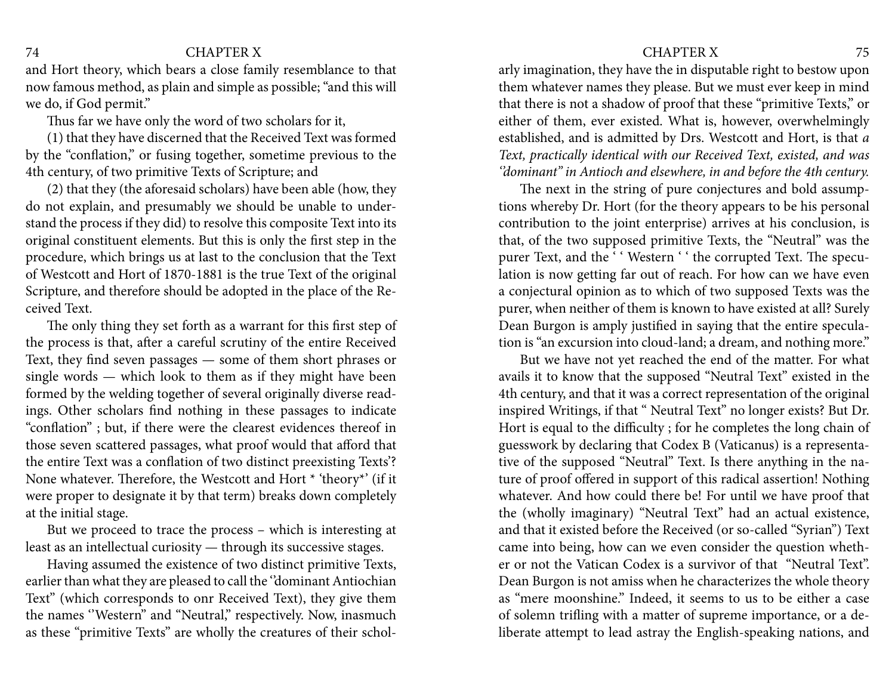and Hort theory, which bears a close family resemblance to that now famous method, as plain and simple as possible; "and this will we do, if God permit."

Thus far we have only the word of two scholars for it,

(1) that they have discerned that the Received Text was formed by the "conflation," or fusing together, sometime previous to the 4th century, of two primitive Texts of Scripture; and

(2) that they (the aforesaid scholars) have been able (how, they do not explain, and presumably we should be unable to understand the process if they did) to resolve this composite Text into its original constituent elements. But this is only the first step in the procedure, which brings us at last to the conclusion that the Text of Westcott and Hort of 1870-1881 is the true Text of the original Scripture, and therefore should be adopted in the place of the Received Text.

The only thing they set forth as a warrant for this first step of the process is that, after a careful scrutiny of the entire Received Text, they find seven passages — some of them short phrases or single words — which look to them as if they might have been formed by the welding together of several originally diverse readings. Other scholars find nothing in these passages to indicate "conflation" ; but, if there were the clearest evidences thereof in those seven scattered passages, what proof would that afford that the entire Text was a conflation of two distinct preexisting Texts'? None whatever. Therefore, the Westcott and Hort * 'theory*' (if it were proper to designate it by that term) breaks down completely at the initial stage.

But we proceed to trace the process – which is interesting at least as an intellectual curiosity — through its successive stages.

Having assumed the existence of two distinct primitive Texts, earlier than what they are pleased to call the ''dominant Antiochian Text" (which corresponds to onr Received Text), they give them the names ''Western" and "Neutral," respectively. Now, inasmuch as these "primitive Texts" are wholly the creatures of their scholarly imagination, they have the in disputable right to bestow upon them whatever names they please. But we must ever keep in mind that there is not a shadow of proof that these "primitive Texts," or either of them, ever existed. What is, however, overwhelmingly established, and is admitted by Drs. Westcott and Hort, is that *a Text, practically identical with our Received Text, existed, and was ''dominant" in Antioch and elsewhere, in and before the 4th century.*

The next in the string of pure conjectures and bold assumptions whereby Dr. Hort (for the theory appears to be his personal contribution to the joint enterprise) arrives at his conclusion, is that, of the two supposed primitive Texts, the "Neutral" was the purer Text, and the ' ' Western ' ' the corrupted Text. The speculation is now getting far out of reach. For how can we have even a conjectural opinion as to which of two supposed Texts was the purer, when neither of them is known to have existed at all? Surely Dean Burgon is amply justified in saying that the entire speculation is "an excursion into cloud-land; a dream, and nothing more."

But we have not yet reached the end of the matter. For what avails it to know that the supposed "Neutral Text" existed in the 4th century, and that it was a correct representation of the original inspired Writings, if that " Neutral Text" no longer exists? But Dr. Hort is equal to the difficulty ; for he completes the long chain of guesswork by declaring that Codex B (Vaticanus) is a representative of the supposed "Neutral" Text. Is there anything in the nature of proof offered in support of this radical assertion! Nothing whatever. And how could there be! For until we have proof that the (wholly imaginary) "Neutral Text" had an actual existence, and that it existed before the Received (or so-called "Syrian") Text came into being, how can we even consider the question whether or not the Vatican Codex is a survivor of that "Neutral Text". Dean Burgon is not amiss when he characterizes the whole theory as "mere moonshine." Indeed, it seems to us to be either a case of solemn trifling with a matter of supreme importance, or a deliberate attempt to lead astray the English-speaking nations, and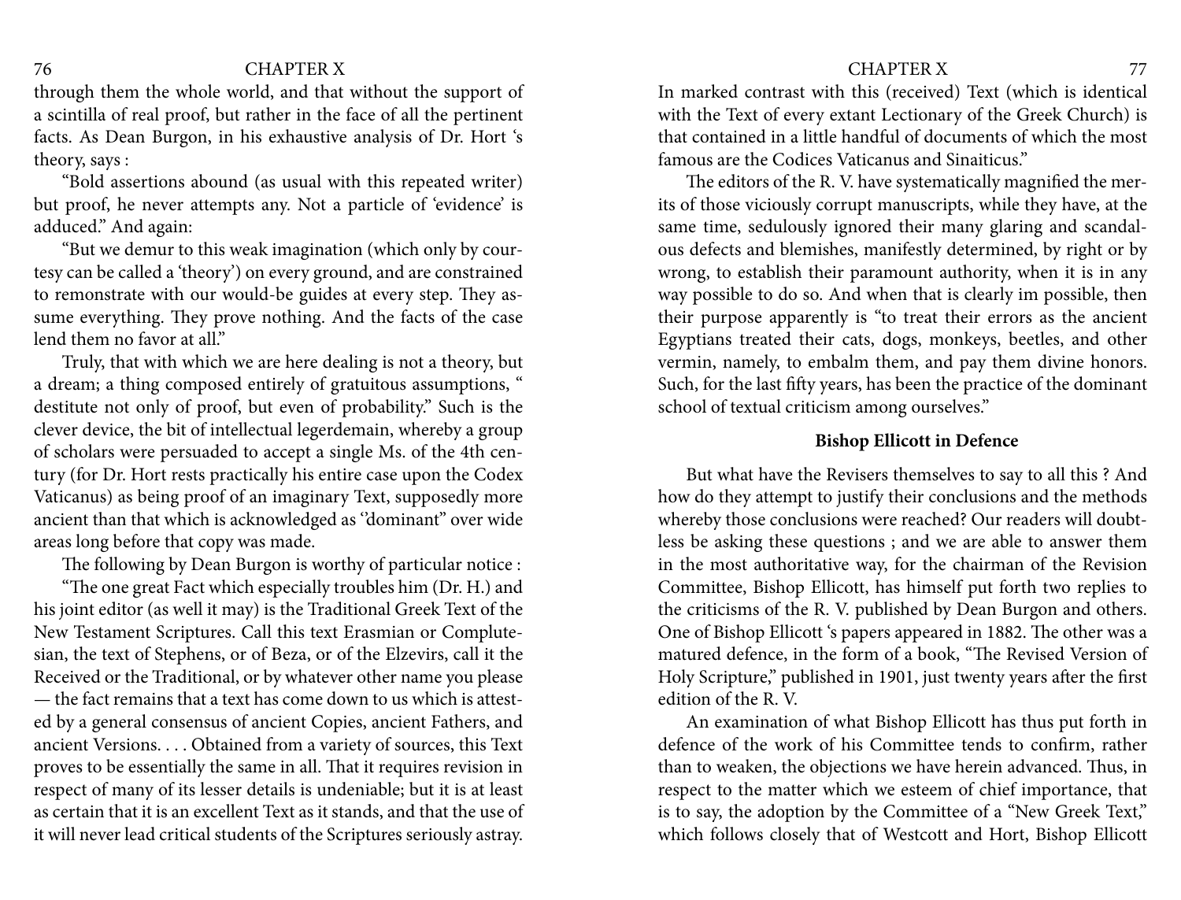through them the whole world, and that without the support of a scintilla of real proof, but rather in the face of all the pertinent facts. As Dean Burgon, in his exhaustive analysis of Dr. Hort 's theory, says :

"Bold assertions abound (as usual with this repeated writer) but proof, he never attempts any. Not a particle of 'evidence' is adduced." And again:

"But we demur to this weak imagination (which only by courtesy can be called a 'theory') on every ground, and are constrained to remonstrate with our would-be guides at every step. They assume everything. They prove nothing. And the facts of the case lend them no favor at all."

Truly, that with which we are here dealing is not a theory, but a dream; a thing composed entirely of gratuitous assumptions, " destitute not only of proof, but even of probability." Such is the clever device, the bit of intellectual legerdemain, whereby a group of scholars were persuaded to accept a single Ms. of the 4th century (for Dr. Hort rests practically his entire case upon the Codex Vaticanus) as being proof of an imaginary Text, supposedly more ancient than that which is acknowledged as ''dominant" over wide areas long before that copy was made.

The following by Dean Burgon is worthy of particular notice :

"The one great Fact which especially troubles him (Dr. H.) and his joint editor (as well it may) is the Traditional Greek Text of the New Testament Scriptures. Call this text Erasmian or Complutesian, the text of Stephens, or of Beza, or of the Elzevirs, call it the Received or the Traditional, or by whatever other name you please — the fact remains that a text has come down to us which is attested by a general consensus of ancient Copies, ancient Fathers, and ancient Versions. . . . Obtained from a variety of sources, this Text proves to be essentially the same in all. That it requires revision in respect of many of its lesser details is undeniable; but it is at least as certain that it is an excellent Text as it stands, and that the use of it will never lead critical students of the Scriptures seriously astray. In marked contrast with this (received) Text (which is identical with the Text of every extant Lectionary of the Greek Church) is that contained in a little handful of documents of which the most famous are the Codices Vaticanus and Sinaiticus."

The editors of the R. V. have systematically magnified the merits of those viciously corrupt manuscripts, while they have, at the same time, sedulously ignored their many glaring and scandalous defects and blemishes, manifestly determined, by right or by wrong, to establish their paramount authority, when it is in any way possible to do so. And when that is clearly im possible, then their purpose apparently is "to treat their errors as the ancient Egyptians treated their cats, dogs, monkeys, beetles, and other vermin, namely, to embalm them, and pay them divine honors. Such, for the last fifty years, has been the practice of the dominant school of textual criticism among ourselves."

### Bishop Ellicott in Defence

But what have the Revisers themselves to say to all this ? And how do they attempt to justify their conclusions and the methods whereby those conclusions were reached? Our readers will doubtless be asking these questions ; and we are able to answer them in the most authoritative way, for the chairman of the Revision Committee, Bishop Ellicott, has himself put forth two replies to the criticisms of the R. V. published by Dean Burgon and others. One of Bishop Ellicott 's papers appeared in 1882. The other was a matured defence, in the form of a book, "The Revised Version of Holy Scripture," published in 1901, just twenty years after the first edition of the R. V.

An examination of what Bishop Ellicott has thus put forth in defence of the work of his Committee tends to confirm, rather than to weaken, the objections we have herein advanced. Thus, in respect to the matter which we esteem of chief importance, that is to say, the adoption by the Committee of a "New Greek Text," which follows closely that of Westcott and Hort, Bishop Ellicott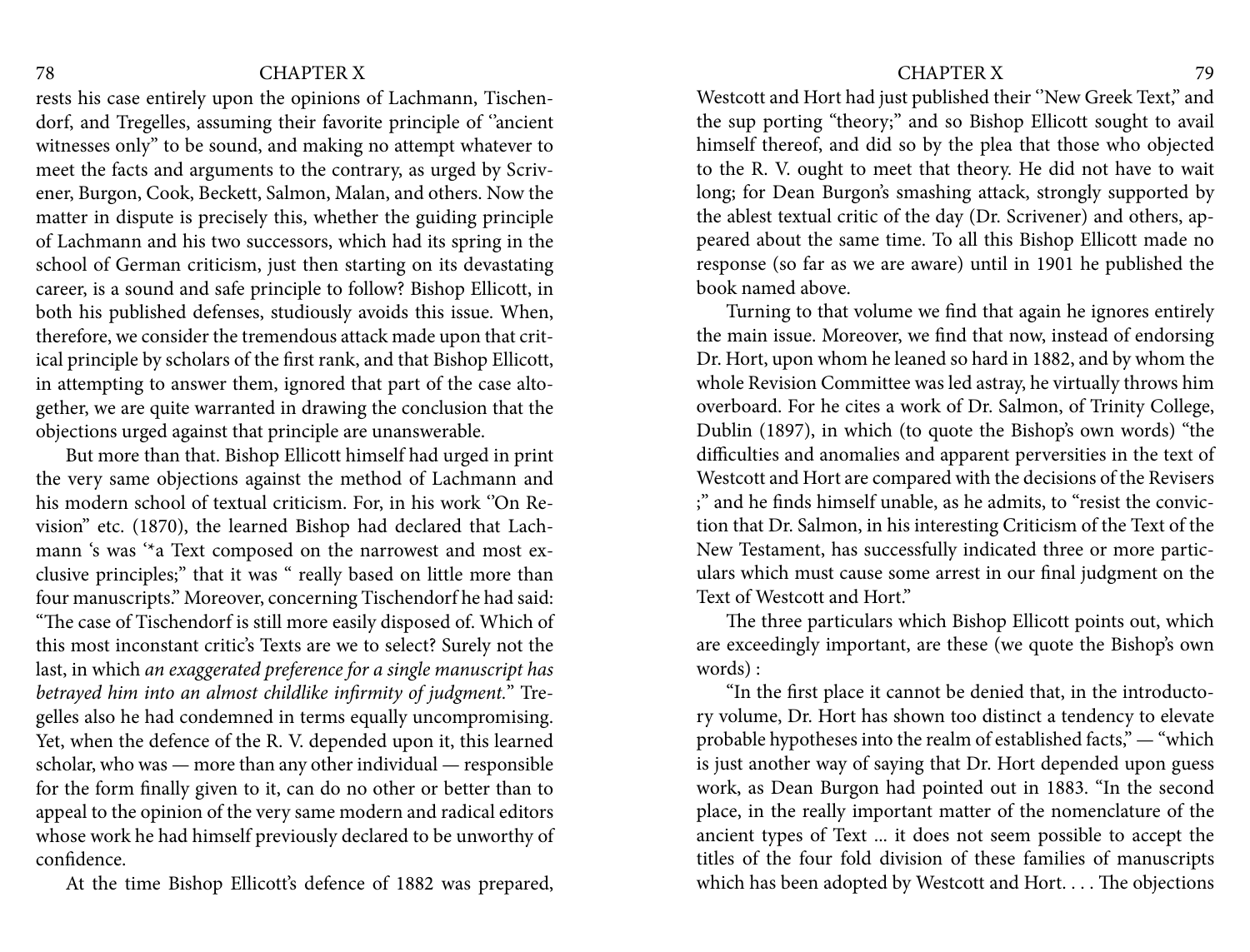rests his case entirely upon the opinions of Lachmann, Tischendorf, and Tregelles, assuming their favorite principle of ''ancient witnesses only" to be sound, and making no attempt whatever to meet the facts and arguments to the contrary, as urged by Scrivener, Burgon, Cook, Beckett, Salmon, Malan, and others. Now the matter in dispute is precisely this, whether the guiding principle of Lachmann and his two successors, which had its spring in the school of German criticism, just then starting on its devastating career, is a sound and safe principle to follow? Bishop Ellicott, in both his published defenses, studiously avoids this issue. When, therefore, we consider the tremendous attack made upon that critical principle by scholars of the first rank, and that Bishop Ellicott, in attempting to answer them, ignored that part of the case altogether, we are quite warranted in drawing the conclusion that the objections urged against that principle are unanswerable.

But more than that. Bishop Ellicott himself had urged in print the very same objections against the method of Lachmann and his modern school of textual criticism. For, in his work ''On Revision" etc. (1870), the learned Bishop had declared that Lachmann 's was '*a Text composed on the narrowest and most exclusive principles;" that it was " really based on little more than four manuscripts." Moreover, concerning Tischendorf he had said: "The case of Tischendorf is still more easily disposed of. Which of this most inconstant critic's Texts are we to select? Surely not the last, in which *an exaggerated preference for a single manuscript has betrayed him into an almost childlike infirmity of judgment.*" Tregelles also he had condemned in terms equally uncompromising. Yet, when the defence of the R. V. depended upon it, this learned scholar, who was — more than any other individual — responsible for the form finally given to it, can do no other or better than to appeal to the opinion of the very same modern and radical editors whose work he had himself previously declared to be unworthy of confidence.

At the time Bishop Ellicott's defence of 1882 was prepared, Westcott and Hort had just published their ''New Greek Text," and the sup porting "theory;" and so Bishop Ellicott sought to avail himself thereof, and did so by the plea that those who objected to the R. V. ought to meet that theory. He did not have to wait long; for Dean Burgon's smashing attack, strongly supported by the ablest textual critic of the day (Dr. Scrivener) and others, appeared about the same time. To all this Bishop Ellicott made no response (so far as we are aware) until in 1901 he published the book named above.

Turning to that volume we find that again he ignores entirely the main issue. Moreover, we find that now, instead of endorsing Dr. Hort, upon whom he leaned so hard in 1882, and by whom the whole Revision Committee was led astray, he virtually throws him overboard. For he cites a work of Dr. Salmon, of Trinity College, Dublin (1897), in which (to quote the Bishop's own words) "the difficulties and anomalies and apparent perversities in the text of Westcott and Hort are compared with the decisions of the Revisers ;" and he finds himself unable, as he admits, to "resist the conviction that Dr. Salmon, in his interesting Criticism of the Text of the New Testament, has successfully indicated three or more particulars which must cause some arrest in our final judgment on the Text of Westcott and Hort."

The three particulars which Bishop Ellicott points out, which are exceedingly important, are these (we quote the Bishop's own words) :

"In the first place it cannot be denied that, in the introductory volume, Dr. Hort has shown too distinct a tendency to elevate probable hypotheses into the realm of established facts," — "which is just another way of saying that Dr. Hort depended upon guess work, as Dean Burgon had pointed out in 1883. "In the second place, in the really important matter of the nomenclature of the ancient types of Text ... it does not seem possible to accept the titles of the four fold division of these families of manuscripts which has been adopted by Westcott and Hort. . . . The objections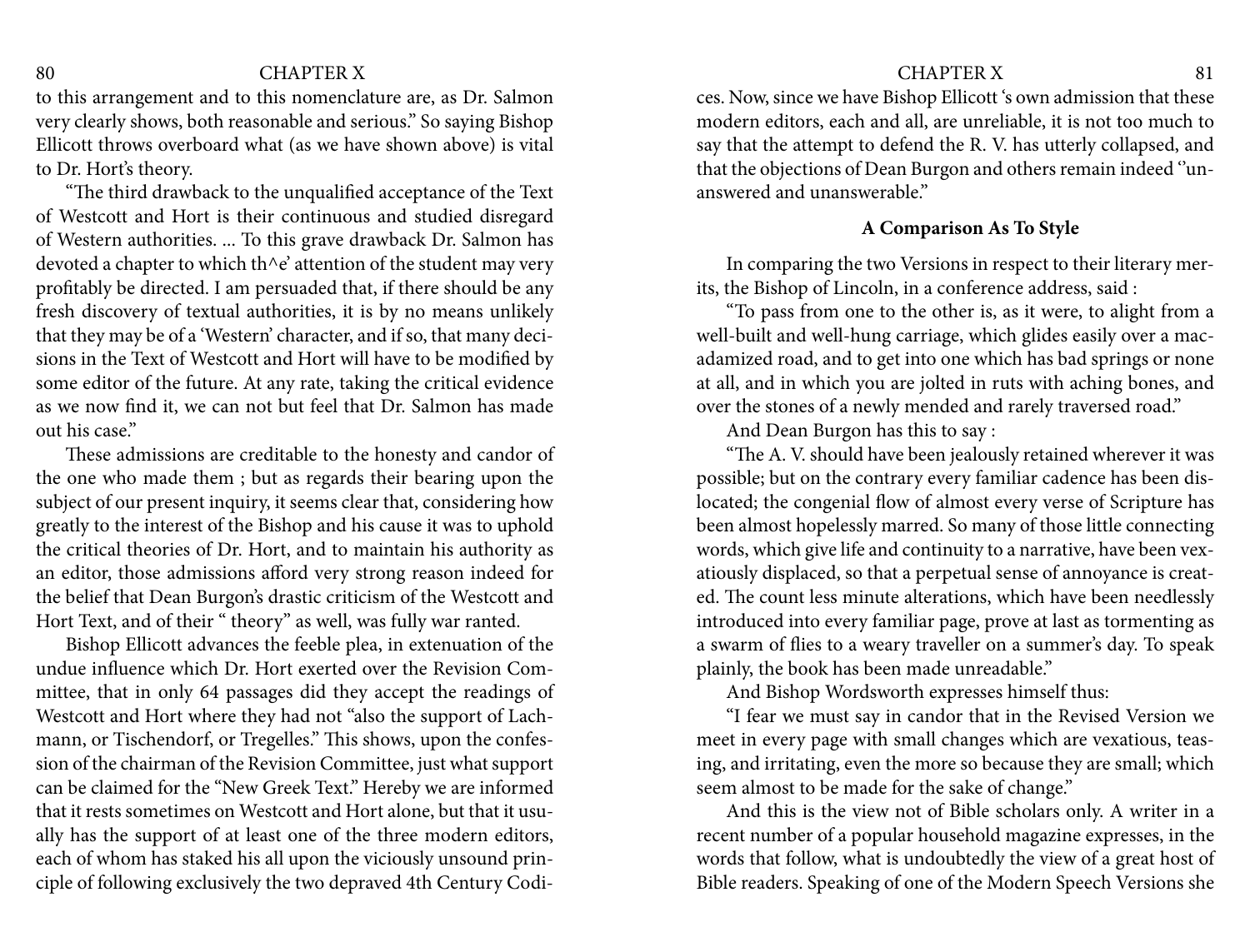to this arrangement and to this nomenclature are, as Dr. Salmon very clearly shows, both reasonable and serious." So saying Bishop Ellicott throws overboard what (as we have shown above) is vital to Dr. Hort's theory.

"The third drawback to the unqualified acceptance of the Text of Westcott and Hort is their continuous and studied disregard of Western authorities. ... To this grave drawback Dr. Salmon has devoted a chapter to which th^e' attention of the student may very profitably be directed. I am persuaded that, if there should be any fresh discovery of textual authorities, it is by no means unlikely that they may be of a 'Western' character, and if so, that many decisions in the Text of Westcott and Hort will have to be modified by some editor of the future. At any rate, taking the critical evidence as we now find it, we can not but feel that Dr. Salmon has made out his case."

These admissions are creditable to the honesty and candor of the one who made them ; but as regards their bearing upon the subject of our present inquiry, it seems clear that, considering how greatly to the interest of the Bishop and his cause it was to uphold the critical theories of Dr. Hort, and to maintain his authority as an editor, those admissions afford very strong reason indeed for the belief that Dean Burgon's drastic criticism of the Westcott and Hort Text, and of their " theory" as well, was fully war ranted.

Bishop Ellicott advances the feeble plea, in extenuation of the undue influence which Dr. Hort exerted over the Revision Committee, that in only 64 passages did they accept the readings of Westcott and Hort where they had not "also the support of Lachmann, or Tischendorf, or Tregelles." This shows, upon the confession of the chairman of the Revision Committee, just what support can be claimed for the "New Greek Text." Hereby we are informed that it rests sometimes on Westcott and Hort alone, but that it usually has the support of at least one of the three modern editors, each of whom has staked his all upon the viciously unsound principle of following exclusively the two depraved 4th Century Codices. Now, since we have Bishop Ellicott 's own admission that these modern editors, each and all, are unreliable, it is not too much to say that the attempt to defend the R. V. has utterly collapsed, and that the objections of Dean Burgon and others remain indeed ''unanswered and unanswerable."

**A Comparison As To Style**

In comparing the two Versions in respect to their literary merits, the Bishop of Lincoln, in a conference address, said :

"To pass from one to the other is, as it were, to alight from a well-built and well-hung carriage, which glides easily over a macadamized road, and to get into one which has bad springs or none at all, and in which you are jolted in ruts with aching bones, and over the stones of a newly mended and rarely traversed road."

And Dean Burgon has this to say :

"The A. V. should have been jealously retained wherever it was possible; but on the contrary every familiar cadence has been dislocated; the congenial flow of almost every verse of Scripture has been almost hopelessly marred. So many of those little connecting words, which give life and continuity to a narrative, have been vexatiously displaced, so that a perpetual sense of annoyance is created. The count less minute alterations, which have been needlessly introduced into every familiar page, prove at last as tormenting as a swarm of flies to a weary traveller on a summer's day. To speak plainly, the book has been made unreadable."

And Bishop Wordsworth expresses himself thus:

"I fear we must say in candor that in the Revised Version we meet in every page with small changes which are vexatious, teasing, and irritating, even the more so because they are small; which seem almost to be made for the sake of change."

And this is the view not of Bible scholars only. A writer in a recent number of a popular household magazine expresses, in the words that follow, what is undoubtedly the view of a great host of Bible readers. Speaking of one of the Modern Speech Versions she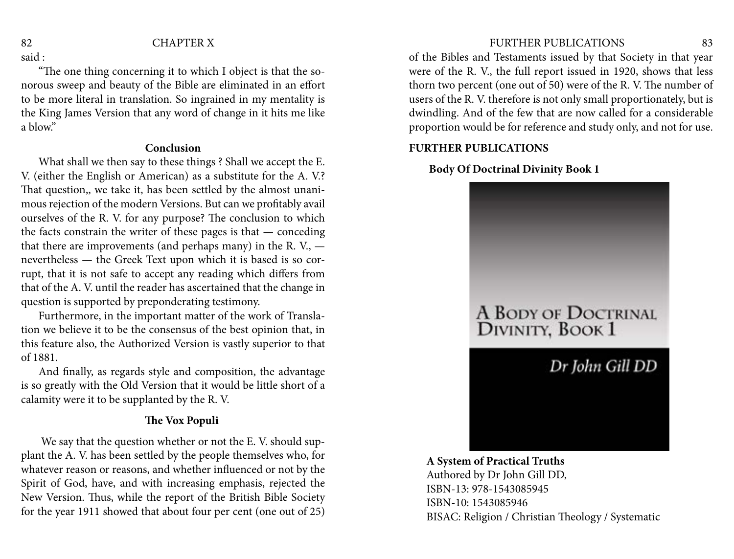said :

"The one thing concerning it to which I object is that the sonorous sweep and beauty of the Bible are eliminated in an effort to be more literal in translation. So ingrained in my mentality is the King James Version that any word of change in it hits me like a blow."

### Conclusion

What shall we then say to these things ? Shall we accept the E. V. (either the English or American) as a substitute for the A. V.? That question,, we take it, has been settled by the almost unanimous rejection of the modern Versions. But can we profitably avail ourselves of the R. V. for any purpose? The conclusion to which the facts constrain the writer of these pages is that — conceding that there are improvements (and perhaps many) in the R. V., — nevertheless — the Greek Text upon which it is based is so corrupt, that it is not safe to accept any reading which differs from that of the A. V. until the reader has ascertained that the change in question is supported by preponderating testimony.

Furthermore, in the important matter of the work of Translation we believe it to be the consensus of the best opinion that, in this feature also, the Authorized Version is vastly superior to that of 1881.

And finally, as regards style and composition, the advantage is so greatly with the Old Version that it would be little short of a calamity were it to be supplanted by the R. V.

### The Vox Populi

We say that the question whether or not the E. V. should supplant the A. V. has been settled by the people themselves who, for whatever reason or reasons, and whether influenced or not by the Spirit of God, have, and with increasing emphasis, rejected the New Version. Thus, while the report of the British Bible Society for the year 1911 showed that about four per cent (one out of 25) of the Bibles and Testaments issued by that Society in that year were of the R. V., the full report issued in 1920, shows that less thorn two percent (one out of 50) were of the R. V. The number of users of the R. V. therefore is not only small proportionately, but is dwindling. And of the few that are now called for a considerable proportion would be for reference and study only, and not for use.

## FURTHER PUBLICATIONS

**Body Of Doctrinal Divinity Book 1**

A Body of Doctrinal Divinity, Book 1

Dr John Gill DD

**A System of Practical Truths**
Authored by Dr John Gill DD,
ISBN-13: 978-1543085945
ISBN-10: 1543085946
BISAC: Religion / Christian Theology / Systematic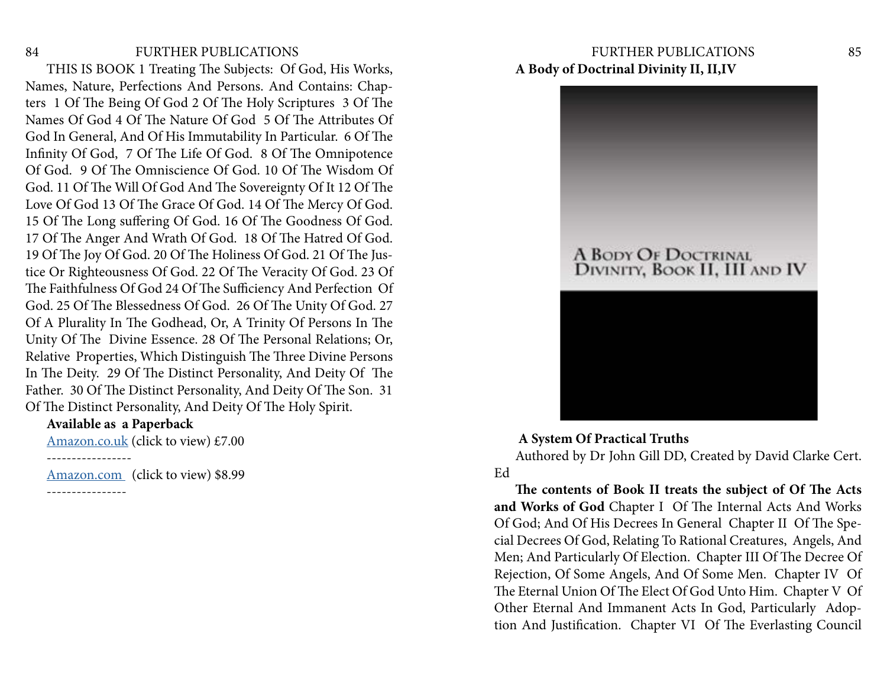THIS IS BOOK 1 Treating The Subjects: Of God, His Works, Names, Nature, Perfections And Persons. And Contains: Chapters 1 Of The Being Of God 2 Of The Holy Scriptures 3 Of The Names Of God 4 Of The Nature Of God 5 Of The Attributes Of God In General, And Of His Immutability In Particular. 6 Of The Infinity Of God, 7 Of The Life Of God. 8 Of The Omnipotence Of God. 9 Of The Omniscience Of God. 10 Of The Wisdom Of God. 11 Of The Will Of God And The Sovereignty Of It 12 Of The Love Of God 13 Of The Grace Of God. 14 Of The Mercy Of God. 15 Of The Long suffering Of God. 16 Of The Goodness Of God. 17 Of The Anger And Wrath Of God. 18 Of The Hatred Of God. 19 Of The Joy Of God. 20 Of The Holiness Of God. 21 Of The Justice Or Righteousness Of God. 22 Of The Veracity Of God. 23 Of The Faithfulness Of God 24 Of The Sufficiency And Perfection Of God. 25 Of The Blessedness Of God. 26 Of The Unity Of God. 27 Of A Plurality In The Godhead, Or, A Trinity Of Persons In The Unity Of The Divine Essence. 28 Of The Personal Relations; Or, Relative Properties, Which Distinguish The Three Divine Persons In The Deity. 29 Of The Distinct Personality, And Deity Of The Father. 30 Of The Distinct Personality, And Deity Of The Son. 31 Of The Distinct Personality, And Deity Of The Holy Spirit.

**Available as a Paperback**

Amazon.co.uk (click to view) £7.00

-----------------

Amazon.com (click to view) $8.99

----------------

**A Body of Doctrinal Divinity II, II,IV**

A Body Of Doctrinal Divinity, Book II, III and IV

**A System Of Practical Truths**

Authored by Dr John Gill DD, Created by David Clarke Cert. Ed

**The contents of Book II treats the subject of Of The Acts and Works of God** Chapter I Of The Internal Acts And Works Of God; And Of His Decrees In General Chapter II Of The Special Decrees Of God, Relating To Rational Creatures, Angels, And Men; And Particularly Of Election. Chapter III Of The Decree Of Rejection, Of Some Angels, And Of Some Men. Chapter IV Of The Eternal Union Of The Elect Of God Unto Him. Chapter V Of Other Eternal And Immanent Acts In God, Particularly Adoption And Justification. Chapter VI Of The Everlasting Council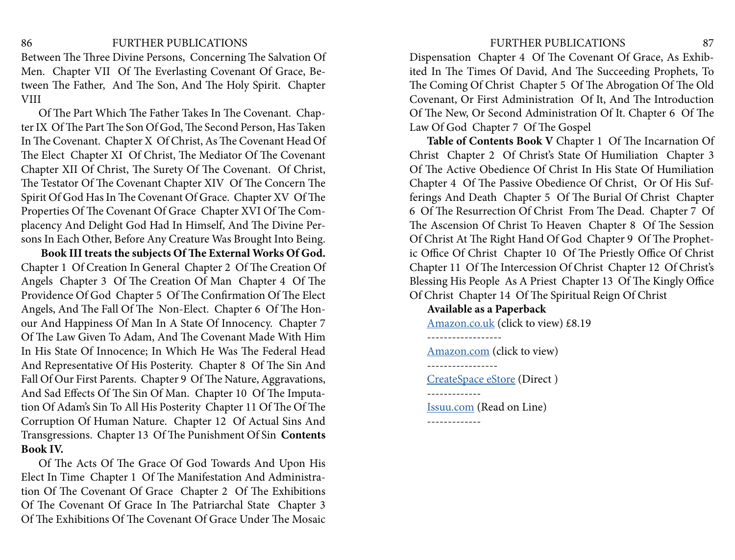Between The Three Divine Persons, Concerning The Salvation Of Men. Chapter VII Of The Everlasting Covenant Of Grace, Between The Father, And The Son, And The Holy Spirit. Chapter VIII

Of The Part Which The Father Takes In The Covenant. Chapter IX Of The Part The Son Of God, The Second Person, Has Taken In The Covenant. Chapter X Of Christ, As The Covenant Head Of The Elect Chapter XI Of Christ, The Mediator Of The Covenant Chapter XII Of Christ, The Surety Of The Covenant. Of Christ, The Testator Of The Covenant Chapter XIV Of The Concern The Spirit Of God Has In The Covenant Of Grace. Chapter XV Of The Properties Of The Covenant Of Grace Chapter XVI Of The Complacency And Delight God Had In Himself, And The Divine Persons In Each Other, Before Any Creature Was Brought Into Being.

**Book III treats the subjects Of The External Works Of God.** Chapter 1 Of Creation In General Chapter 2 Of The Creation Of Angels Chapter 3 Of The Creation Of Man Chapter 4 Of The Providence Of God Chapter 5 Of The Confirmation Of The Elect Angels, And The Fall Of The Non-Elect. Chapter 6 Of The Honour And Happiness Of Man In A State Of Innocency. Chapter 7 Of The Law Given To Adam, And The Covenant Made With Him In His State Of Innocence; In Which He Was The Federal Head And Representative Of His Posterity. Chapter 8 Of The Sin And Fall Of Our First Parents. Chapter 9 Of The Nature, Aggravations, And Sad Effects Of The Sin Of Man. Chapter 10 Of The Imputation Of Adam's Sin To All His Posterity Chapter 11 Of The Of The Corruption Of Human Nature. Chapter 12 Of Actual Sins And Transgressions. Chapter 13 Of The Punishment Of Sin **Contents Book IV.**

Of The Acts Of The Grace Of God Towards And Upon His Elect In Time Chapter 1 Of The Manifestation And Administration Of The Covenant Of Grace Chapter 2 Of The Exhibitions Of The Covenant Of Grace In The Patriarchal State Chapter 3 Of The Exhibitions Of The Covenant Of Grace Under The Mosaic Dispensation Chapter 4 Of The Covenant Of Grace, As Exhibited In The Times Of David, And The Succeeding Prophets, To The Coming Of Christ Chapter 5 Of The Abrogation Of The Old Covenant, Or First Administration Of It, And The Introduction Of The New, Or Second Administration Of It. Chapter 6 Of The Law Of God Chapter 7 Of The Gospel

**Table of Contents Book V** Chapter 1 Of The Incarnation Of Christ Chapter 2 Of Christ's State Of Humiliation Chapter 3 Of The Active Obedience Of Christ In His State Of Humiliation Chapter 4 Of The Passive Obedience Of Christ, Or Of His Sufferings And Death Chapter 5 Of The Burial Of Christ Chapter 6 Of The Resurrection Of Christ From The Dead. Chapter 7 Of The Ascension Of Christ To Heaven Chapter 8 Of The Session Of Christ At The Right Hand Of God Chapter 9 Of The Prophetic Office Of Christ Chapter 10 Of The Priestly Office Of Christ Chapter 11 Of The Intercession Of Christ Chapter 12 Of Christ's Blessing His People As A Priest Chapter 13 Of The Kingly Office Of Christ Chapter 14 Of The Spiritual Reign Of Christ

**Available as a Paperback**

Amazon.co.uk (click to view) £8.19

------------------

Amazon.com (click to view)

-----------------

CreateSpace eStore (Direct )

-------------

Issuu.com (Read on Line)

-------------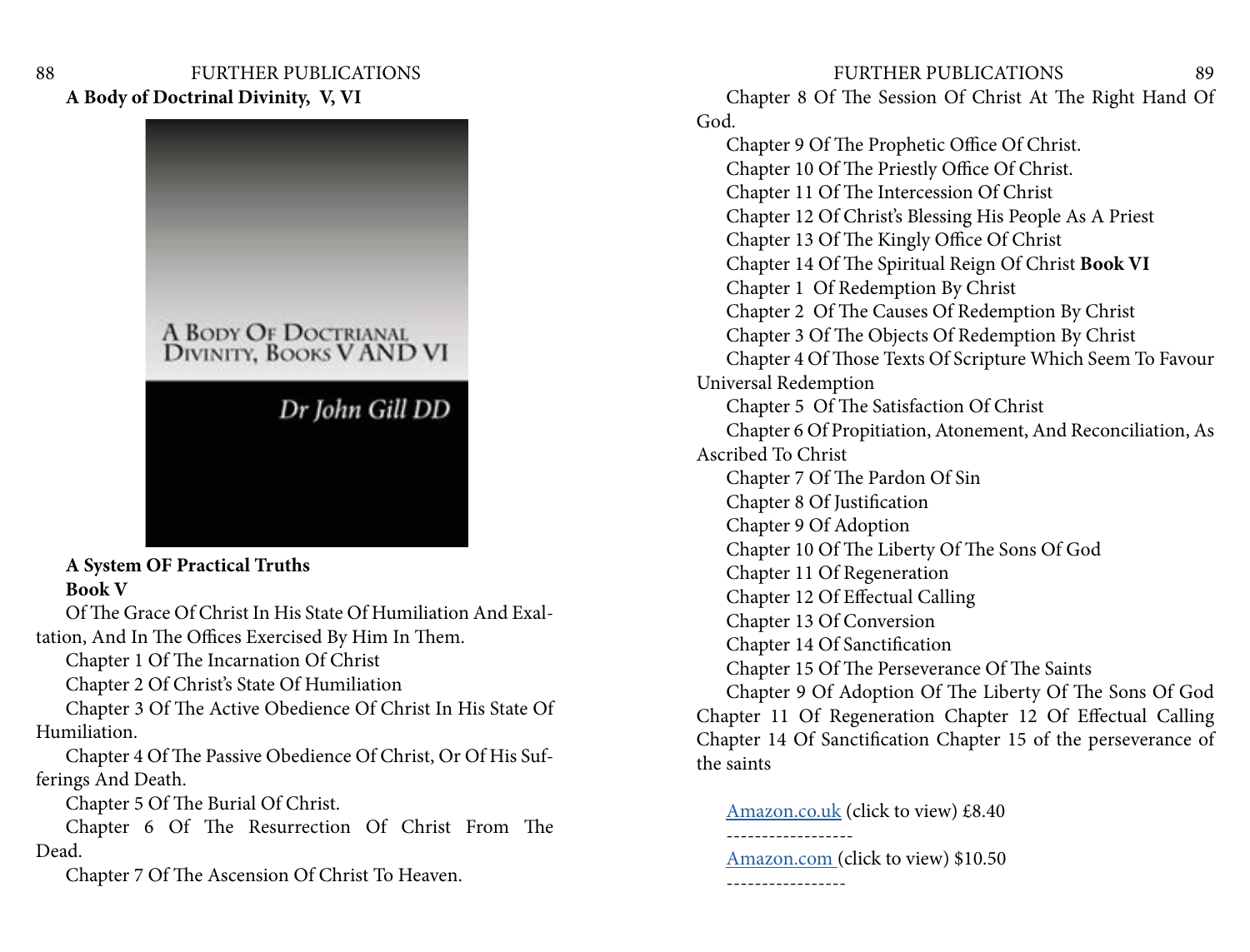**A Body of Doctrinal Divinity, V, VI**

**A System OF Practical Truths**

**Book V**

Of The Grace Of Christ In His State Of Humiliation And Exaltation, And In The Offices Exercised By Him In Them.

Chapter 1 Of The Incarnation Of Christ

Chapter 2 Of Christ's State Of Humiliation

Chapter 3 Of The Active Obedience Of Christ In His State Of Humiliation.

Chapter 4 Of The Passive Obedience Of Christ, Or Of His Sufferings And Death.

Chapter 5 Of The Burial Of Christ.

Chapter 6 Of The Resurrection Of Christ From The Dead.

Chapter 7 Of The Ascension Of Christ To Heaven.

Chapter 8 Of The Session Of Christ At The Right Hand Of God.

Chapter 9 Of The Prophetic Office Of Christ.

Chapter 10 Of The Priestly Office Of Christ.

Chapter 11 Of The Intercession Of Christ

Chapter 12 Of Christ's Blessing His People As A Priest

Chapter 13 Of The Kingly Office Of Christ

Chapter 14 Of The Spiritual Reign Of Christ **Book VI**

Chapter 1 Of Redemption By Christ

Chapter 2 Of The Causes Of Redemption By Christ

Chapter 3 Of The Objects Of Redemption By Christ

Chapter 4 Of Those Texts Of Scripture Which Seem To Favour Universal Redemption

Chapter 5 Of The Satisfaction Of Christ

Chapter 6 Of Propitiation, Atonement, And Reconciliation, As Ascribed To Christ

Chapter 7 Of The Pardon Of Sin

Chapter 8 Of Justification

Chapter 9 Of Adoption

Chapter 10 Of The Liberty Of The Sons Of God

Chapter 11 Of Regeneration

Chapter 12 Of Effectual Calling

Chapter 13 Of Conversion

Chapter 14 Of Sanctification

Chapter 15 Of The Perseverance Of The Saints

Chapter 9 Of Adoption Of The Liberty Of The Sons Of God Chapter 11 Of Regeneration Chapter 12 Of Effectual Calling Chapter 14 Of Sanctification Chapter 15 of the perseverance of the saints

Amazon.co.uk (click to view) £8.40

------------------

Amazon.com (click to view) $10.50

-----------------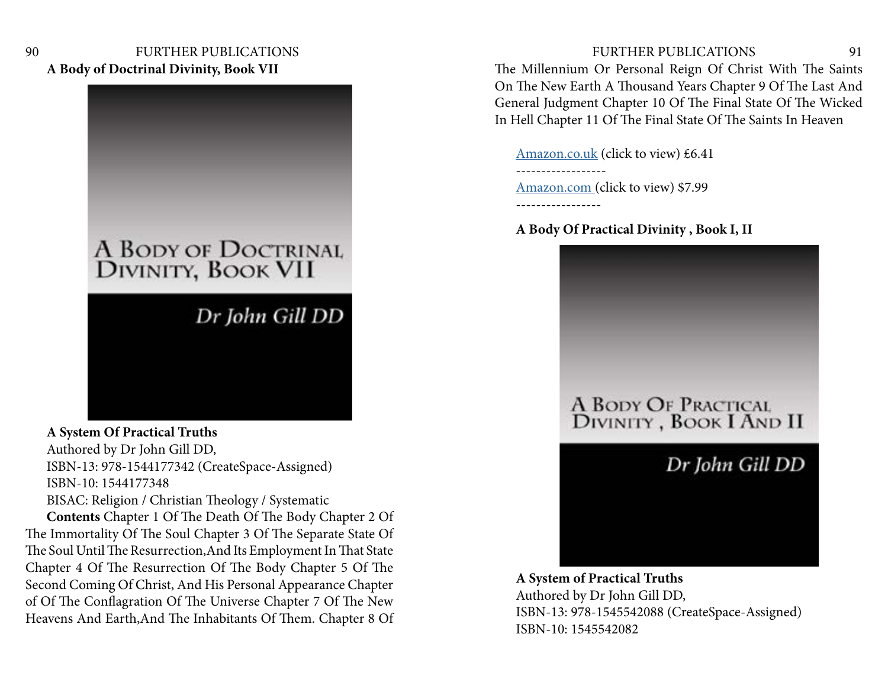**A Body of Doctrinal Divinity, Book VII**

A Body of Doctrinal Divinity, Book VII

Dr John Gill DD

**A System Of Practical Truths**
Authored by Dr John Gill DD,
ISBN-13: 978-1544177342 (CreateSpace-Assigned)
ISBN-10: 1544177348
BISAC: Religion / Christian Theology / Systematic

**Contents** Chapter 1 Of The Death Of The Body Chapter 2 Of The Immortality Of The Soul Chapter 3 Of The Separate State Of The Soul Until The Resurrection,And Its Employment In That State Chapter 4 Of The Resurrection Of The Body Chapter 5 Of The Second Coming Of Christ, And His Personal Appearance Chapter of Of The Conflagration Of The Universe Chapter 7 Of The New Heavens And Earth,And The Inhabitants Of Them. Chapter 8 Of The Millennium Or Personal Reign Of Christ With The Saints On The New Earth A Thousand Years Chapter 9 Of The Last And General Judgment Chapter 10 Of The Final State Of The Wicked In Hell Chapter 11 Of The Final State Of The Saints In Heaven

Amazon.co.uk (click to view) £6.41
------------------
Amazon.com (click to view) $7.99
-----------------

**A Body Of Practical Divinity , Book I, II**

A Body Of Practical Divinity , Book I And II

Dr John Gill DD

**A System of Practical Truths**
Authored by Dr John Gill DD,
ISBN-13: 978-1545542088 (CreateSpace-Assigned)
ISBN-10: 1545542082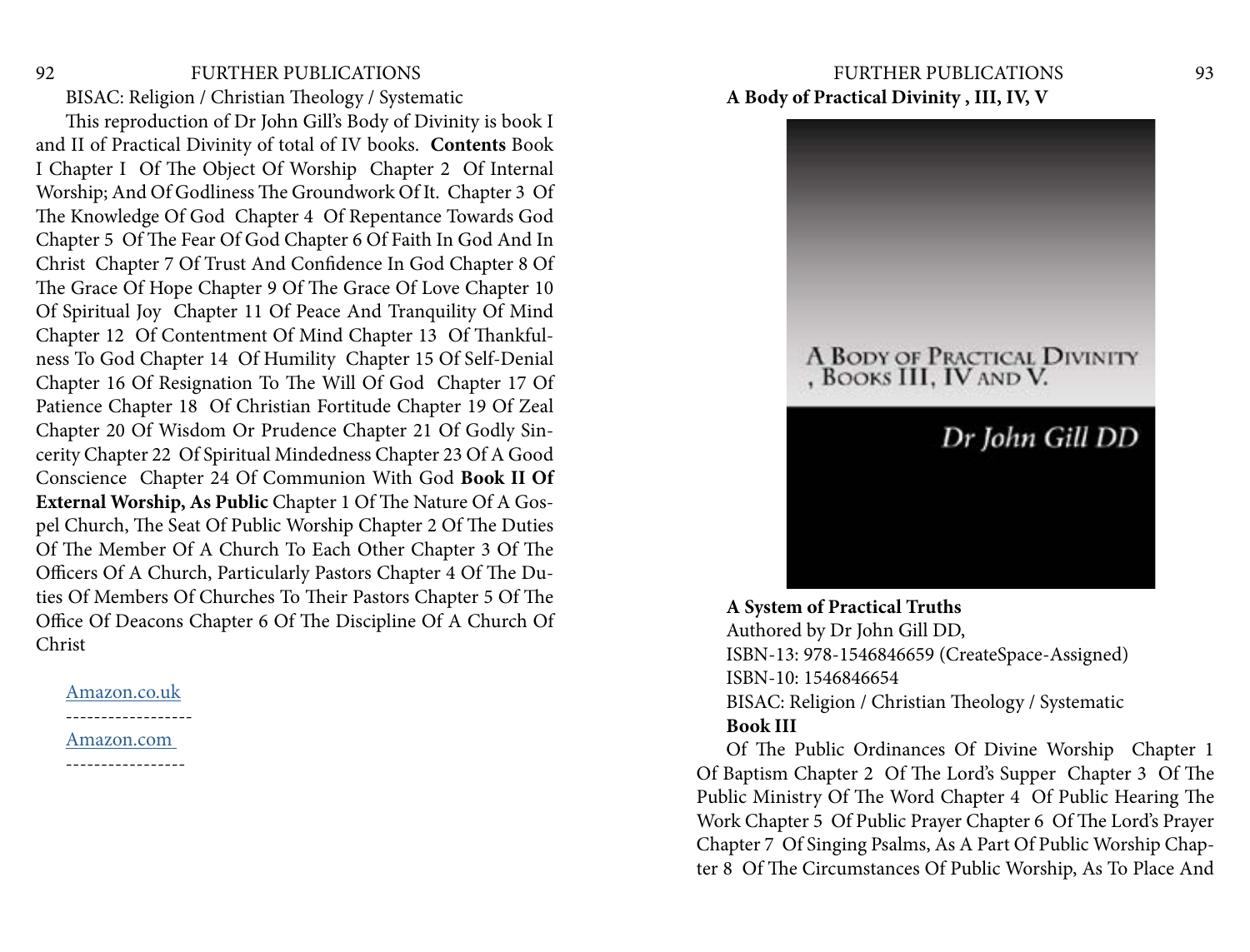BISAC: Religion / Christian Theology / Systematic

This reproduction of Dr John Gill's Body of Divinity is book I and II of Practical Divinity of total of IV books. **Contents** Book I Chapter I Of The Object Of Worship Chapter 2 Of Internal Worship; And Of Godliness The Groundwork Of It. Chapter 3 Of The Knowledge Of God Chapter 4 Of Repentance Towards God Chapter 5 Of The Fear Of God Chapter 6 Of Faith In God And In Christ Chapter 7 Of Trust And Confidence In God Chapter 8 Of The Grace Of Hope Chapter 9 Of The Grace Of Love Chapter 10 Of Spiritual Joy Chapter 11 Of Peace And Tranquility Of Mind Chapter 12 Of Contentment Of Mind Chapter 13 Of Thankfulness To God Chapter 14 Of Humility Chapter 15 Of Self-Denial Chapter 16 Of Resignation To The Will Of God Chapter 17 Of Patience Chapter 18 Of Christian Fortitude Chapter 19 Of Zeal Chapter 20 Of Wisdom Or Prudence Chapter 21 Of Godly Sincerity Chapter 22 Of Spiritual Mindedness Chapter 23 Of A Good Conscience Chapter 24 Of Communion With God **Book II Of External Worship, As Public** Chapter 1 Of The Nature Of A Gospel Church, The Seat Of Public Worship Chapter 2 Of The Duties Of The Member Of A Church To Each Other Chapter 3 Of The Officers Of A Church, Particularly Pastors Chapter 4 Of The Duties Of Members Of Churches To Their Pastors Chapter 5 Of The Office Of Deacons Chapter 6 Of The Discipline Of A Church Of Christ

Amazon.co.uk

------------------

Amazon.com

-----------------

**A Body of Practical Divinity , III, IV, V**

A BODY OF PRACTICAL DIVINITY , BOOKS III, IV AND V.

Dr John Gill DD

**A System of Practical Truths**

Authored by Dr John Gill DD,

ISBN-13: 978-1546846659 (CreateSpace-Assigned)

ISBN-10: 1546846654

BISAC: Religion / Christian Theology / Systematic

**Book III**

Of The Public Ordinances Of Divine Worship Chapter 1 Of Baptism Chapter 2 Of The Lord's Supper Chapter 3 Of The Public Ministry Of The Word Chapter 4 Of Public Hearing The Work Chapter 5 Of Public Prayer Chapter 6 Of The Lord's Prayer Chapter 7 Of Singing Psalms, As A Part Of Public Worship Chapter 8 Of The Circumstances Of Public Worship, As To Place And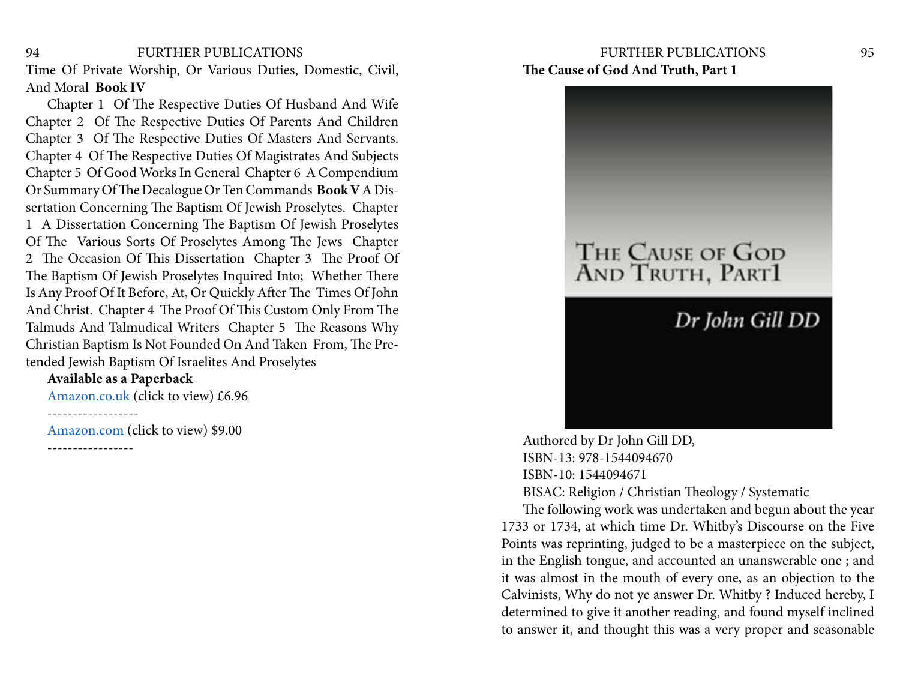Time Of Private Worship, Or Various Duties, Domestic, Civil, And Moral **Book IV**

Chapter 1 Of The Respective Duties Of Husband And Wife Chapter 2 Of The Respective Duties Of Parents And Children Chapter 3 Of The Respective Duties Of Masters And Servants. Chapter 4 Of The Respective Duties Of Magistrates And Subjects Chapter 5 Of Good Works In General Chapter 6 A Compendium Or Summary Of The Decalogue Or Ten Commands **Book V** A Dissertation Concerning The Baptism Of Jewish Proselytes. Chapter 1 A Dissertation Concerning The Baptism Of Jewish Proselytes Of The Various Sorts Of Proselytes Among The Jews Chapter 2 The Occasion Of This Dissertation Chapter 3 The Proof Of The Baptism Of Jewish Proselytes Inquired Into; Whether There Is Any Proof Of It Before, At, Or Quickly After The Times Of John And Christ. Chapter 4 The Proof Of This Custom Only From The Talmuds And Talmudical Writers Chapter 5 The Reasons Why Christian Baptism Is Not Founded On And Taken From, The Pretended Jewish Baptism Of Israelites And Proselytes

**Available as a Paperback**

Amazon.co.uk (click to view) £6.96

------------------

Amazon.com (click to view) $9.00

-----------------

**The Cause of God And Truth, Part 1**

The Cause of God And Truth, Part1

Dr John Gill DD

Authored by Dr John Gill DD,
ISBN-13: 978-1544094670
ISBN-10: 1544094671
BISAC: Religion / Christian Theology / Systematic

The following work was undertaken and begun about the year 1733 or 1734, at which time Dr. Whitby's Discourse on the Five Points was reprinting, judged to be a masterpiece on the subject, in the English tongue, and accounted an unanswerable one ; and it was almost in the mouth of every one, as an objection to the Calvinists, Why do not ye answer Dr. Whitby ? Induced hereby, I determined to give it another reading, and found myself inclined to answer it, and thought this was a very proper and seasonable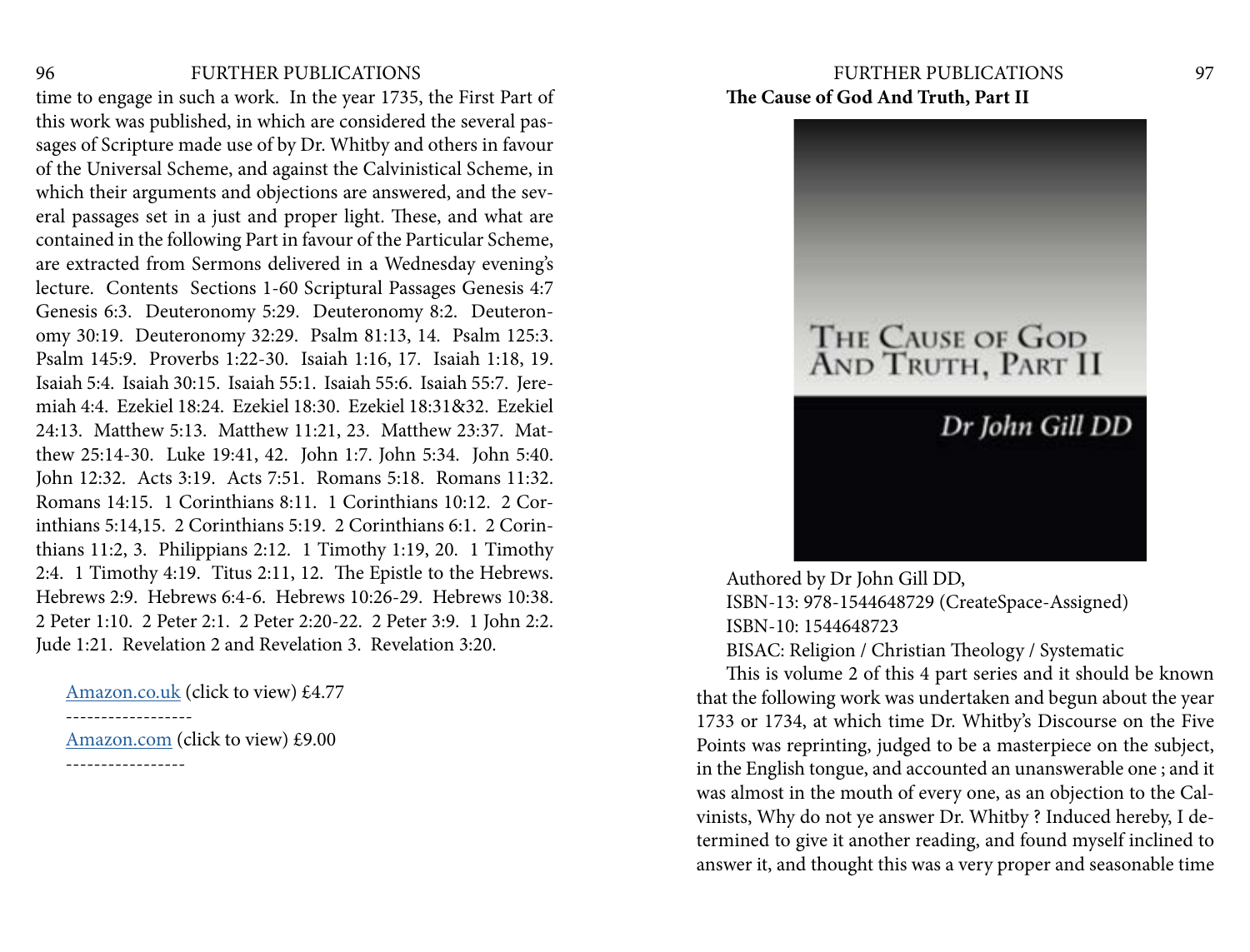time to engage in such a work. In the year 1735, the First Part of this work was published, in which are considered the several passages of Scripture made use of by Dr. Whitby and others in favour of the Universal Scheme, and against the Calvinistical Scheme, in which their arguments and objections are answered, and the several passages set in a just and proper light. These, and what are contained in the following Part in favour of the Particular Scheme, are extracted from Sermons delivered in a Wednesday evening's lecture. Contents Sections 1-60 Scriptural Passages Genesis 4:7 Genesis 6:3. Deuteronomy 5:29. Deuteronomy 8:2. Deuteronomy 30:19. Deuteronomy 32:29. Psalm 81:13, 14. Psalm 125:3. Psalm 145:9. Proverbs 1:22-30. Isaiah 1:16, 17. Isaiah 1:18, 19. Isaiah 5:4. Isaiah 30:15. Isaiah 55:1. Isaiah 55:6. Isaiah 55:7. Jeremiah 4:4. Ezekiel 18:24. Ezekiel 18:30. Ezekiel 18:31&32. Ezekiel 24:13. Matthew 5:13. Matthew 11:21, 23. Matthew 23:37. Matthew 25:14-30. Luke 19:41, 42. John 1:7. John 5:34. John 5:40. John 12:32. Acts 3:19. Acts 7:51. Romans 5:18. Romans 11:32. Romans 14:15. 1 Corinthians 8:11. 1 Corinthians 10:12. 2 Corinthians 5:14,15. 2 Corinthians 5:19. 2 Corinthians 6:1. 2 Corinthians 11:2, 3. Philippians 2:12. 1 Timothy 1:19, 20. 1 Timothy 2:4. 1 Timothy 4:19. Titus 2:11, 12. The Epistle to the Hebrews. Hebrews 2:9. Hebrews 6:4-6. Hebrews 10:26-29. Hebrews 10:38. 2 Peter 1:10. 2 Peter 2:1. 2 Peter 2:20-22. 2 Peter 3:9. 1 John 2:2. Jude 1:21. Revelation 2 and Revelation 3. Revelation 3:20.

Amazon.co.uk (click to view) £4.77

------------------

Amazon.com (click to view) £9.00

-----------------

**The Cause of God And Truth, Part II**

Authored by Dr John Gill DD,
ISBN-13: 978-1544648729 (CreateSpace-Assigned)
ISBN-10: 1544648723
BISAC: Religion / Christian Theology / Systematic

This is volume 2 of this 4 part series and it should be known that the following work was undertaken and begun about the year 1733 or 1734, at which time Dr. Whitby's Discourse on the Five Points was reprinting, judged to be a masterpiece on the subject, in the English tongue, and accounted an unanswerable one ; and it was almost in the mouth of every one, as an objection to the Calvinists, Why do not ye answer Dr. Whitby ? Induced hereby, I determined to give it another reading, and found myself inclined to answer it, and thought this was a very proper and seasonable time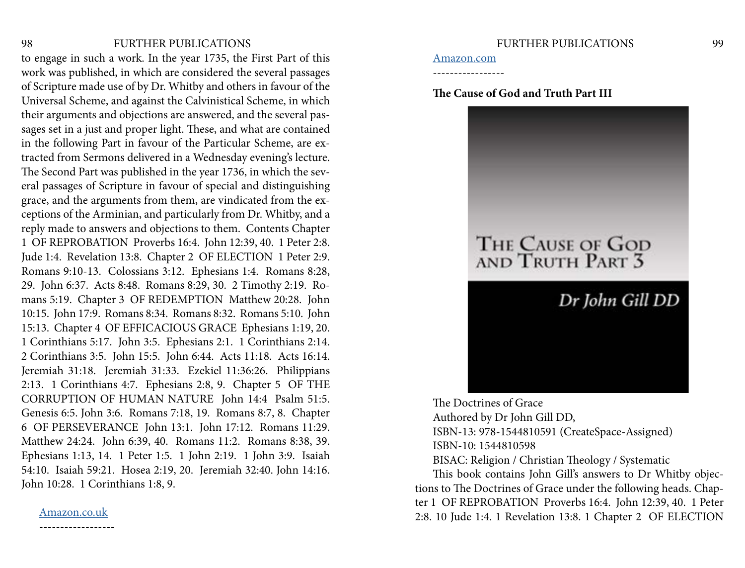to engage in such a work. In the year 1735, the First Part of this work was published, in which are considered the several passages of Scripture made use of by Dr. Whitby and others in favour of the Universal Scheme, and against the Calvinistical Scheme, in which their arguments and objections are answered, and the several passages set in a just and proper light. These, and what are contained in the following Part in favour of the Particular Scheme, are extracted from Sermons delivered in a Wednesday evening's lecture. The Second Part was published in the year 1736, in which the several passages of Scripture in favour of special and distinguishing grace, and the arguments from them, are vindicated from the exceptions of the Arminian, and particularly from Dr. Whitby, and a reply made to answers and objections to them. Contents Chapter 1 OF REPROBATION Proverbs 16:4. John 12:39, 40. 1 Peter 2:8. Jude 1:4. Revelation 13:8. Chapter 2 OF ELECTION 1 Peter 2:9. Romans 9:10-13. Colossians 3:12. Ephesians 1:4. Romans 8:28, 29. John 6:37. Acts 8:48. Romans 8:29, 30. 2 Timothy 2:19. Romans 5:19. Chapter 3 OF REDEMPTION Matthew 20:28. John 10:15. John 17:9. Romans 8:34. Romans 8:32. Romans 5:10. John 15:13. Chapter 4 OF EFFICACIOUS GRACE Ephesians 1:19, 20. 1 Corinthians 5:17. John 3:5. Ephesians 2:1. 1 Corinthians 2:14. 2 Corinthians 3:5. John 15:5. John 6:44. Acts 11:18. Acts 16:14. Jeremiah 31:18. Jeremiah 31:33. Ezekiel 11:36:26. Philippians 2:13. 1 Corinthians 4:7. Ephesians 2:8, 9. Chapter 5 OF THE CORRUPTION OF HUMAN NATURE John 14:4 Psalm 51:5. Genesis 6:5. John 3:6. Romans 7:18, 19. Romans 8:7, 8. Chapter 6 OF PERSEVERANCE John 13:1. John 17:12. Romans 11:29. Matthew 24:24. John 6:39, 40. Romans 11:2. Romans 8:38, 39. Ephesians 1:13, 14. 1 Peter 1:5. 1 John 2:19. 1 John 3:9. Isaiah 54:10. Isaiah 59:21. Hosea 2:19, 20. Jeremiah 32:40. John 14:16. John 10:28. 1 Corinthians 1:8, 9.

Amazon.co.uk

------------------

Amazon.com

-----------------

**The Cause of God and Truth Part III**

The Doctrines of Grace

Authored by Dr John Gill DD,

ISBN-13: 978-1544810591 (CreateSpace-Assigned)

ISBN-10: 1544810598

BISAC: Religion / Christian Theology / Systematic

This book contains John Gill's answers to Dr Whitby objections to The Doctrines of Grace under the following heads. Chapter 1 OF REPROBATION Proverbs 16:4. John 12:39, 40. 1 Peter 2:8. 10 Jude 1:4. 1 Revelation 13:8. 1 Chapter 2 OF ELECTION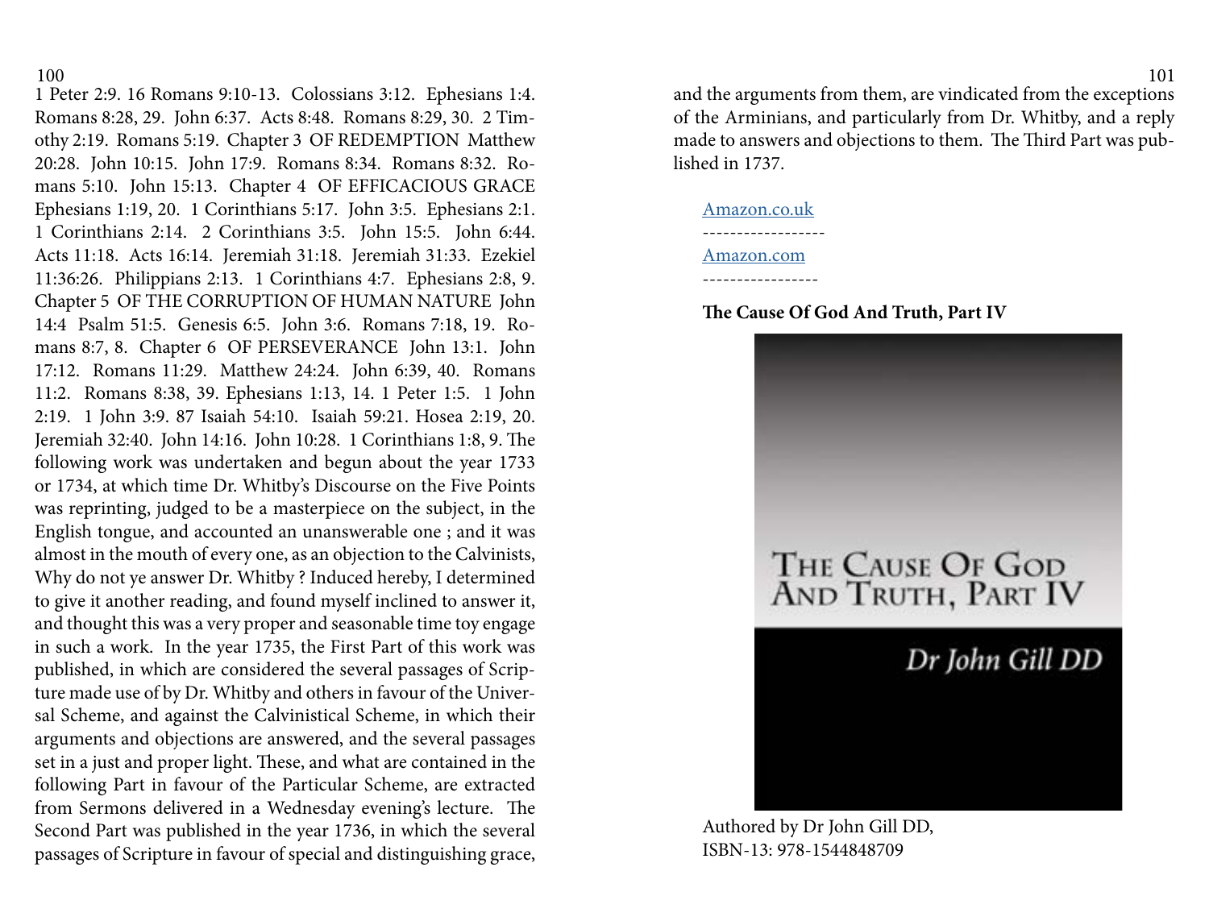1 Peter 2:9. 16 Romans 9:10-13. Colossians 3:12. Ephesians 1:4. Romans 8:28, 29. John 6:37. Acts 8:48. Romans 8:29, 30. 2 Timothy 2:19. Romans 5:19. Chapter 3 OF REDEMPTION Matthew 20:28. John 10:15. John 17:9. Romans 8:34. Romans 8:32. Romans 5:10. John 15:13. Chapter 4 OF EFFICACIOUS GRACE Ephesians 1:19, 20. 1 Corinthians 5:17. John 3:5. Ephesians 2:1. 1 Corinthians 2:14. 2 Corinthians 3:5. John 15:5. John 6:44. Acts 11:18. Acts 16:14. Jeremiah 31:18. Jeremiah 31:33. Ezekiel 11:36:26. Philippians 2:13. 1 Corinthians 4:7. Ephesians 2:8, 9. Chapter 5 OF THE CORRUPTION OF HUMAN NATURE John 14:4 Psalm 51:5. Genesis 6:5. John 3:6. Romans 7:18, 19. Romans 8:7, 8. Chapter 6 OF PERSEVERANCE John 13:1. John 17:12. Romans 11:29. Matthew 24:24. John 6:39, 40. Romans 11:2. Romans 8:38, 39. Ephesians 1:13, 14. 1 Peter 1:5. 1 John 2:19. 1 John 3:9. 87 Isaiah 54:10. Isaiah 59:21. Hosea 2:19, 20. Jeremiah 32:40. John 14:16. John 10:28. 1 Corinthians 1:8, 9. The following work was undertaken and begun about the year 1733 or 1734, at which time Dr. Whitby's Discourse on the Five Points was reprinting, judged to be a masterpiece on the subject, in the English tongue, and accounted an unanswerable one ; and it was almost in the mouth of every one, as an objection to the Calvinists, Why do not ye answer Dr. Whitby ? Induced hereby, I determined to give it another reading, and found myself inclined to answer it, and thought this was a very proper and seasonable time toy engage in such a work. In the year 1735, the First Part of this work was published, in which are considered the several passages of Scripture made use of by Dr. Whitby and others in favour of the Universal Scheme, and against the Calvinistical Scheme, in which their arguments and objections are answered, and the several passages set in a just and proper light. These, and what are contained in the following Part in favour of the Particular Scheme, are extracted from Sermons delivered in a Wednesday evening's lecture. The Second Part was published in the year 1736, in which the several passages of Scripture in favour of special and distinguishing grace, and the arguments from them, are vindicated from the exceptions of the Arminians, and particularly from Dr. Whitby, and a reply made to answers and objections to them. The Third Part was published in 1737.

Amazon.co.uk

------------------

Amazon.com

-----------------

**The Cause Of God And Truth, Part IV**

THE CAUSE OF GOD AND TRUTH, PART IV

Dr John Gill DD

Authored by Dr John Gill DD,
ISBN-13: 978-1544848709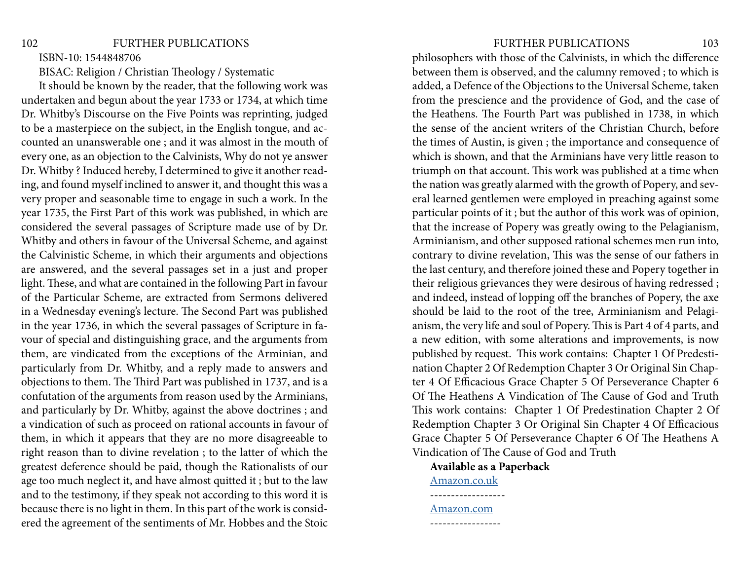ISBN-10: 1544848706

BISAC: Religion / Christian Theology / Systematic

It should be known by the reader, that the following work was undertaken and begun about the year 1733 or 1734, at which time Dr. Whitby's Discourse on the Five Points was reprinting, judged to be a masterpiece on the subject, in the English tongue, and accounted an unanswerable one ; and it was almost in the mouth of every one, as an objection to the Calvinists, Why do not ye answer Dr. Whitby ? Induced hereby, I determined to give it another reading, and found myself inclined to answer it, and thought this was a very proper and seasonable time to engage in such a work. In the year 1735, the First Part of this work was published, in which are considered the several passages of Scripture made use of by Dr. Whitby and others in favour of the Universal Scheme, and against the Calvinistic Scheme, in which their arguments and objections are answered, and the several passages set in a just and proper light. These, and what are contained in the following Part in favour of the Particular Scheme, are extracted from Sermons delivered in a Wednesday evening's lecture. The Second Part was published in the year 1736, in which the several passages of Scripture in favour of special and distinguishing grace, and the arguments from them, are vindicated from the exceptions of the Arminian, and particularly from Dr. Whitby, and a reply made to answers and objections to them. The Third Part was published in 1737, and is a confutation of the arguments from reason used by the Arminians, and particularly by Dr. Whitby, against the above doctrines ; and a vindication of such as proceed on rational accounts in favour of them, in which it appears that they are no more disagreeable to right reason than to divine revelation ; to the latter of which the greatest deference should be paid, though the Rationalists of our age too much neglect it, and have almost quitted it ; but to the law and to the testimony, if they speak not according to this word it is because there is no light in them. In this part of the work is considered the agreement of the sentiments of Mr. Hobbes and the Stoic philosophers with those of the Calvinists, in which the difference between them is observed, and the calumny removed ; to which is added, a Defence of the Objections to the Universal Scheme, taken from the prescience and the providence of God, and the case of the Heathens. The Fourth Part was published in 1738, in which the sense of the ancient writers of the Christian Church, before the times of Austin, is given ; the importance and consequence of which is shown, and that the Arminians have very little reason to triumph on that account. This work was published at a time when the nation was greatly alarmed with the growth of Popery, and several learned gentlemen were employed in preaching against some particular points of it ; but the author of this work was of opinion, that the increase of Popery was greatly owing to the Pelagianism, Arminianism, and other supposed rational schemes men run into, contrary to divine revelation, This was the sense of our fathers in the last century, and therefore joined these and Popery together in their religious grievances they were desirous of having redressed ; and indeed, instead of lopping off the branches of Popery, the axe should be laid to the root of the tree, Arminianism and Pelagianism, the very life and soul of Popery. This is Part 4 of 4 parts, and a new edition, with some alterations and improvements, is now published by request. This work contains: Chapter 1 Of Predestination Chapter 2 Of Redemption Chapter 3 Or Original Sin Chapter 4 Of Efficacious Grace Chapter 5 Of Perseverance Chapter 6 Of The Heathens A Vindication of The Cause of God and Truth This work contains: Chapter 1 Of Predestination Chapter 2 Of Redemption Chapter 3 Or Original Sin Chapter 4 Of Efficacious Grace Chapter 5 Of Perseverance Chapter 6 Of The Heathens A Vindication of The Cause of God and Truth

**Available as a Paperback**

Amazon.co.uk

------------------

Amazon.com

-----------------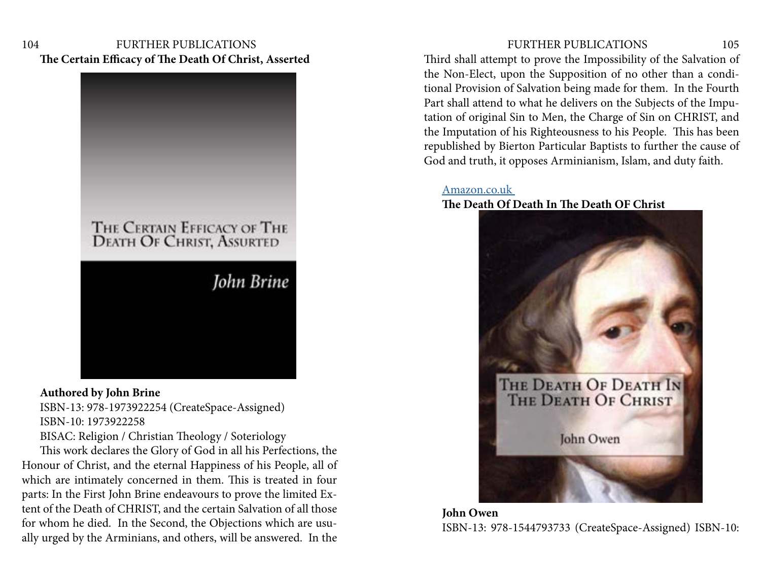**The Certain Efficacy of The Death Of Christ, Asserted**

**Authored by John Brine**

ISBN-13: 978-1973922254 (CreateSpace-Assigned)

ISBN-10: 1973922258

BISAC: Religion / Christian Theology / Soteriology

This work declares the Glory of God in all his Perfections, the Honour of Christ, and the eternal Happiness of his People, all of which are intimately concerned in them. This is treated in four parts: In the First John Brine endeavours to prove the limited Extent of the Death of CHRIST, and the certain Salvation of all those for whom he died. In the Second, the Objections which are usually urged by the Arminians, and others, will be answered. In the Third shall attempt to prove the Impossibility of the Salvation of the Non-Elect, upon the Supposition of no other than a conditional Provision of Salvation being made for them. In the Fourth Part shall attend to what he delivers on the Subjects of the Imputation of original Sin to Men, the Charge of Sin on CHRIST, and the Imputation of his Righteousness to his People. This has been republished by Bierton Particular Baptists to further the cause of God and truth, it opposes Arminianism, Islam, and duty faith.

Amazon.co.uk

**The Death Of Death In The Death OF Christ**

**John Owen**

ISBN-13: 978-1544793733 (CreateSpace-Assigned) ISBN-10: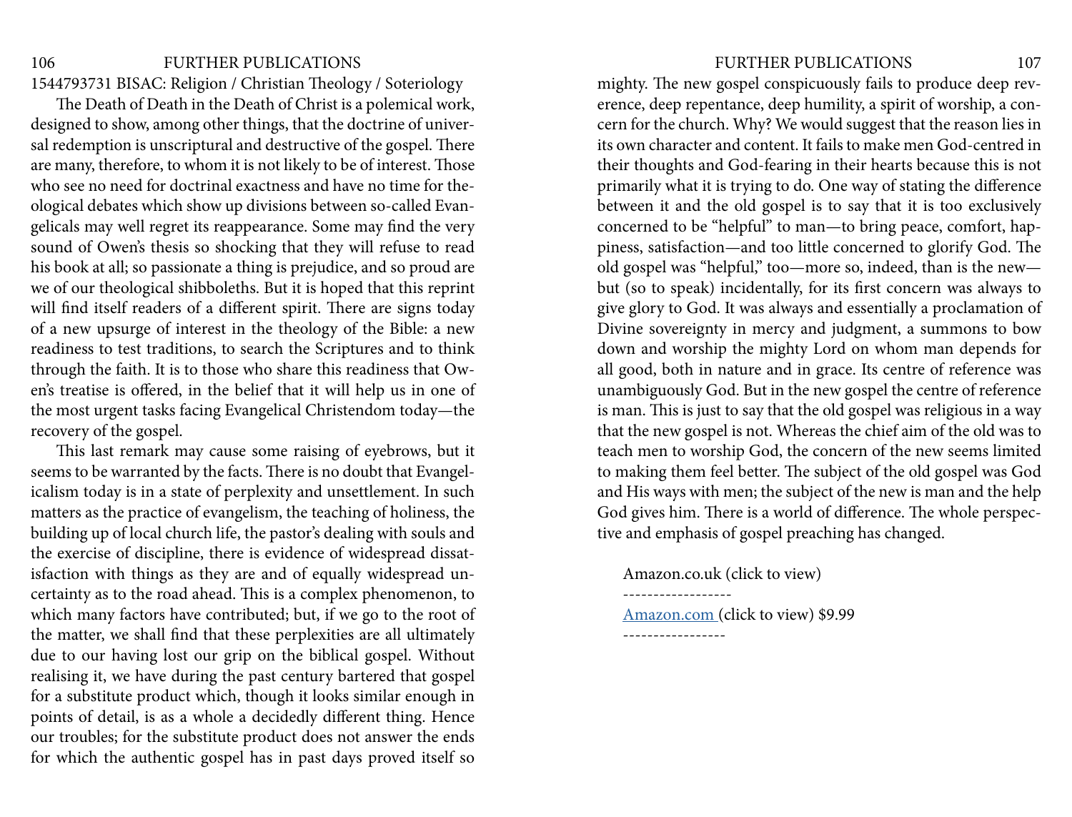1544793731 BISAC: Religion / Christian Theology / Soteriology

The Death of Death in the Death of Christ is a polemical work, designed to show, among other things, that the doctrine of universal redemption is unscriptural and destructive of the gospel. There are many, therefore, to whom it is not likely to be of interest. Those who see no need for doctrinal exactness and have no time for theological debates which show up divisions between so-called Evangelicals may well regret its reappearance. Some may find the very sound of Owen's thesis so shocking that they will refuse to read his book at all; so passionate a thing is prejudice, and so proud are we of our theological shibboleths. But it is hoped that this reprint will find itself readers of a different spirit. There are signs today of a new upsurge of interest in the theology of the Bible: a new readiness to test traditions, to search the Scriptures and to think through the faith. It is to those who share this readiness that Owen's treatise is offered, in the belief that it will help us in one of the most urgent tasks facing Evangelical Christendom today—the recovery of the gospel.

This last remark may cause some raising of eyebrows, but it seems to be warranted by the facts. There is no doubt that Evangelicalism today is in a state of perplexity and unsettlement. In such matters as the practice of evangelism, the teaching of holiness, the building up of local church life, the pastor's dealing with souls and the exercise of discipline, there is evidence of widespread dissatisfaction with things as they are and of equally widespread uncertainty as to the road ahead. This is a complex phenomenon, to which many factors have contributed; but, if we go to the root of the matter, we shall find that these perplexities are all ultimately due to our having lost our grip on the biblical gospel. Without realising it, we have during the past century bartered that gospel for a substitute product which, though it looks similar enough in points of detail, is as a whole a decidedly different thing. Hence our troubles; for the substitute product does not answer the ends for which the authentic gospel has in past days proved itself so mighty. The new gospel conspicuously fails to produce deep reverence, deep repentance, deep humility, a spirit of worship, a concern for the church. Why? We would suggest that the reason lies in its own character and content. It fails to make men God-centred in their thoughts and God-fearing in their hearts because this is not primarily what it is trying to do. One way of stating the difference between it and the old gospel is to say that it is too exclusively concerned to be "helpful" to man—to bring peace, comfort, happiness, satisfaction—and too little concerned to glorify God. The old gospel was "helpful," too—more so, indeed, than is the new—but (so to speak) incidentally, for its first concern was always to give glory to God. It was always and essentially a proclamation of Divine sovereignty in mercy and judgment, a summons to bow down and worship the mighty Lord on whom man depends for all good, both in nature and in grace. Its centre of reference was unambiguously God. But in the new gospel the centre of reference is man. This is just to say that the old gospel was religious in a way that the new gospel is not. Whereas the chief aim of the old was to teach men to worship God, the concern of the new seems limited to making them feel better. The subject of the old gospel was God and His ways with men; the subject of the new is man and the help God gives him. There is a world of difference. The whole perspective and emphasis of gospel preaching has changed.

Amazon.co.uk (click to view)

------------------

Amazon.com (click to view) $9.99

-----------------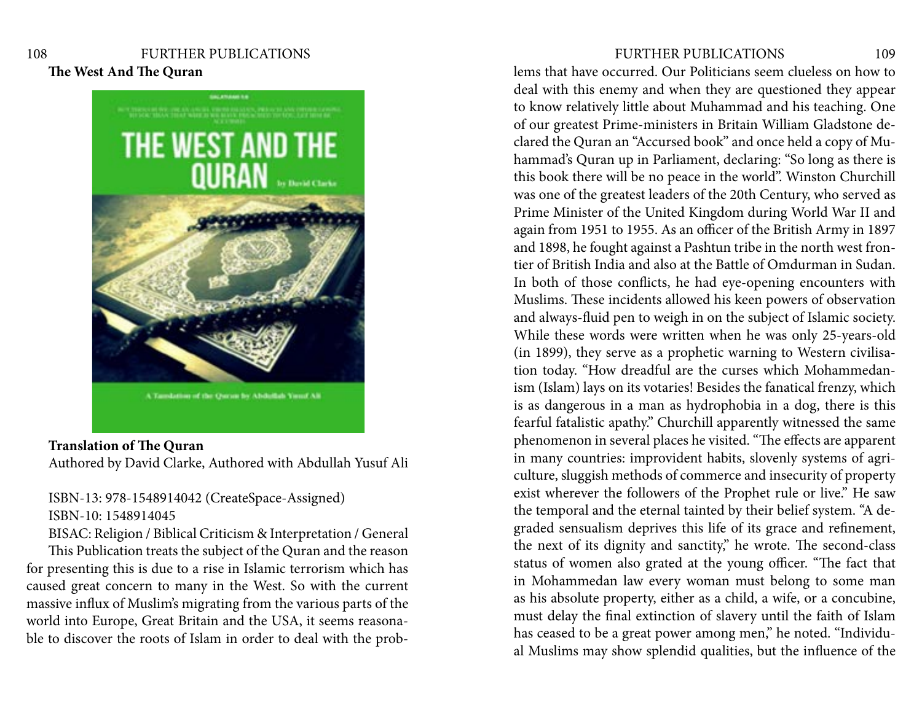**The West And The Quran**

**Translation of The Quran**

Authored by David Clarke, Authored with Abdullah Yusuf Ali

ISBN-13: 978-1548914042 (CreateSpace-Assigned)

ISBN-10: 1548914045

BISAC: Religion / Biblical Criticism & Interpretation / General

This Publication treats the subject of the Quran and the reason for presenting this is due to a rise in Islamic terrorism which has caused great concern to many in the West. So with the current massive influx of Muslim's migrating from the various parts of the world into Europe, Great Britain and the USA, it seems reasonable to discover the roots of Islam in order to deal with the problems that have occurred. Our Politicians seem clueless on how to deal with this enemy and when they are questioned they appear to know relatively little about Muhammad and his teaching. One of our greatest Prime-ministers in Britain William Gladstone declared the Quran an "Accursed book" and once held a copy of Muhammad's Quran up in Parliament, declaring: "So long as there is this book there will be no peace in the world". Winston Churchill was one of the greatest leaders of the 20th Century, who served as Prime Minister of the United Kingdom during World War II and again from 1951 to 1955. As an officer of the British Army in 1897 and 1898, he fought against a Pashtun tribe in the north west frontier of British India and also at the Battle of Omdurman in Sudan. In both of those conflicts, he had eye-opening encounters with Muslims. These incidents allowed his keen powers of observation and always-fluid pen to weigh in on the subject of Islamic society. While these words were written when he was only 25-years-old (in 1899), they serve as a prophetic warning to Western civilisation today. "How dreadful are the curses which Mohammedanism (Islam) lays on its votaries! Besides the fanatical frenzy, which is as dangerous in a man as hydrophobia in a dog, there is this fearful fatalistic apathy." Churchill apparently witnessed the same phenomenon in several places he visited. "The effects are apparent in many countries: improvident habits, slovenly systems of agriculture, sluggish methods of commerce and insecurity of property exist wherever the followers of the Prophet rule or live." He saw the temporal and the eternal tainted by their belief system. "A degraded sensualism deprives this life of its grace and refinement, the next of its dignity and sanctity," he wrote. The second-class status of women also grated at the young officer. "The fact that in Mohammedan law every woman must belong to some man as his absolute property, either as a child, a wife, or a concubine, must delay the final extinction of slavery until the faith of Islam has ceased to be a great power among men," he noted. "Individual Muslims may show splendid qualities, but the influence of the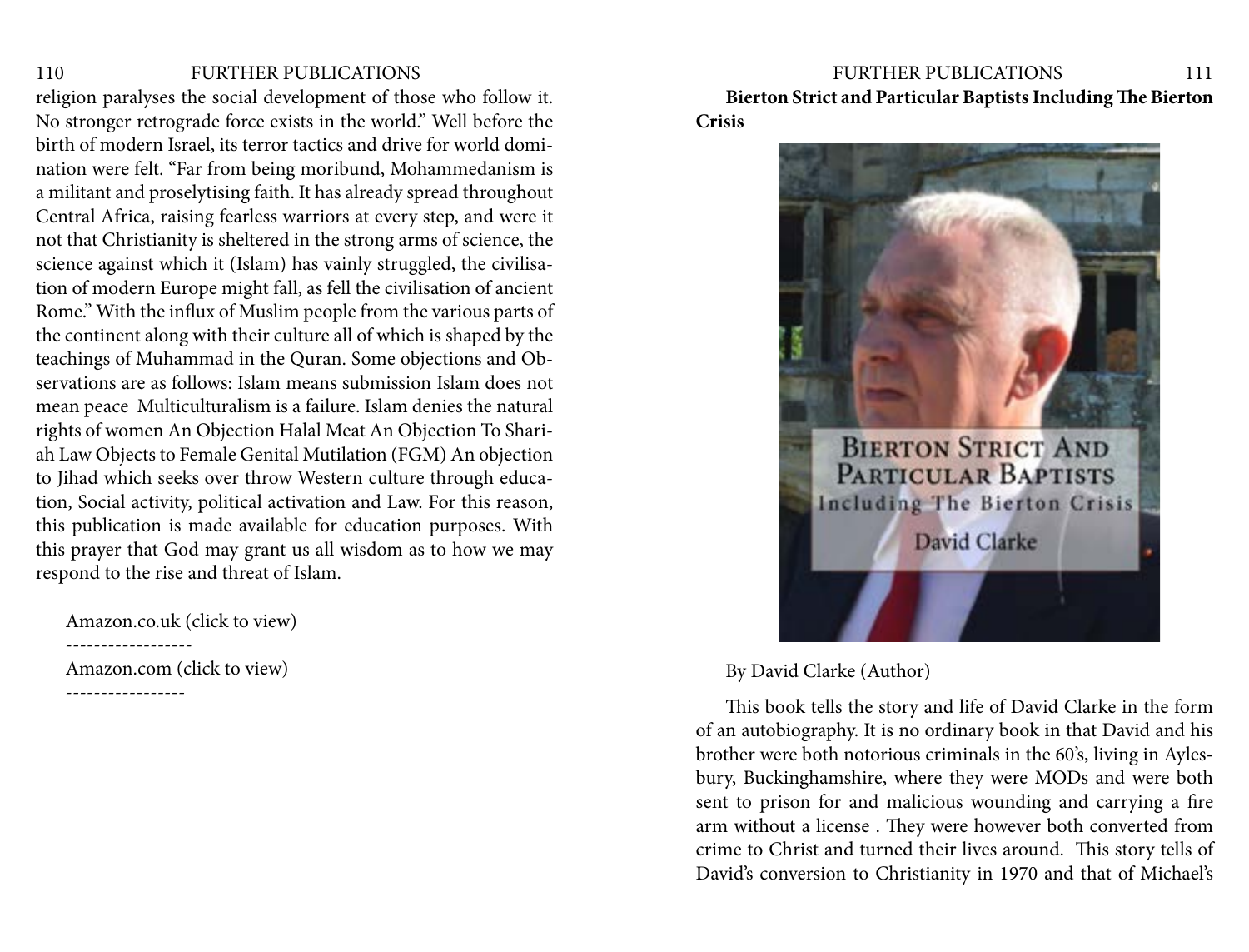religion paralyses the social development of those who follow it. No stronger retrograde force exists in the world." Well before the birth of modern Israel, its terror tactics and drive for world domination were felt. "Far from being moribund, Mohammedanism is a militant and proselytising faith. It has already spread throughout Central Africa, raising fearless warriors at every step, and were it not that Christianity is sheltered in the strong arms of science, the science against which it (Islam) has vainly struggled, the civilisation of modern Europe might fall, as fell the civilisation of ancient Rome." With the influx of Muslim people from the various parts of the continent along with their culture all of which is shaped by the teachings of Muhammad in the Quran. Some objections and Observations are as follows: Islam means submission Islam does not mean peace Multiculturalism is a failure. Islam denies the natural rights of women An Objection Halal Meat An Objection To Shariah Law Objects to Female Genital Mutilation (FGM) An objection to Jihad which seeks over throw Western culture through education, Social activity, political activation and Law. For this reason, this publication is made available for education purposes. With this prayer that God may grant us all wisdom as to how we may respond to the rise and threat of Islam.

Amazon.co.uk (click to view)

------------------

Amazon.com (click to view)

-----------------

**Bierton Strict and Particular Baptists Including The Bierton Crisis**

By David Clarke (Author)

This book tells the story and life of David Clarke in the form of an autobiography. It is no ordinary book in that David and his brother were both notorious criminals in the 60's, living in Aylesbury, Buckinghamshire, where they were MODs and were both sent to prison for and malicious wounding and carrying a fire arm without a license . They were however both converted from crime to Christ and turned their lives around. This story tells of David's conversion to Christianity in 1970 and that of Michael's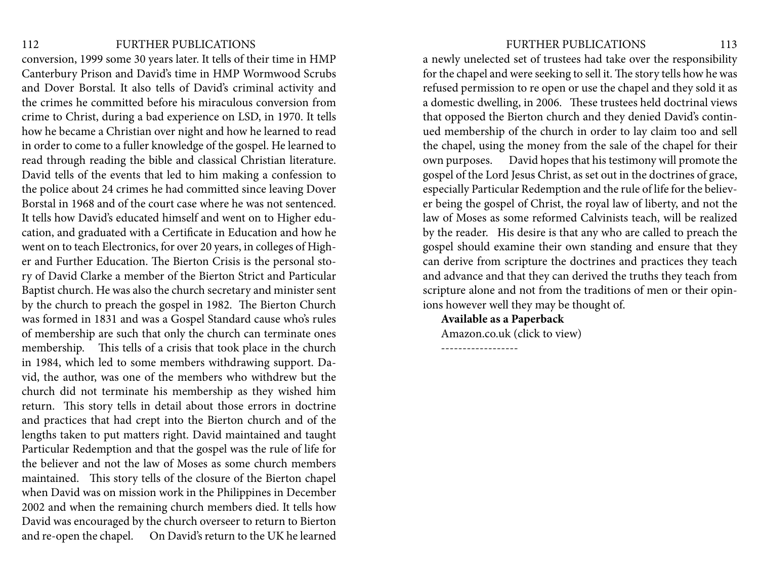conversion, 1999 some 30 years later. It tells of their time in HMP Canterbury Prison and David's time in HMP Wormwood Scrubs and Dover Borstal. It also tells of David's criminal activity and the crimes he committed before his miraculous conversion from crime to Christ, during a bad experience on LSD, in 1970. It tells how he became a Christian over night and how he learned to read in order to come to a fuller knowledge of the gospel. He learned to read through reading the bible and classical Christian literature. David tells of the events that led to him making a confession to the police about 24 crimes he had committed since leaving Dover Borstal in 1968 and of the court case where he was not sentenced. It tells how David's educated himself and went on to Higher education, and graduated with a Certificate in Education and how he went on to teach Electronics, for over 20 years, in colleges of Higher and Further Education. The Bierton Crisis is the personal story of David Clarke a member of the Bierton Strict and Particular Baptist church. He was also the church secretary and minister sent by the church to preach the gospel in 1982. The Bierton Church was formed in 1831 and was a Gospel Standard cause who's rules of membership are such that only the church can terminate ones membership. This tells of a crisis that took place in the church in 1984, which led to some members withdrawing support. David, the author, was one of the members who withdrew but the church did not terminate his membership as they wished him return. This story tells in detail about those errors in doctrine and practices that had crept into the Bierton church and of the lengths taken to put matters right. David maintained and taught Particular Redemption and that the gospel was the rule of life for the believer and not the law of Moses as some church members maintained. This story tells of the closure of the Bierton chapel when David was on mission work in the Philippines in December 2002 and when the remaining church members died. It tells how David was encouraged by the church overseer to return to Bierton and re-open the chapel. On David's return to the UK he learned a newly unelected set of trustees had take over the responsibility for the chapel and were seeking to sell it. The story tells how he was refused permission to re open or use the chapel and they sold it as a domestic dwelling, in 2006. These trustees held doctrinal views that opposed the Bierton church and they denied David's continued membership of the church in order to lay claim too and sell the chapel, using the money from the sale of the chapel for their own purposes. David hopes that his testimony will promote the gospel of the Lord Jesus Christ, as set out in the doctrines of grace, especially Particular Redemption and the rule of life for the believer being the gospel of Christ, the royal law of liberty, and not the law of Moses as some reformed Calvinists teach, will be realized by the reader. His desire is that any who are called to preach the gospel should examine their own standing and ensure that they can derive from scripture the doctrines and practices they teach and advance and that they can derived the truths they teach from scripture alone and not from the traditions of men or their opinions however well they may be thought of.

**Available as a Paperback**

Amazon.co.uk (click to view)

------------------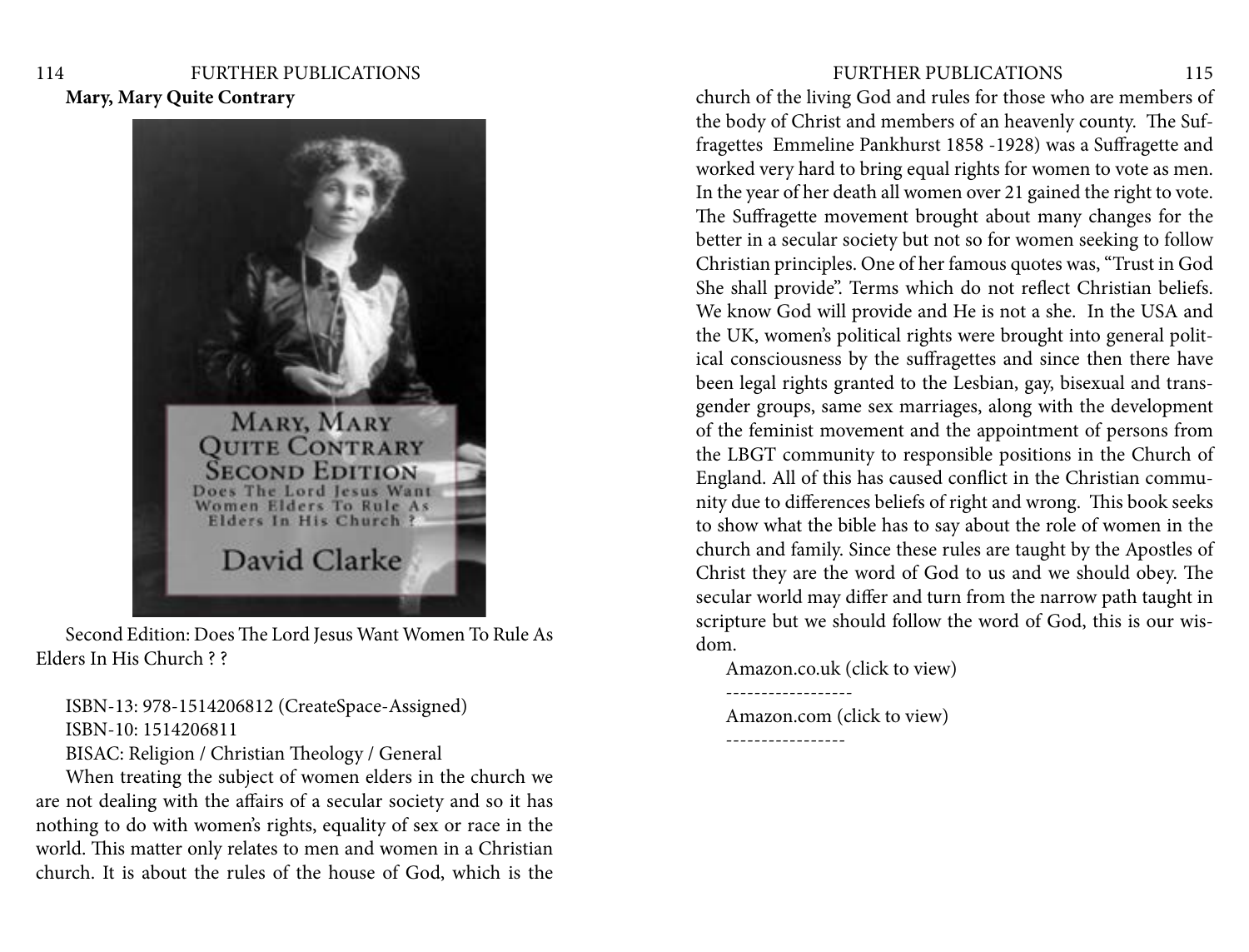**Mary, Mary Quite Contrary**

Second Edition: Does The Lord Jesus Want Women To Rule As Elders In His Church ? ?

ISBN-13: 978-1514206812 (CreateSpace-Assigned)
ISBN-10: 1514206811
BISAC: Religion / Christian Theology / General

When treating the subject of women elders in the church we are not dealing with the affairs of a secular society and so it has nothing to do with women's rights, equality of sex or race in the world. This matter only relates to men and women in a Christian church. It is about the rules of the house of God, which is the church of the living God and rules for those who are members of the body of Christ and members of an heavenly county. The Suffragettes Emmeline Pankhurst 1858 -1928) was a Suffragette and worked very hard to bring equal rights for women to vote as men. In the year of her death all women over 21 gained the right to vote. The Suffragette movement brought about many changes for the better in a secular society but not so for women seeking to follow Christian principles. One of her famous quotes was, "Trust in God She shall provide". Terms which do not reflect Christian beliefs. We know God will provide and He is not a she. In the USA and the UK, women's political rights were brought into general political consciousness by the suffragettes and since then there have been legal rights granted to the Lesbian, gay, bisexual and transgender groups, same sex marriages, along with the development of the feminist movement and the appointment of persons from the LBGT community to responsible positions in the Church of England. All of this has caused conflict in the Christian community due to differences beliefs of right and wrong. This book seeks to show what the bible has to say about the role of women in the church and family. Since these rules are taught by the Apostles of Christ they are the word of God to us and we should obey. The secular world may differ and turn from the narrow path taught in scripture but we should follow the word of God, this is our wisdom.

Amazon.co.uk (click to view)

------------------

Amazon.com (click to view)

-----------------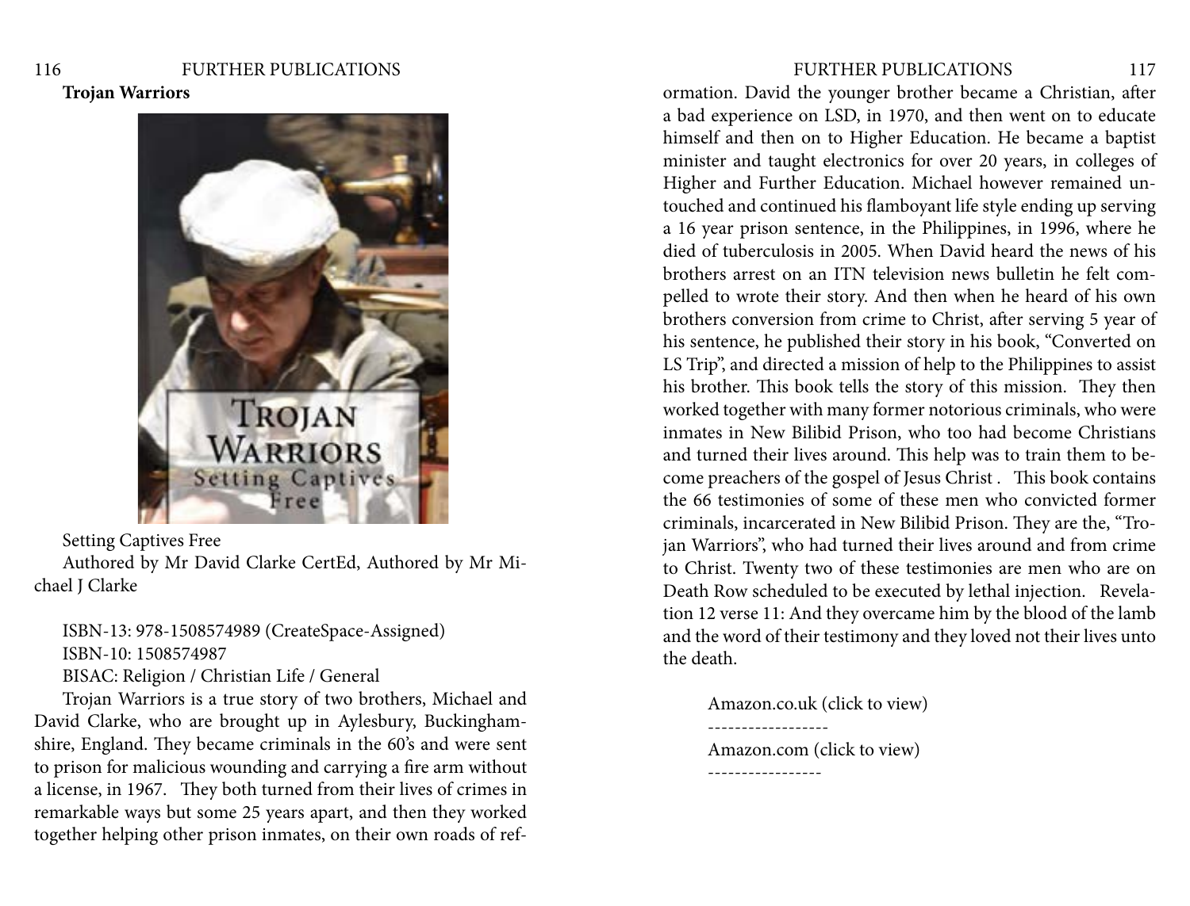**Trojan Warriors**

Setting Captives Free

Authored by Mr David Clarke CertEd, Authored by Mr Michael J Clarke

ISBN-13: 978-1508574989 (CreateSpace-Assigned)
ISBN-10: 1508574987
BISAC: Religion / Christian Life / General

Trojan Warriors is a true story of two brothers, Michael and David Clarke, who are brought up in Aylesbury, Buckinghamshire, England. They became criminals in the 60's and were sent to prison for malicious wounding and carrying a fire arm without a license, in 1967. They both turned from their lives of crimes in remarkable ways but some 25 years apart, and then they worked together helping other prison inmates, on their own roads of reformation. David the younger brother became a Christian, after a bad experience on LSD, in 1970, and then went on to educate himself and then on to Higher Education. He became a baptist minister and taught electronics for over 20 years, in colleges of Higher and Further Education. Michael however remained untouched and continued his flamboyant life style ending up serving a 16 year prison sentence, in the Philippines, in 1996, where he died of tuberculosis in 2005. When David heard the news of his brothers arrest on an ITN television news bulletin he felt compelled to wrote their story. And then when he heard of his own brothers conversion from crime to Christ, after serving 5 year of his sentence, he published their story in his book, "Converted on LS Trip", and directed a mission of help to the Philippines to assist his brother. This book tells the story of this mission. They then worked together with many former notorious criminals, who were inmates in New Bilibid Prison, who too had become Christians and turned their lives around. This help was to train them to become preachers of the gospel of Jesus Christ . This book contains the 66 testimonies of some of these men who convicted former criminals, incarcerated in New Bilibid Prison. They are the, "Trojan Warriors", who had turned their lives around and from crime to Christ. Twenty two of these testimonies are men who are on Death Row scheduled to be executed by lethal injection. Revelation 12 verse 11: And they overcame him by the blood of the lamb and the word of their testimony and they loved not their lives unto the death.

Amazon.co.uk (click to view)

------------------

Amazon.com (click to view)

-----------------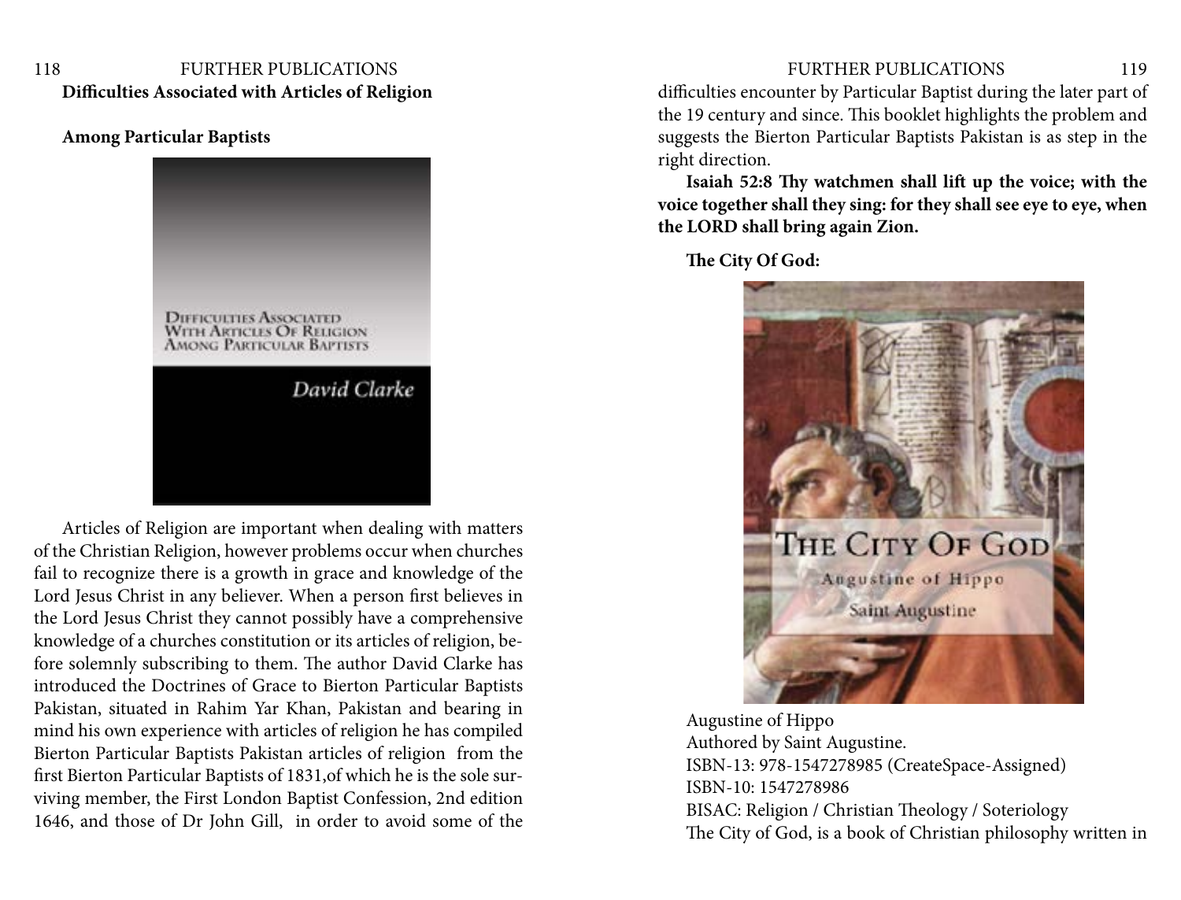**Difficulties Associated with Articles of Religion**

**Among Particular Baptists**

Articles of Religion are important when dealing with matters of the Christian Religion, however problems occur when churches fail to recognize there is a growth in grace and knowledge of the Lord Jesus Christ in any believer. When a person first believes in the Lord Jesus Christ they cannot possibly have a comprehensive knowledge of a churches constitution or its articles of religion, before solemnly subscribing to them. The author David Clarke has introduced the Doctrines of Grace to Bierton Particular Baptists Pakistan, situated in Rahim Yar Khan, Pakistan and bearing in mind his own experience with articles of religion he has compiled Bierton Particular Baptists Pakistan articles of religion from the first Bierton Particular Baptists of 1831,of which he is the sole surviving member, the First London Baptist Confession, 2nd edition 1646, and those of Dr John Gill, in order to avoid some of the difficulties encounter by Particular Baptist during the later part of the 19 century and since. This booklet highlights the problem and suggests the Bierton Particular Baptists Pakistan is as step in the right direction.

**Isaiah 52:8 Thy watchmen shall lift up the voice; with the voice together shall they sing: for they shall see eye to eye, when the LORD shall bring again Zion.**

**The City Of God:**

Augustine of Hippo
Authored by Saint Augustine.
ISBN-13: 978-1547278985 (CreateSpace-Assigned)
ISBN-10: 1547278986
BISAC: Religion / Christian Theology / Soteriology
The City of God, is a book of Christian philosophy written in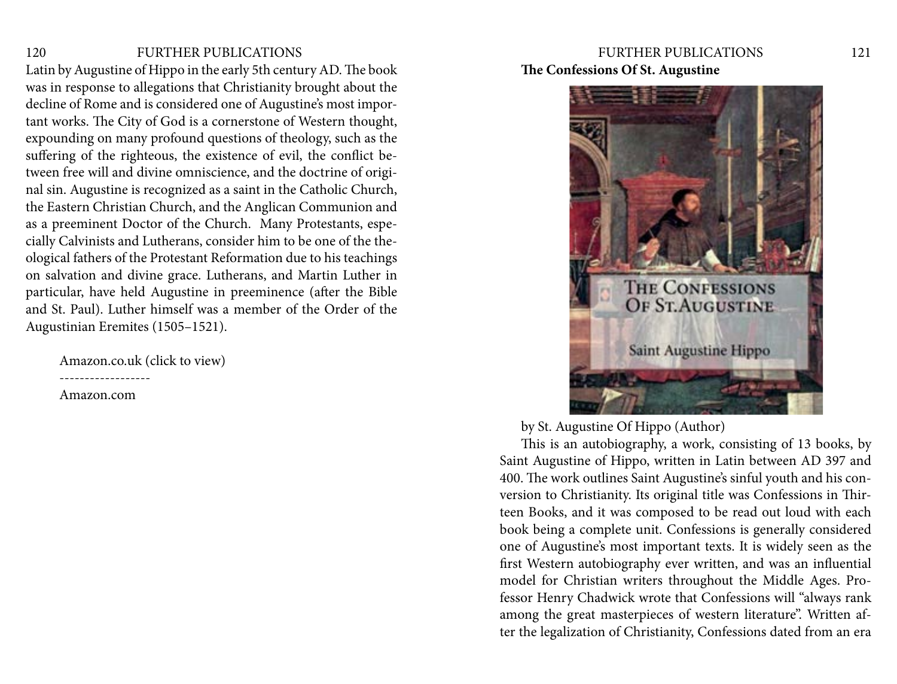Latin by Augustine of Hippo in the early 5th century AD. The book was in response to allegations that Christianity brought about the decline of Rome and is considered one of Augustine's most important works. The City of God is a cornerstone of Western thought, expounding on many profound questions of theology, such as the suffering of the righteous, the existence of evil, the conflict between free will and divine omniscience, and the doctrine of original sin. Augustine is recognized as a saint in the Catholic Church, the Eastern Christian Church, and the Anglican Communion and as a preeminent Doctor of the Church. Many Protestants, especially Calvinists and Lutherans, consider him to be one of the theological fathers of the Protestant Reformation due to his teachings on salvation and divine grace. Lutherans, and Martin Luther in particular, have held Augustine in preeminence (after the Bible and St. Paul). Luther himself was a member of the Order of the Augustinian Eremites (1505–1521).

Amazon.co.uk (click to view)

------------------

Amazon.com

**The Confessions Of St. Augustine**

by St. Augustine Of Hippo (Author)

This is an autobiography, a work, consisting of 13 books, by Saint Augustine of Hippo, written in Latin between AD 397 and 400. The work outlines Saint Augustine's sinful youth and his conversion to Christianity. Its original title was Confessions in Thirteen Books, and it was composed to be read out loud with each book being a complete unit. Confessions is generally considered one of Augustine's most important texts. It is widely seen as the first Western autobiography ever written, and was an influential model for Christian writers throughout the Middle Ages. Professor Henry Chadwick wrote that Confessions will "always rank among the great masterpieces of western literature". Written after the legalization of Christianity, Confessions dated from an era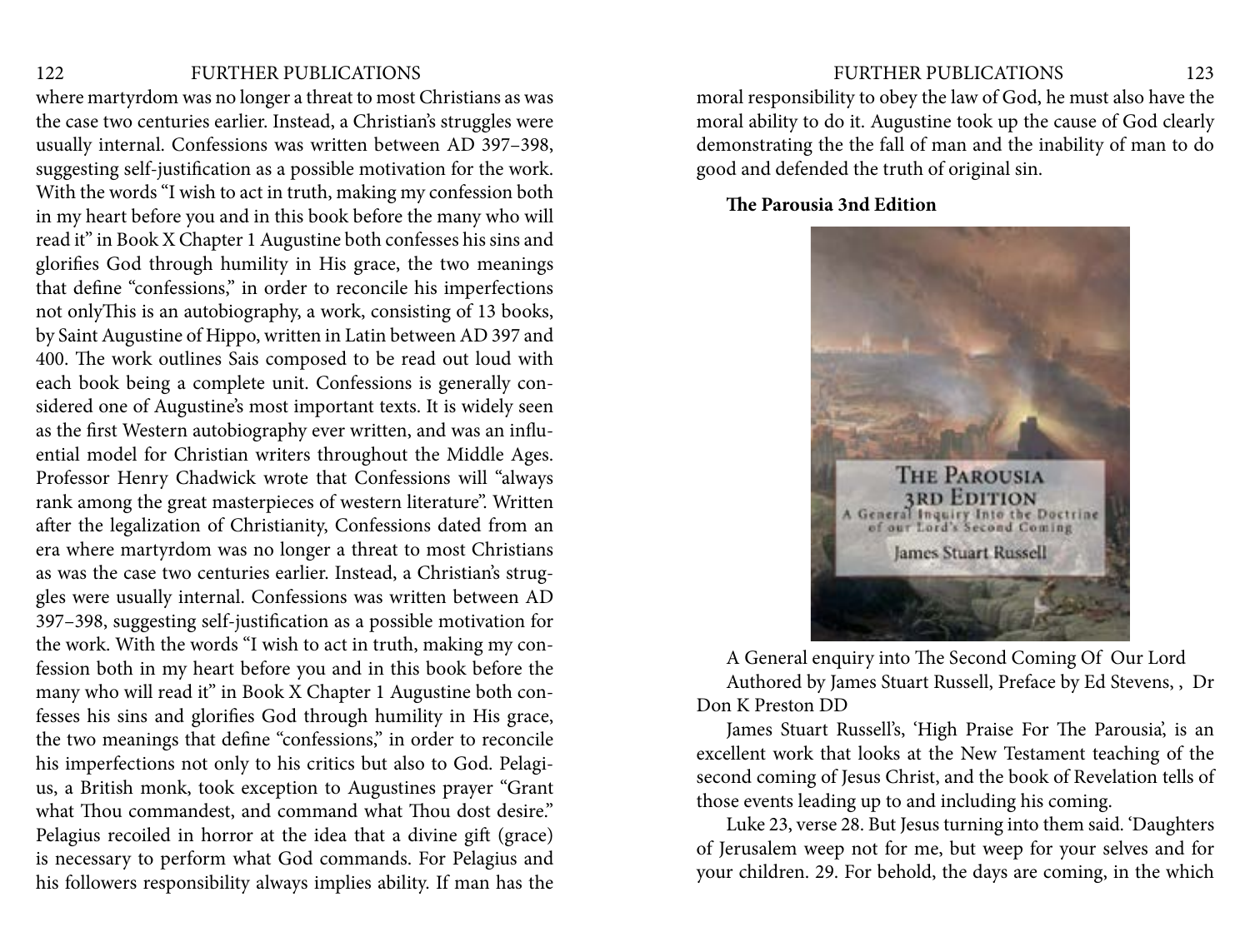where martyrdom was no longer a threat to most Christians as was the case two centuries earlier. Instead, a Christian's struggles were usually internal. Confessions was written between AD 397–398, suggesting self-justification as a possible motivation for the work. With the words "I wish to act in truth, making my confession both in my heart before you and in this book before the many who will read it" in Book X Chapter 1 Augustine both confesses his sins and glorifies God through humility in His grace, the two meanings that define "confessions," in order to reconcile his imperfections not onlyThis is an autobiography, a work, consisting of 13 books, by Saint Augustine of Hippo, written in Latin between AD 397 and 400. The work outlines Sais composed to be read out loud with each book being a complete unit. Confessions is generally considered one of Augustine's most important texts. It is widely seen as the first Western autobiography ever written, and was an influential model for Christian writers throughout the Middle Ages. Professor Henry Chadwick wrote that Confessions will "always rank among the great masterpieces of western literature". Written after the legalization of Christianity, Confessions dated from an era where martyrdom was no longer a threat to most Christians as was the case two centuries earlier. Instead, a Christian's struggles were usually internal. Confessions was written between AD 397–398, suggesting self-justification as a possible motivation for the work. With the words "I wish to act in truth, making my confession both in my heart before you and in this book before the many who will read it" in Book X Chapter 1 Augustine both confesses his sins and glorifies God through humility in His grace, the two meanings that define "confessions," in order to reconcile his imperfections not only to his critics but also to God. Pelagius, a British monk, took exception to Augustines prayer "Grant what Thou commandest, and command what Thou dost desire." Pelagius recoiled in horror at the idea that a divine gift (grace) is necessary to perform what God commands. For Pelagius and his followers responsibility always implies ability. If man has the moral responsibility to obey the law of God, he must also have the moral ability to do it. Augustine took up the cause of God clearly demonstrating the the fall of man and the inability of man to do good and defended the truth of original sin.

**The Parousia 3nd Edition**

A General enquiry into The Second Coming Of Our Lord

Authored by James Stuart Russell, Preface by Ed Stevens, , Dr Don K Preston DD

James Stuart Russell's, 'High Praise For The Parousia', is an excellent work that looks at the New Testament teaching of the second coming of Jesus Christ, and the book of Revelation tells of those events leading up to and including his coming.

Luke 23, verse 28. But Jesus turning into them said. 'Daughters of Jerusalem weep not for me, but weep for your selves and for your children. 29. For behold, the days are coming, in the which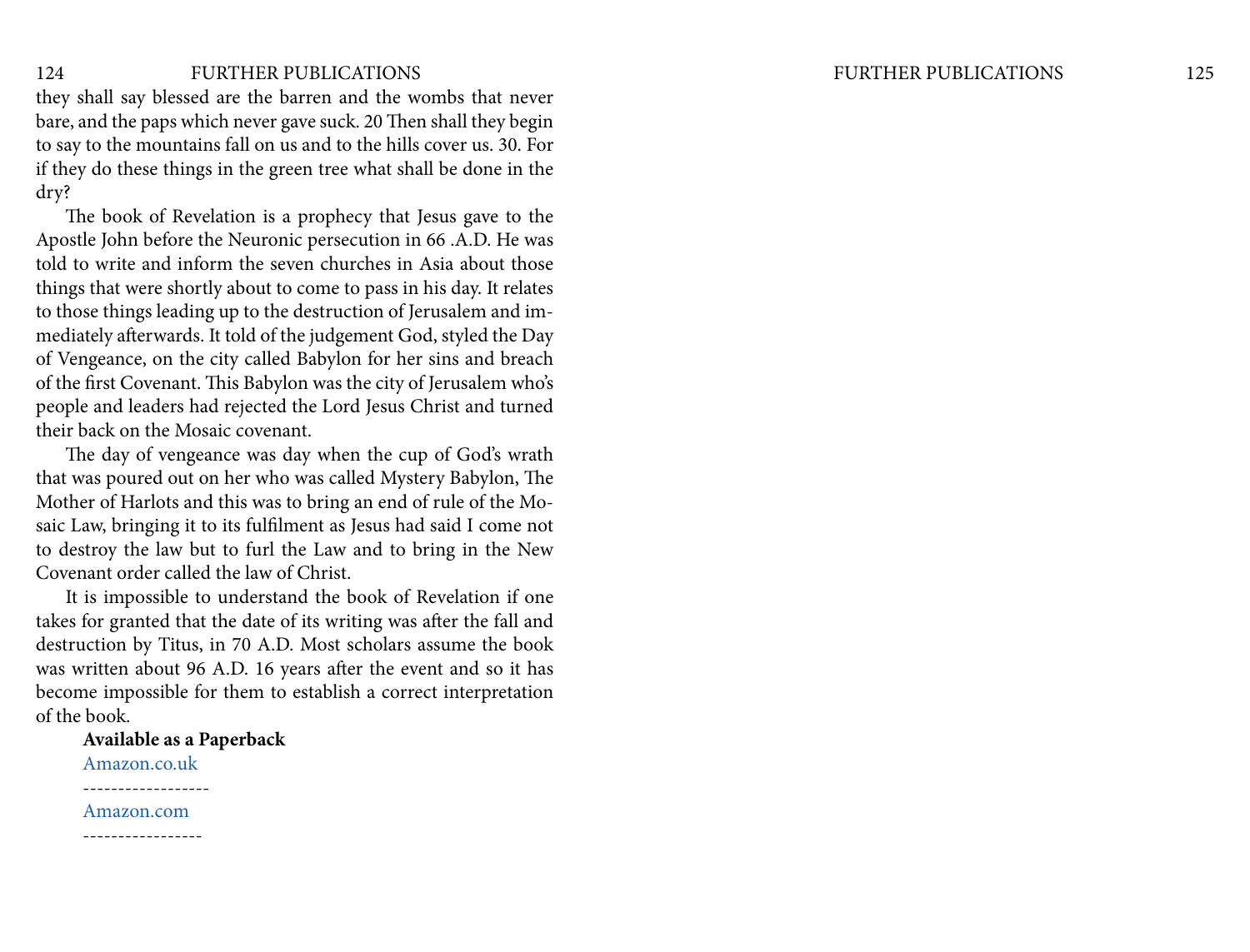they shall say blessed are the barren and the wombs that never bare, and the paps which never gave suck. 20 Then shall they begin to say to the mountains fall on us and to the hills cover us. 30. For if they do these things in the green tree what shall be done in the dry?

The book of Revelation is a prophecy that Jesus gave to the Apostle John before the Neuronic persecution in 66 .A.D. He was told to write and inform the seven churches in Asia about those things that were shortly about to come to pass in his day. It relates to those things leading up to the destruction of Jerusalem and immediately afterwards. It told of the judgement God, styled the Day of Vengeance, on the city called Babylon for her sins and breach of the first Covenant. This Babylon was the city of Jerusalem who's people and leaders had rejected the Lord Jesus Christ and turned their back on the Mosaic covenant.

The day of vengeance was day when the cup of God's wrath that was poured out on her who was called Mystery Babylon, The Mother of Harlots and this was to bring an end of rule of the Mosaic Law, bringing it to its fulfilment as Jesus had said I come not to destroy the law but to furl the Law and to bring in the New Covenant order called the law of Christ.

It is impossible to understand the book of Revelation if one takes for granted that the date of its writing was after the fall and destruction by Titus, in 70 A.D. Most scholars assume the book was written about 96 A.D. 16 years after the event and so it has become impossible for them to establish a correct interpretation of the book.

**Available as a Paperback**

Amazon.co.uk

------------------

Amazon.com

-----------------